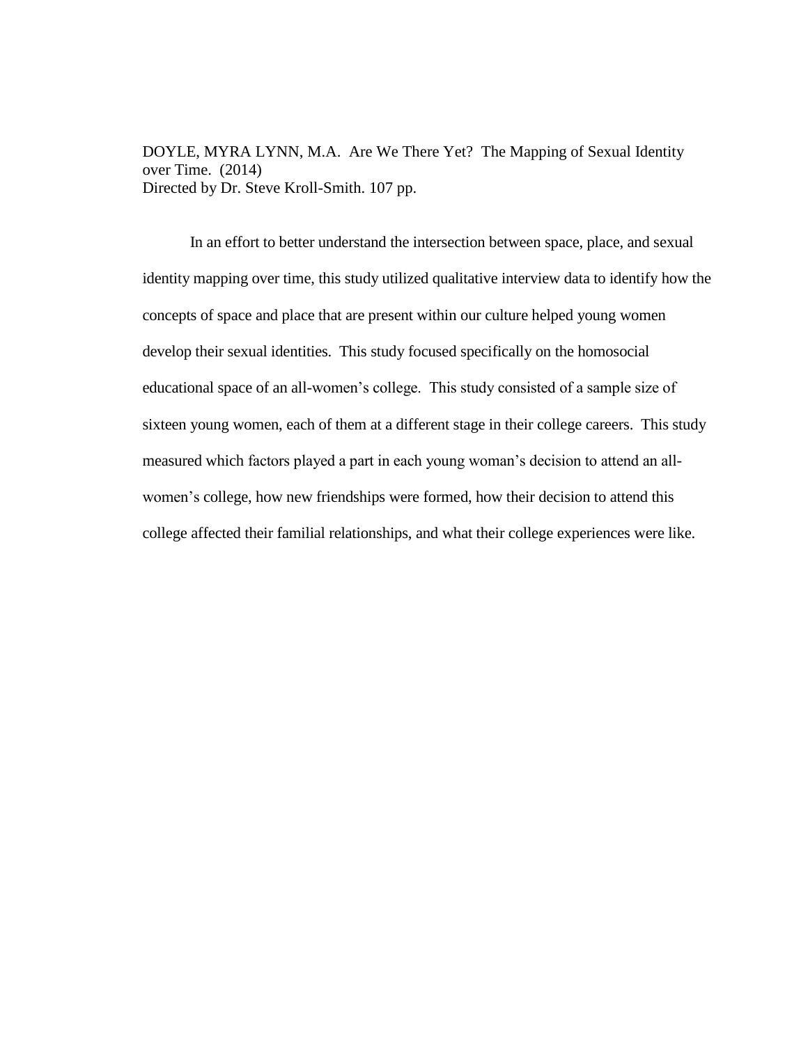DOYLE, MYRA LYNN, M.A. Are We There Yet? The Mapping of Sexual Identity over Time. (2014)
Directed by Dr. Steve Kroll-Smith. 107 pp.

In an effort to better understand the intersection between space, place, and sexual identity mapping over time, this study utilized qualitative interview data to identify how the concepts of space and place that are present within our culture helped young women develop their sexual identities. This study focused specifically on the homosocial educational space of an all-women's college. This study consisted of a sample size of sixteen young women, each of them at a different stage in their college careers. This study measured which factors played a part in each young woman's decision to attend an all-women's college, how new friendships were formed, how their decision to attend this college affected their familial relationships, and what their college experiences were like.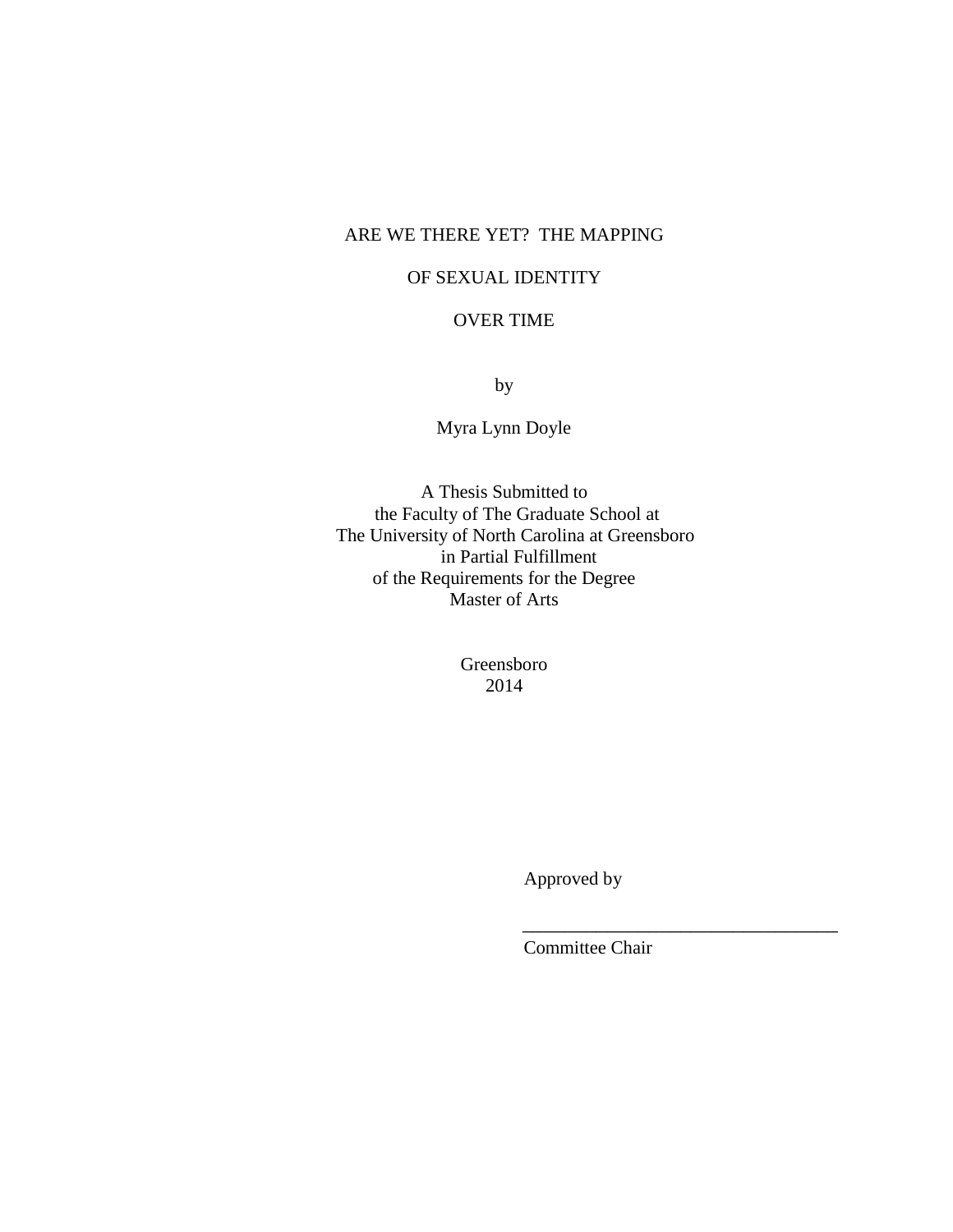ARE WE THERE YET? THE MAPPING

OF SEXUAL IDENTITY

OVER TIME

by

Myra Lynn Doyle

A Thesis Submitted to
the Faculty of The Graduate School at
The University of North Carolina at Greensboro
in Partial Fulfillment
of the Requirements for the Degree
Master of Arts

Greensboro
2014

Approved by

_________________________________
Committee Chair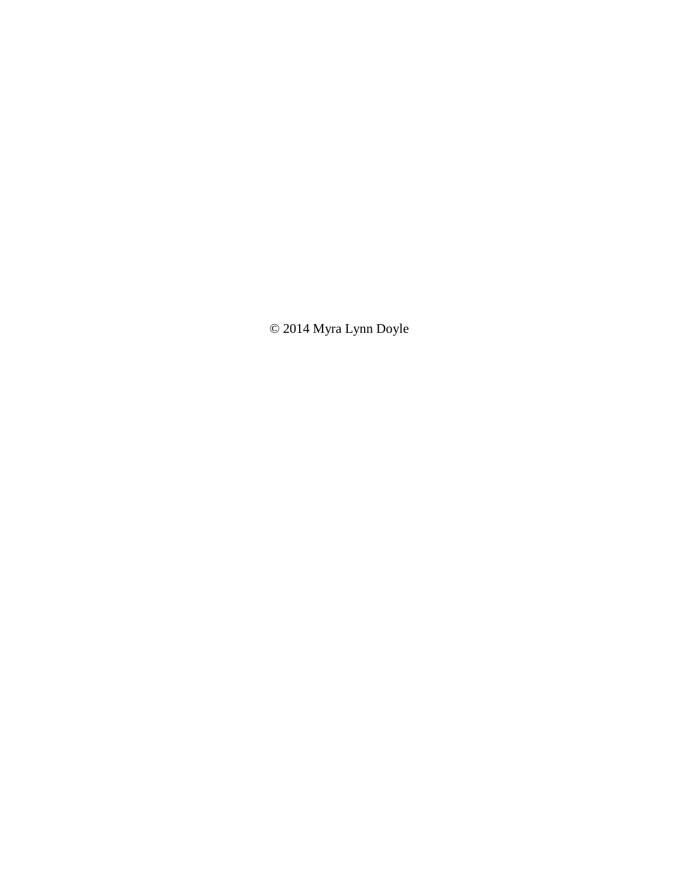© 2014 Myra Lynn Doyle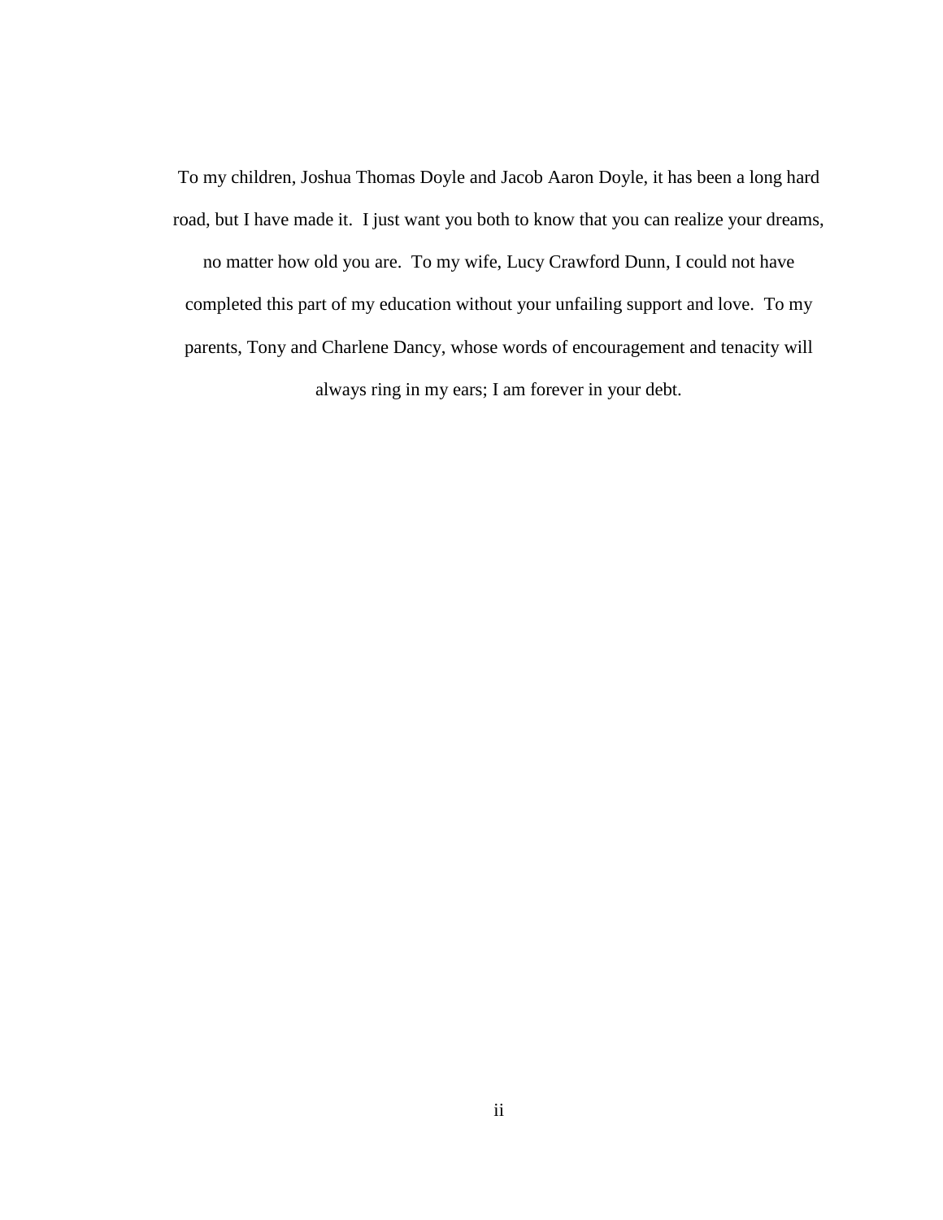To my children, Joshua Thomas Doyle and Jacob Aaron Doyle, it has been a long hard road, but I have made it. I just want you both to know that you can realize your dreams, no matter how old you are. To my wife, Lucy Crawford Dunn, I could not have completed this part of my education without your unfailing support and love. To my parents, Tony and Charlene Dancy, whose words of encouragement and tenacity will always ring in my ears; I am forever in your debt.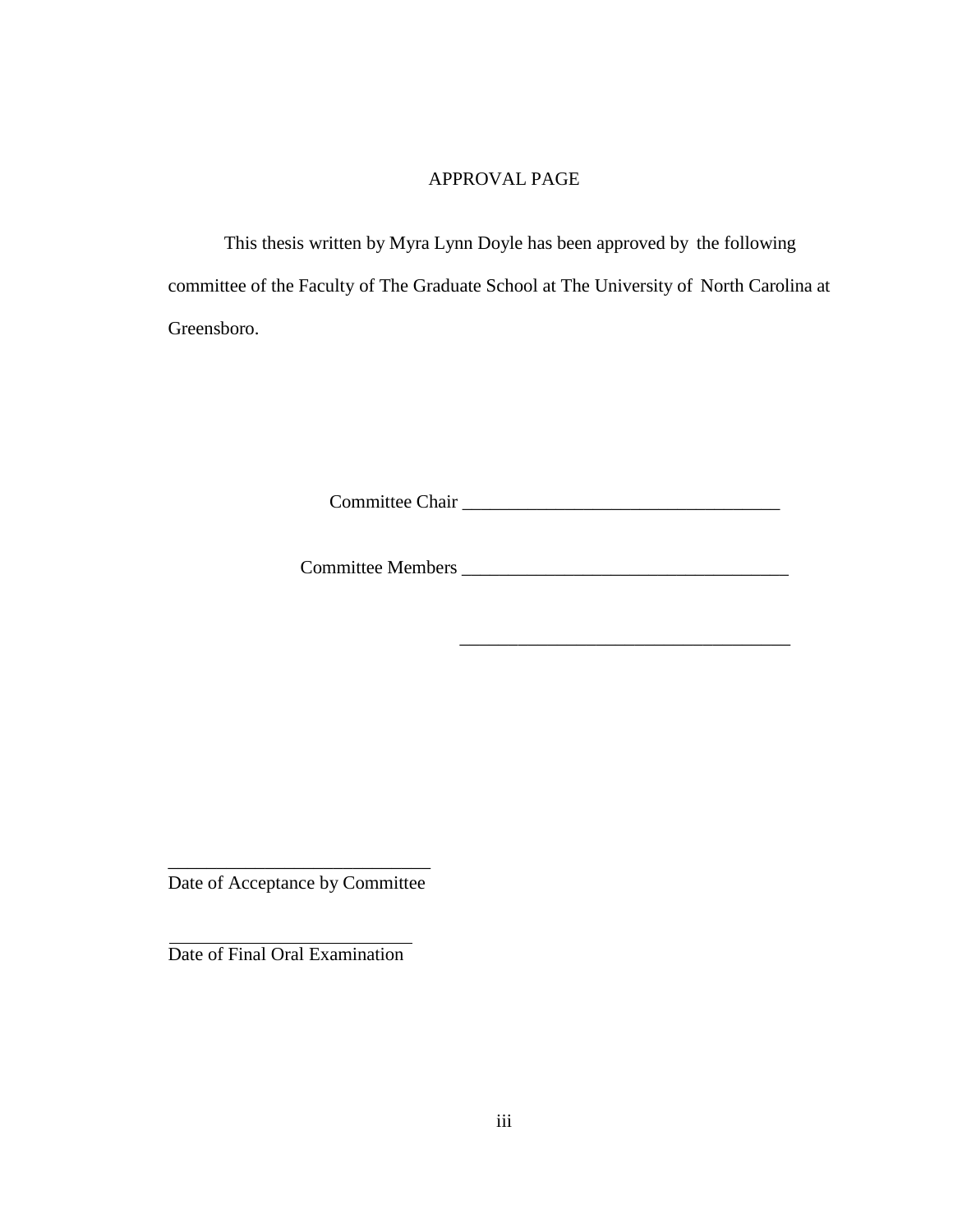# APPROVAL PAGE

This thesis written by Myra Lynn Doyle has been approved by the following committee of the Faculty of The Graduate School at The University of North Carolina at Greensboro.

Committee Chair ___________________________________

Committee Members ___________________________________

___________________________________

____________________________
Date of Acceptance by Committee

____________________________
Date of Final Oral Examination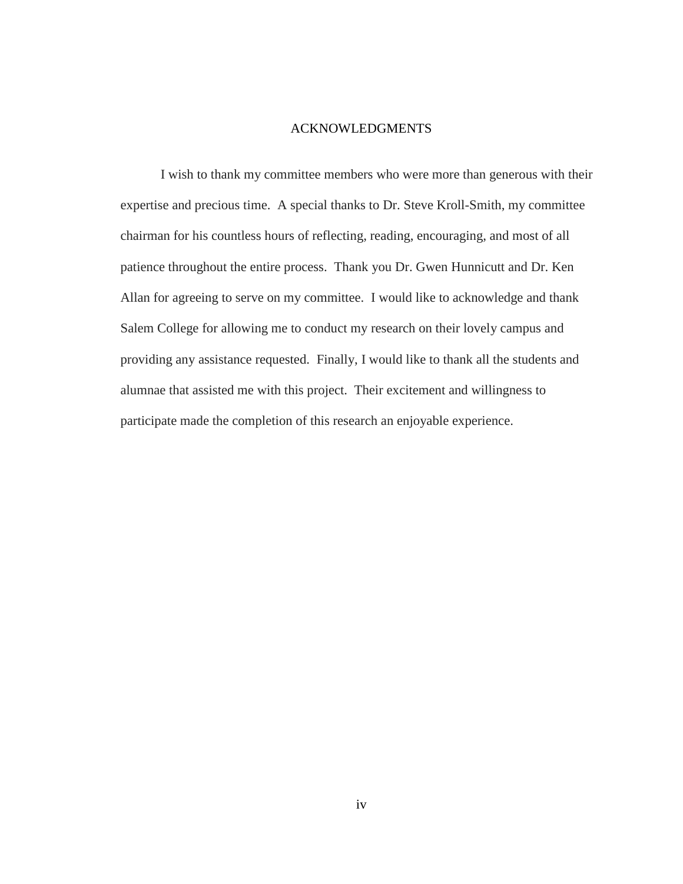# ACKNOWLEDGMENTS

I wish to thank my committee members who were more than generous with their expertise and precious time. A special thanks to Dr. Steve Kroll-Smith, my committee chairman for his countless hours of reflecting, reading, encouraging, and most of all patience throughout the entire process. Thank you Dr. Gwen Hunnicutt and Dr. Ken Allan for agreeing to serve on my committee. I would like to acknowledge and thank Salem College for allowing me to conduct my research on their lovely campus and providing any assistance requested. Finally, I would like to thank all the students and alumnae that assisted me with this project. Their excitement and willingness to participate made the completion of this research an enjoyable experience.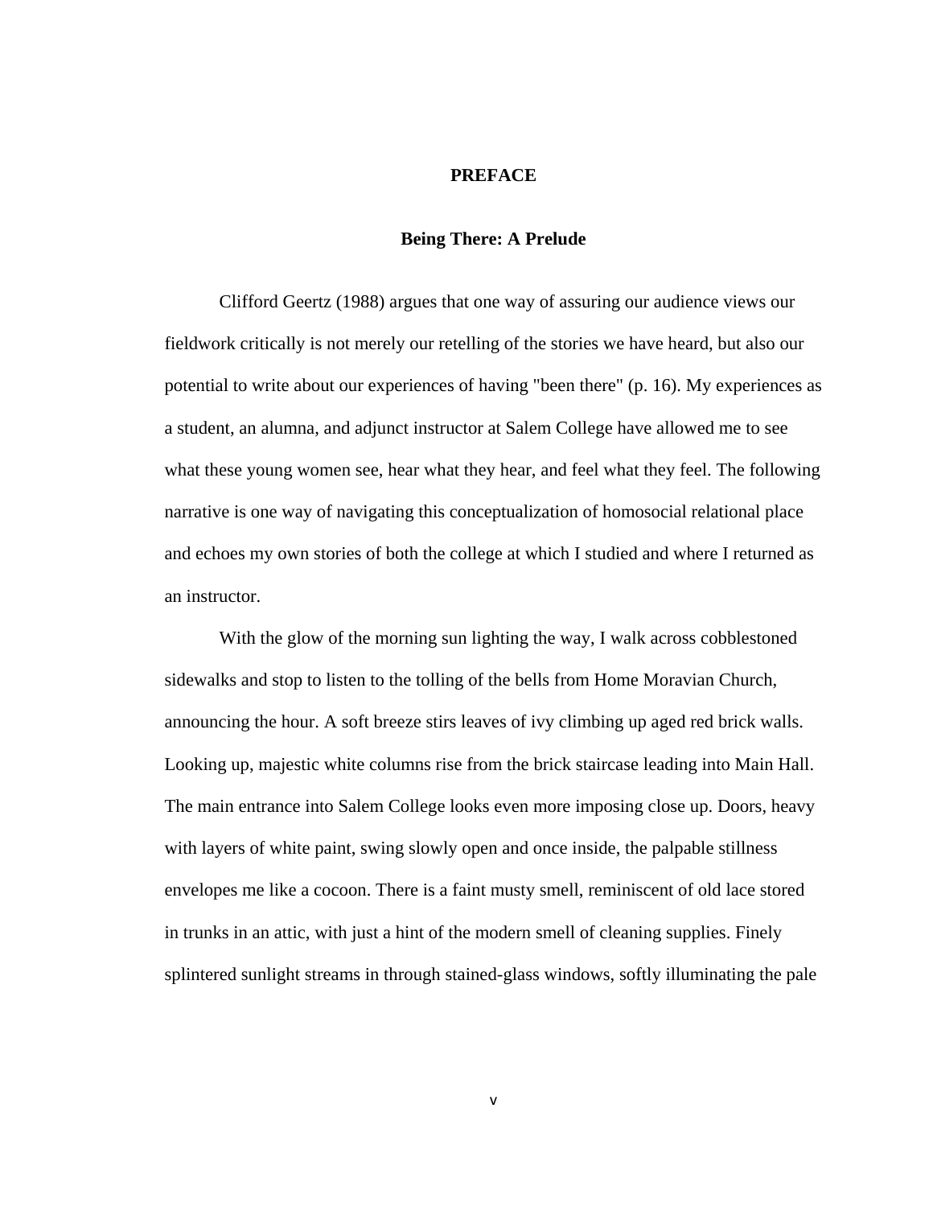# PREFACE

## Being There: A Prelude

Clifford Geertz (1988) argues that one way of assuring our audience views our fieldwork critically is not merely our retelling of the stories we have heard, but also our potential to write about our experiences of having "been there" (p. 16). My experiences as a student, an alumna, and adjunct instructor at Salem College have allowed me to see what these young women see, hear what they hear, and feel what they feel. The following narrative is one way of navigating this conceptualization of homosocial relational place and echoes my own stories of both the college at which I studied and where I returned as an instructor.

With the glow of the morning sun lighting the way, I walk across cobblestoned sidewalks and stop to listen to the tolling of the bells from Home Moravian Church, announcing the hour. A soft breeze stirs leaves of ivy climbing up aged red brick walls. Looking up, majestic white columns rise from the brick staircase leading into Main Hall. The main entrance into Salem College looks even more imposing close up. Doors, heavy with layers of white paint, swing slowly open and once inside, the palpable stillness envelopes me like a cocoon. There is a faint musty smell, reminiscent of old lace stored in trunks in an attic, with just a hint of the modern smell of cleaning supplies. Finely splintered sunlight streams in through stained-glass windows, softly illuminating the pale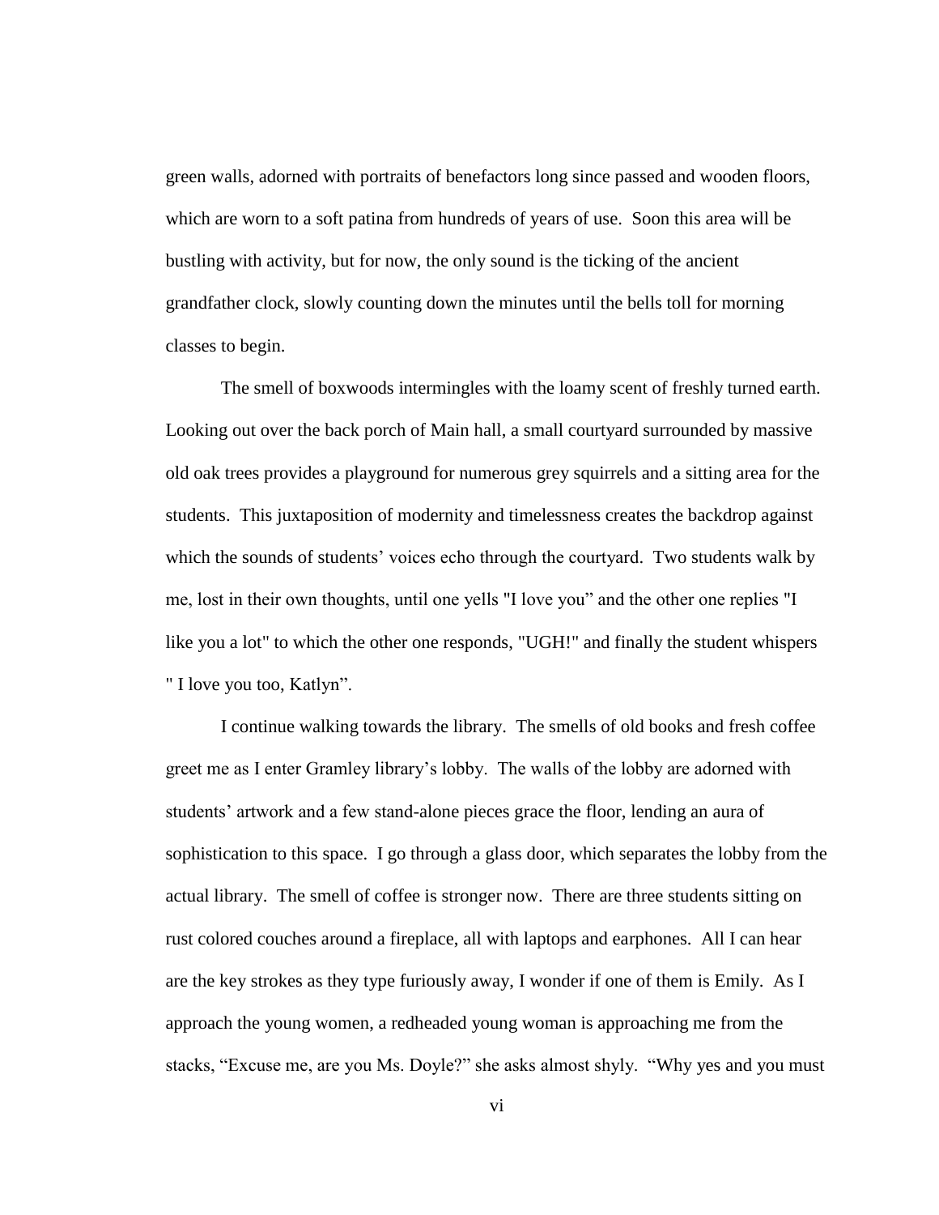green walls, adorned with portraits of benefactors long since passed and wooden floors, which are worn to a soft patina from hundreds of years of use. Soon this area will be bustling with activity, but for now, the only sound is the ticking of the ancient grandfather clock, slowly counting down the minutes until the bells toll for morning classes to begin.

The smell of boxwoods intermingles with the loamy scent of freshly turned earth. Looking out over the back porch of Main hall, a small courtyard surrounded by massive old oak trees provides a playground for numerous grey squirrels and a sitting area for the students. This juxtaposition of modernity and timelessness creates the backdrop against which the sounds of students' voices echo through the courtyard. Two students walk by me, lost in their own thoughts, until one yells "I love you" and the other one replies "I like you a lot" to which the other one responds, "UGH!" and finally the student whispers " I love you too, Katlyn".

I continue walking towards the library. The smells of old books and fresh coffee greet me as I enter Gramley library's lobby. The walls of the lobby are adorned with students' artwork and a few stand-alone pieces grace the floor, lending an aura of sophistication to this space. I go through a glass door, which separates the lobby from the actual library. The smell of coffee is stronger now. There are three students sitting on rust colored couches around a fireplace, all with laptops and earphones. All I can hear are the key strokes as they type furiously away, I wonder if one of them is Emily. As I approach the young women, a redheaded young woman is approaching me from the stacks, "Excuse me, are you Ms. Doyle?" she asks almost shyly. "Why yes and you must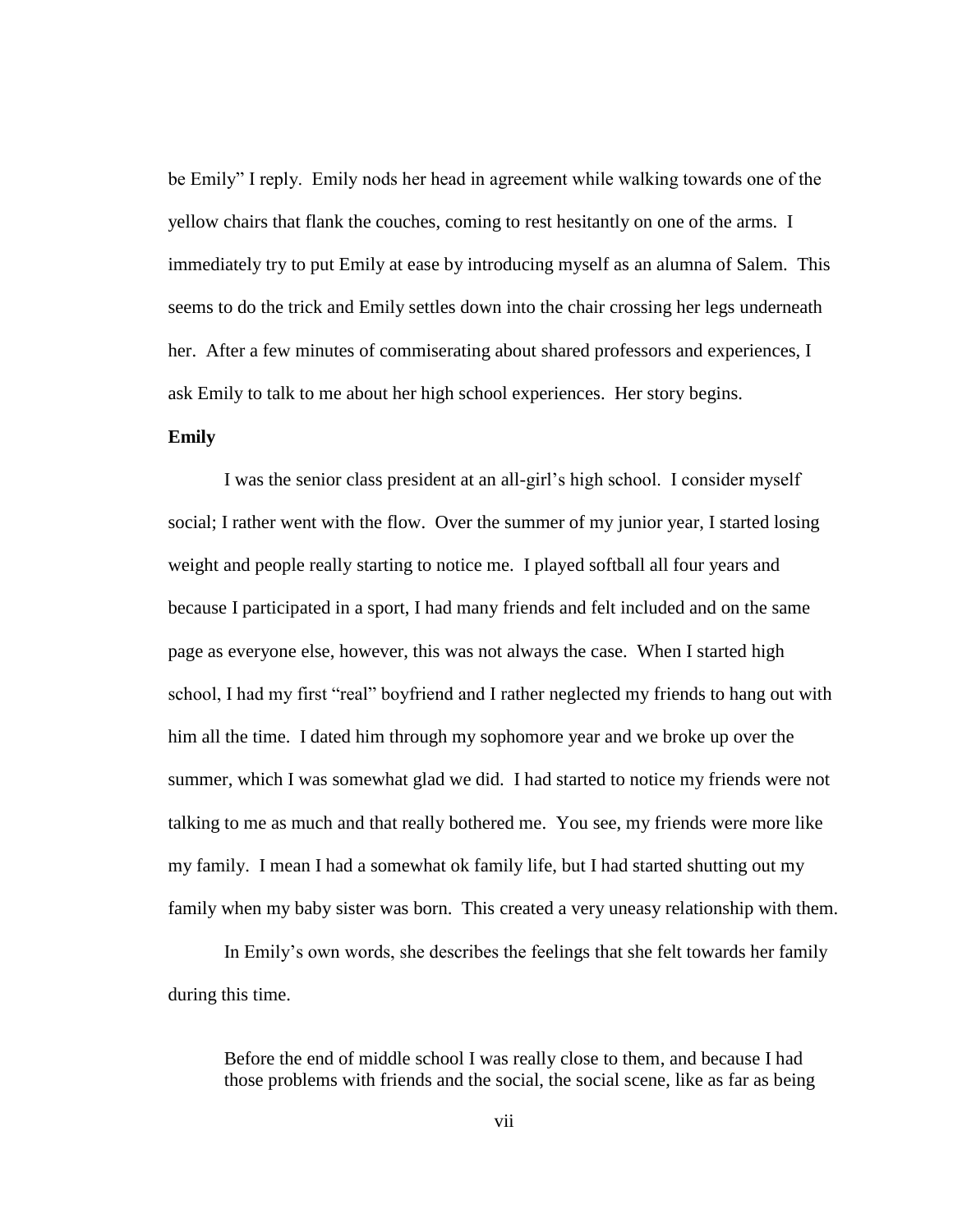be Emily" I reply. Emily nods her head in agreement while walking towards one of the yellow chairs that flank the couches, coming to rest hesitantly on one of the arms. I immediately try to put Emily at ease by introducing myself as an alumna of Salem. This seems to do the trick and Emily settles down into the chair crossing her legs underneath her. After a few minutes of commiserating about shared professors and experiences, I ask Emily to talk to me about her high school experiences. Her story begins.

**Emily**

I was the senior class president at an all-girl's high school. I consider myself social; I rather went with the flow. Over the summer of my junior year, I started losing weight and people really starting to notice me. I played softball all four years and because I participated in a sport, I had many friends and felt included and on the same page as everyone else, however, this was not always the case. When I started high school, I had my first "real" boyfriend and I rather neglected my friends to hang out with him all the time. I dated him through my sophomore year and we broke up over the summer, which I was somewhat glad we did. I had started to notice my friends were not talking to me as much and that really bothered me. You see, my friends were more like my family. I mean I had a somewhat ok family life, but I had started shutting out my family when my baby sister was born. This created a very uneasy relationship with them.

In Emily's own words, she describes the feelings that she felt towards her family during this time.

> Before the end of middle school I was really close to them, and because I had those problems with friends and the social, the social scene, like as far as being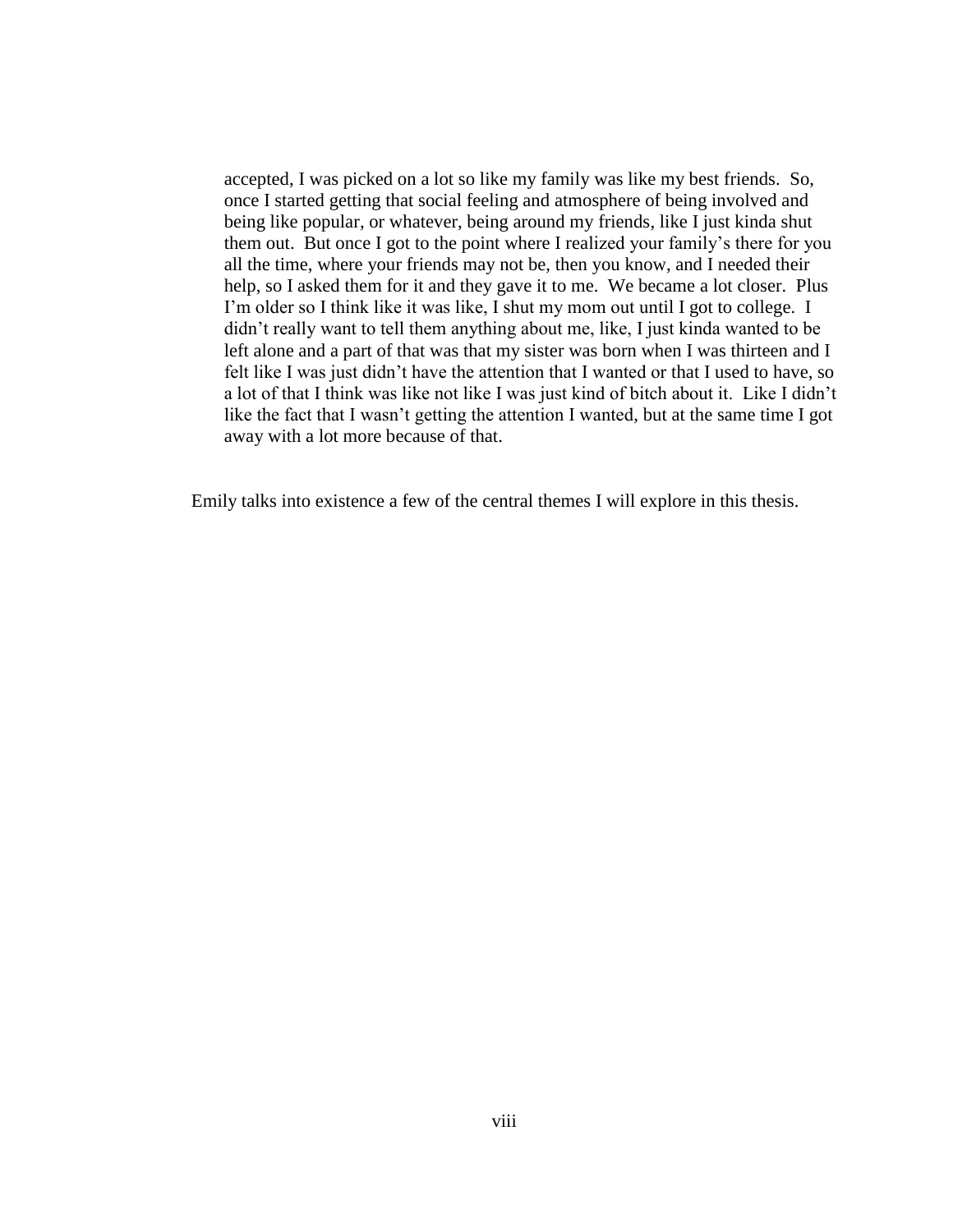> accepted, I was picked on a lot so like my family was like my best friends. So, once I started getting that social feeling and atmosphere of being involved and being like popular, or whatever, being around my friends, like I just kinda shut them out. But once I got to the point where I realized your family's there for you all the time, where your friends may not be, then you know, and I needed their help, so I asked them for it and they gave it to me. We became a lot closer. Plus I'm older so I think like it was like, I shut my mom out until I got to college. I didn't really want to tell them anything about me, like, I just kinda wanted to be left alone and a part of that was that my sister was born when I was thirteen and I felt like I was just didn't have the attention that I wanted or that I used to have, so a lot of that I think was like not like I was just kind of bitch about it. Like I didn't like the fact that I wasn't getting the attention I wanted, but at the same time I got away with a lot more because of that.

Emily talks into existence a few of the central themes I will explore in this thesis.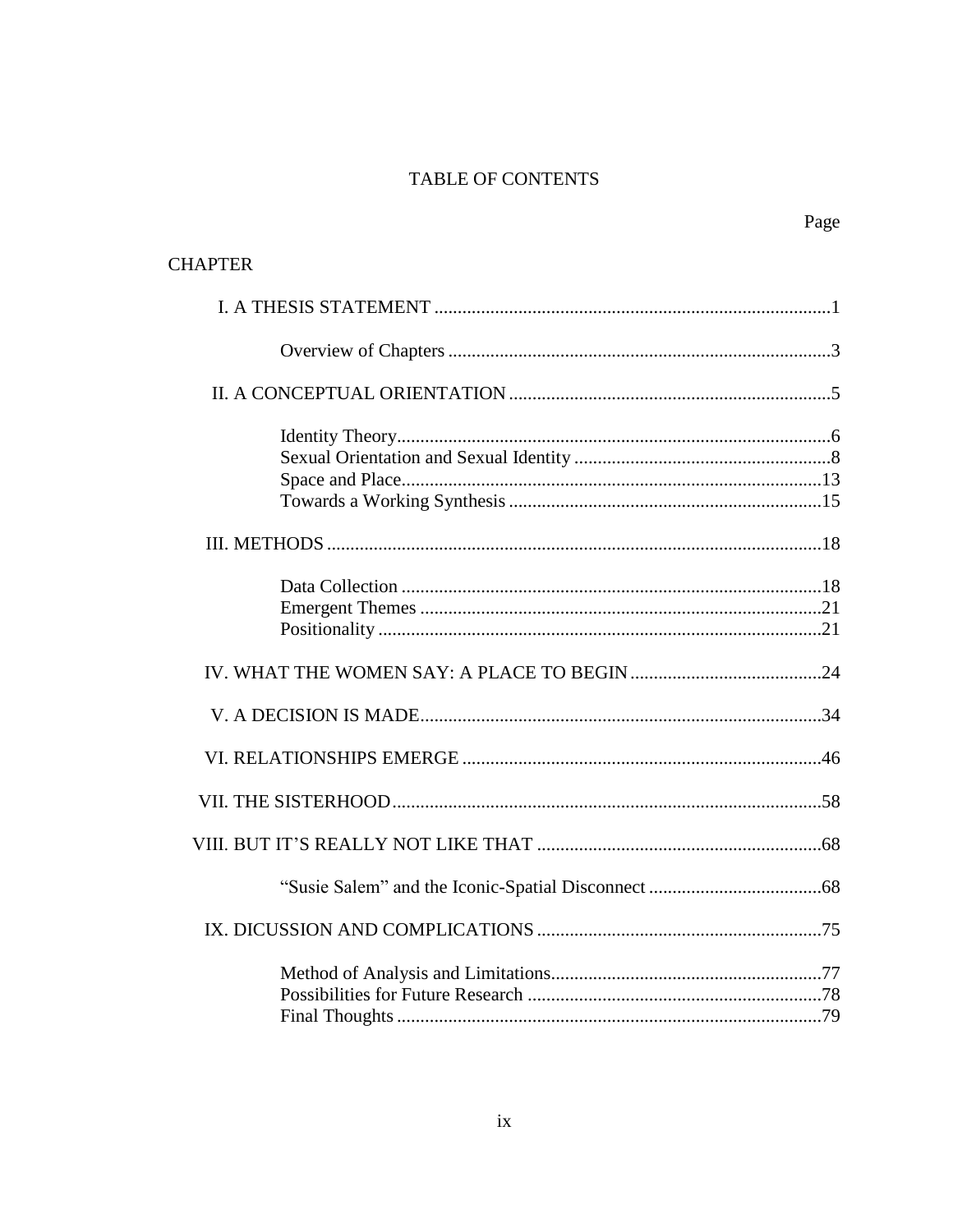# TABLE OF CONTENTS

| CHAPTER | Page |
| --- | --- |
| I. A THESIS STATEMENT | 1 |
| Overview of Chapters | 3 |
| II. A CONCEPTUAL ORIENTATION | 5 |
| Identity Theory | 6 |
| Sexual Orientation and Sexual Identity | 8 |
| Space and Place | 13 |
| Towards a Working Synthesis | 15 |
| III. METHODS | 18 |
| Data Collection | 18 |
| Emergent Themes | 21 |
| Positionality | 21 |
| IV. WHAT THE WOMEN SAY: A PLACE TO BEGIN | 24 |
| V. A DECISION IS MADE | 34 |
| VI. RELATIONSHIPS EMERGE | 46 |
| VII. THE SISTERHOOD | 58 |
| VIII. BUT IT'S REALLY NOT LIKE THAT | 68 |
| "Susie Salem" and the Iconic-Spatial Disconnect | 68 |
| IX. DICUSSION AND COMPLICATIONS | 75 |
| Method of Analysis and Limitations | 77 |
| Possibilities for Future Research | 78 |
| Final Thoughts | 79 |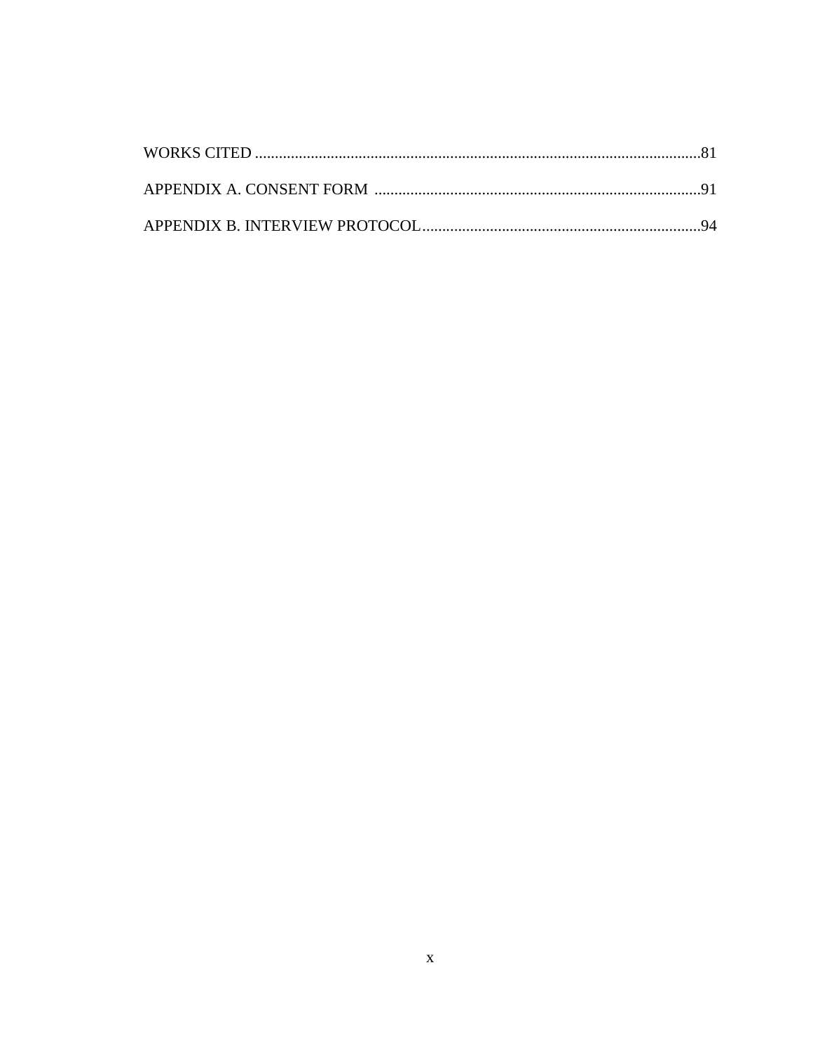WORKS CITED ................................................................................................................81

APPENDIX A. CONSENT FORM ..................................................................................91

APPENDIX B. INTERVIEW PROTOCOL......................................................................94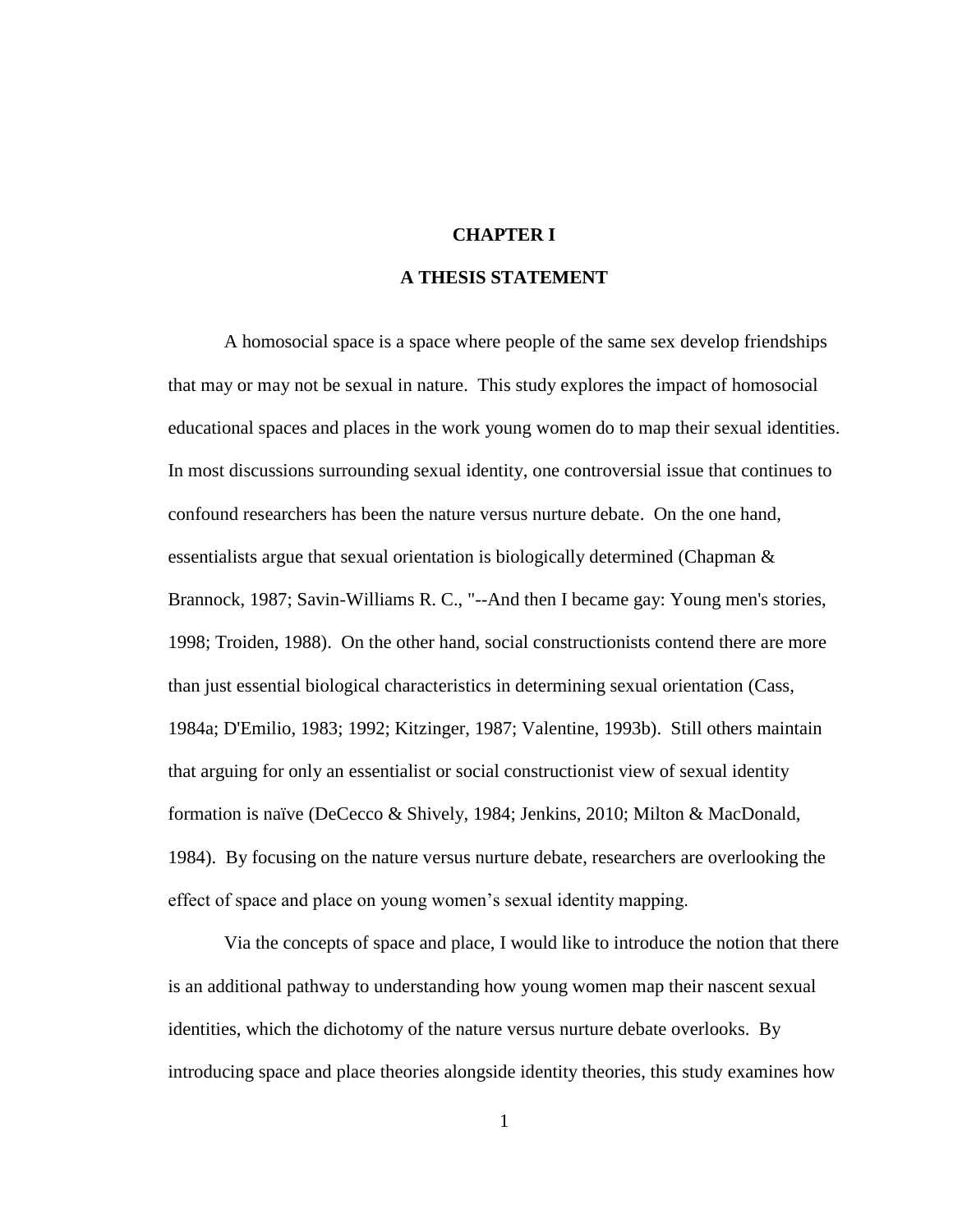# CHAPTER I

## A THESIS STATEMENT

A homosocial space is a space where people of the same sex develop friendships that may or may not be sexual in nature. This study explores the impact of homosocial educational spaces and places in the work young women do to map their sexual identities. In most discussions surrounding sexual identity, one controversial issue that continues to confound researchers has been the nature versus nurture debate. On the one hand, essentialists argue that sexual orientation is biologically determined (Chapman & Brannock, 1987; Savin-Williams R. C., "--And then I became gay: Young men's stories, 1998; Troiden, 1988). On the other hand, social constructionists contend there are more than just essential biological characteristics in determining sexual orientation (Cass, 1984a; D'Emilio, 1983; 1992; Kitzinger, 1987; Valentine, 1993b). Still others maintain that arguing for only an essentialist or social constructionist view of sexual identity formation is naïve (DeCecco & Shively, 1984; Jenkins, 2010; Milton & MacDonald, 1984). By focusing on the nature versus nurture debate, researchers are overlooking the effect of space and place on young women's sexual identity mapping.

Via the concepts of space and place, I would like to introduce the notion that there is an additional pathway to understanding how young women map their nascent sexual identities, which the dichotomy of the nature versus nurture debate overlooks. By introducing space and place theories alongside identity theories, this study examines how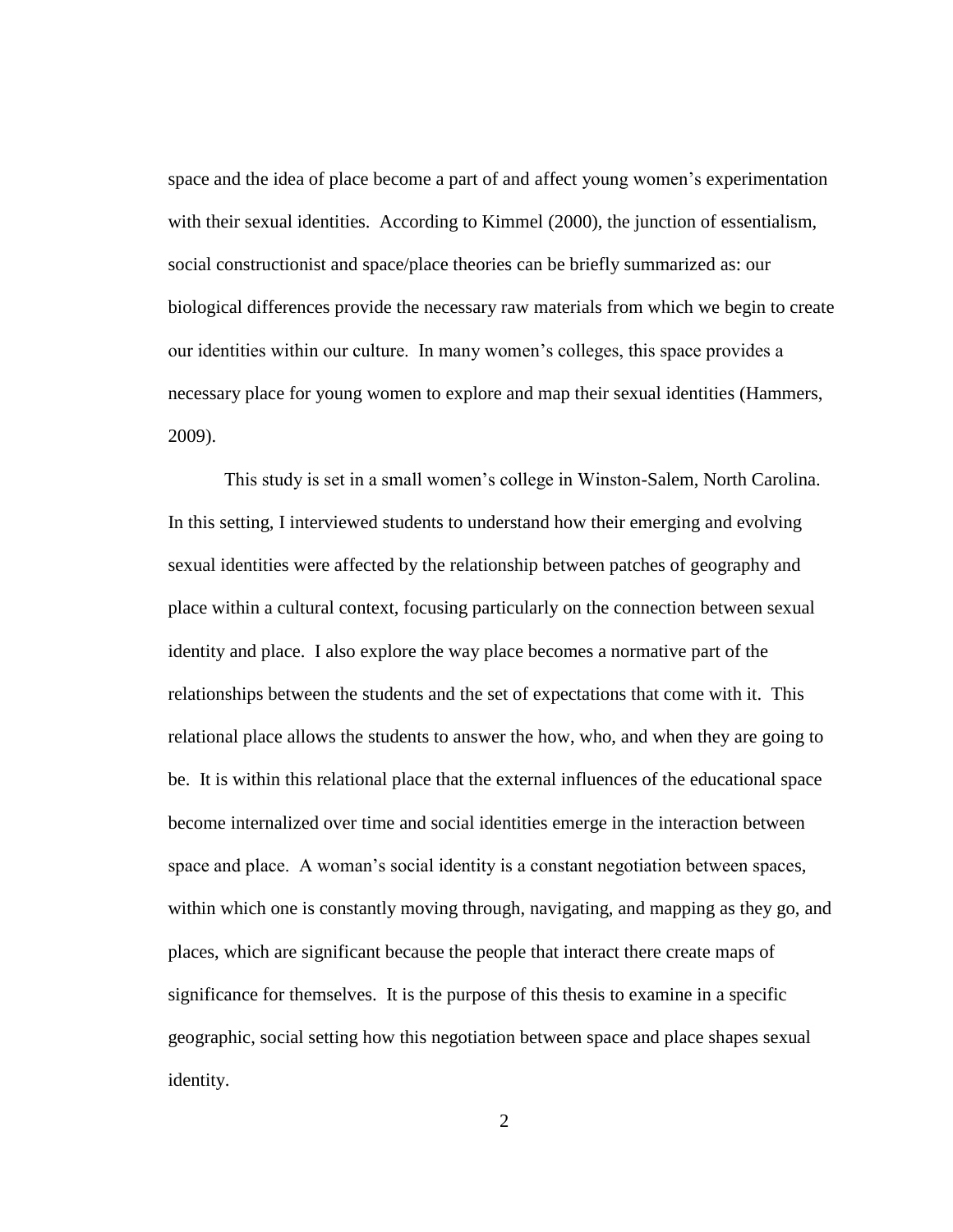space and the idea of place become a part of and affect young women's experimentation with their sexual identities. According to Kimmel (2000), the junction of essentialism, social constructionist and space/place theories can be briefly summarized as: our biological differences provide the necessary raw materials from which we begin to create our identities within our culture. In many women's colleges, this space provides a necessary place for young women to explore and map their sexual identities (Hammers, 2009).

This study is set in a small women's college in Winston-Salem, North Carolina. In this setting, I interviewed students to understand how their emerging and evolving sexual identities were affected by the relationship between patches of geography and place within a cultural context, focusing particularly on the connection between sexual identity and place. I also explore the way place becomes a normative part of the relationships between the students and the set of expectations that come with it. This relational place allows the students to answer the how, who, and when they are going to be. It is within this relational place that the external influences of the educational space become internalized over time and social identities emerge in the interaction between space and place. A woman's social identity is a constant negotiation between spaces, within which one is constantly moving through, navigating, and mapping as they go, and places, which are significant because the people that interact there create maps of significance for themselves. It is the purpose of this thesis to examine in a specific geographic, social setting how this negotiation between space and place shapes sexual identity.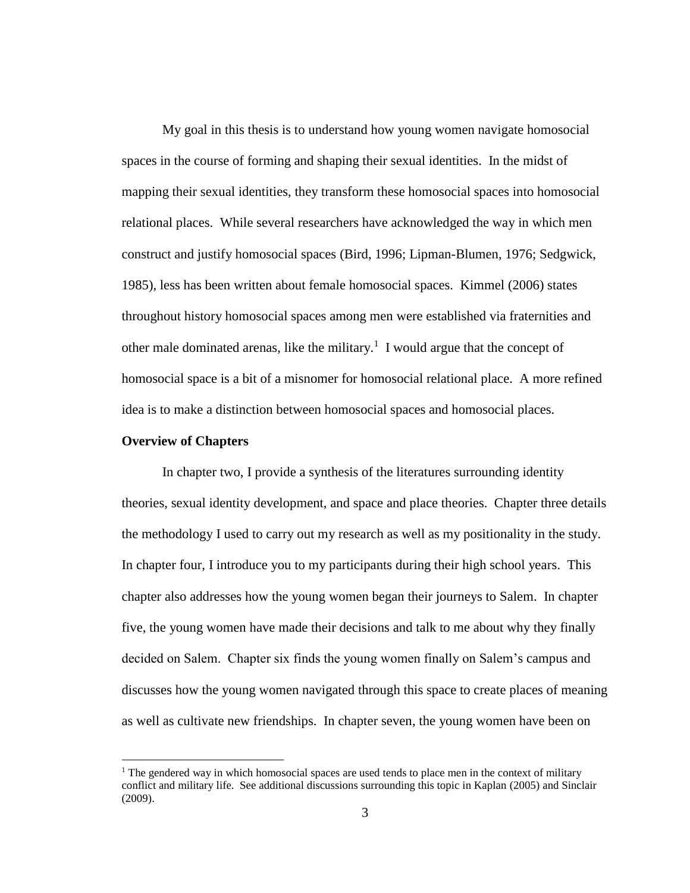My goal in this thesis is to understand how young women navigate homosocial spaces in the course of forming and shaping their sexual identities. In the midst of mapping their sexual identities, they transform these homosocial spaces into homosocial relational places. While several researchers have acknowledged the way in which men construct and justify homosocial spaces (Bird, 1996; Lipman-Blumen, 1976; Sedgwick, 1985), less has been written about female homosocial spaces. Kimmel (2006) states throughout history homosocial spaces among men were established via fraternities and other male dominated arenas, like the military.[1] I would argue that the concept of homosocial space is a bit of a misnomer for homosocial relational place. A more refined idea is to make a distinction between homosocial spaces and homosocial places.

**Overview of Chapters**

In chapter two, I provide a synthesis of the literatures surrounding identity theories, sexual identity development, and space and place theories. Chapter three details the methodology I used to carry out my research as well as my positionality in the study. In chapter four, I introduce you to my participants during their high school years. This chapter also addresses how the young women began their journeys to Salem. In chapter five, the young women have made their decisions and talk to me about why they finally decided on Salem. Chapter six finds the young women finally on Salem's campus and discusses how the young women navigated through this space to create places of meaning as well as cultivate new friendships. In chapter seven, the young women have been on

[1] The gendered way in which homosocial spaces are used tends to place men in the context of military conflict and military life. See additional discussions surrounding this topic in Kaplan (2005) and Sinclair (2009).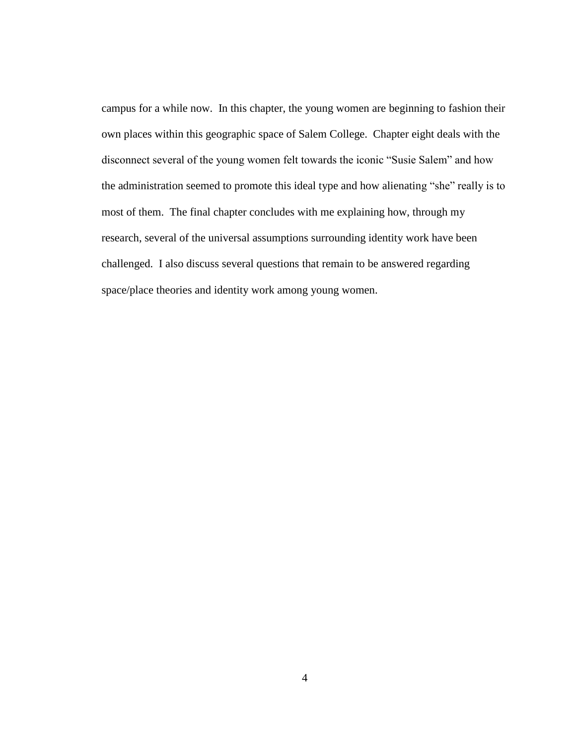campus for a while now. In this chapter, the young women are beginning to fashion their own places within this geographic space of Salem College. Chapter eight deals with the disconnect several of the young women felt towards the iconic "Susie Salem" and how the administration seemed to promote this ideal type and how alienating "she" really is to most of them. The final chapter concludes with me explaining how, through my research, several of the universal assumptions surrounding identity work have been challenged. I also discuss several questions that remain to be answered regarding space/place theories and identity work among young women.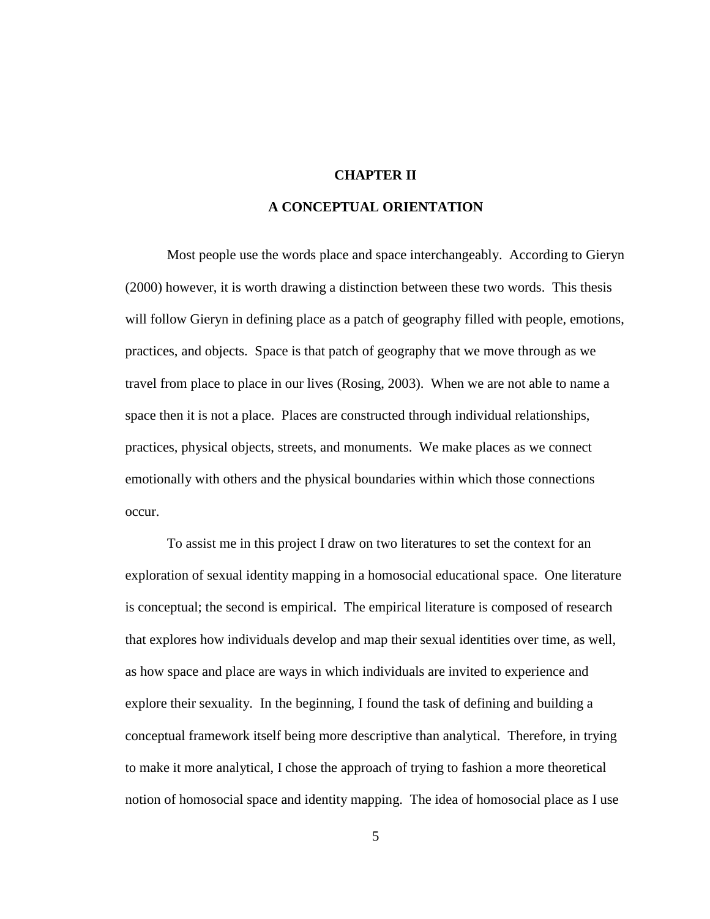# CHAPTER II

# A CONCEPTUAL ORIENTATION

Most people use the words place and space interchangeably. According to Gieryn (2000) however, it is worth drawing a distinction between these two words. This thesis will follow Gieryn in defining place as a patch of geography filled with people, emotions, practices, and objects. Space is that patch of geography that we move through as we travel from place to place in our lives (Rosing, 2003). When we are not able to name a space then it is not a place. Places are constructed through individual relationships, practices, physical objects, streets, and monuments. We make places as we connect emotionally with others and the physical boundaries within which those connections occur.

To assist me in this project I draw on two literatures to set the context for an exploration of sexual identity mapping in a homosocial educational space. One literature is conceptual; the second is empirical. The empirical literature is composed of research that explores how individuals develop and map their sexual identities over time, as well, as how space and place are ways in which individuals are invited to experience and explore their sexuality. In the beginning, I found the task of defining and building a conceptual framework itself being more descriptive than analytical. Therefore, in trying to make it more analytical, I chose the approach of trying to fashion a more theoretical notion of homosocial space and identity mapping. The idea of homosocial place as I use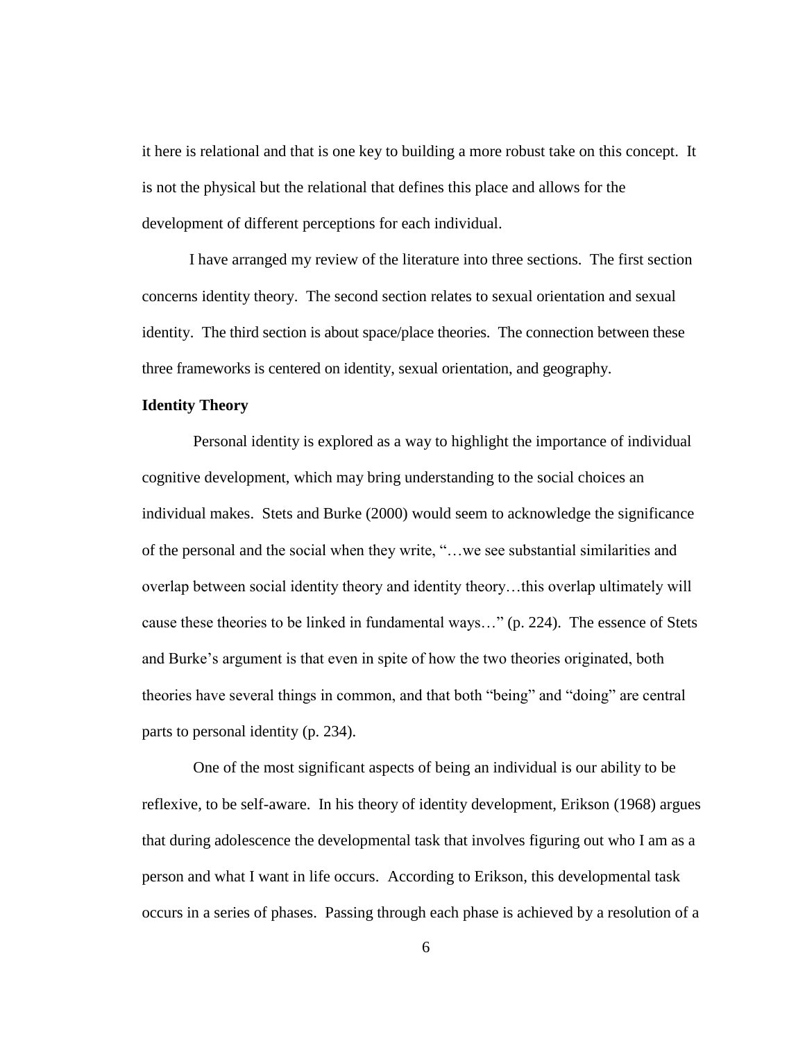it here is relational and that is one key to building a more robust take on this concept. It is not the physical but the relational that defines this place and allows for the development of different perceptions for each individual.

I have arranged my review of the literature into three sections. The first section concerns identity theory. The second section relates to sexual orientation and sexual identity. The third section is about space/place theories. The connection between these three frameworks is centered on identity, sexual orientation, and geography.

**Identity Theory**

Personal identity is explored as a way to highlight the importance of individual cognitive development, which may bring understanding to the social choices an individual makes. Stets and Burke (2000) would seem to acknowledge the significance of the personal and the social when they write, "…we see substantial similarities and overlap between social identity theory and identity theory…this overlap ultimately will cause these theories to be linked in fundamental ways…" (p. 224). The essence of Stets and Burke's argument is that even in spite of how the two theories originated, both theories have several things in common, and that both "being" and "doing" are central parts to personal identity (p. 234).

One of the most significant aspects of being an individual is our ability to be reflexive, to be self-aware. In his theory of identity development, Erikson (1968) argues that during adolescence the developmental task that involves figuring out who I am as a person and what I want in life occurs. According to Erikson, this developmental task occurs in a series of phases. Passing through each phase is achieved by a resolution of a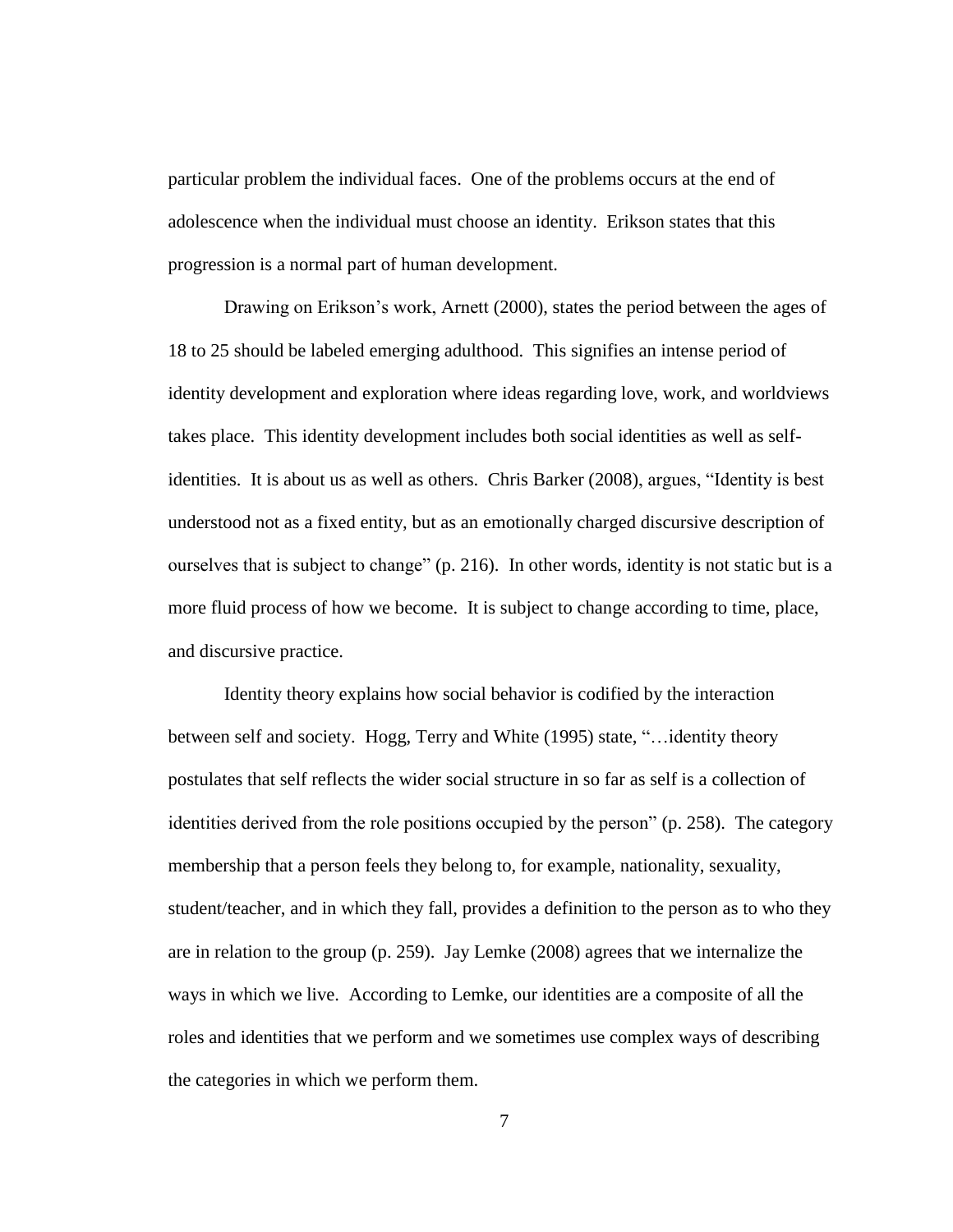particular problem the individual faces. One of the problems occurs at the end of adolescence when the individual must choose an identity. Erikson states that this progression is a normal part of human development.

Drawing on Erikson's work, Arnett (2000), states the period between the ages of 18 to 25 should be labeled emerging adulthood. This signifies an intense period of identity development and exploration where ideas regarding love, work, and worldviews takes place. This identity development includes both social identities as well as self-identities. It is about us as well as others. Chris Barker (2008), argues, "Identity is best understood not as a fixed entity, but as an emotionally charged discursive description of ourselves that is subject to change" (p. 216). In other words, identity is not static but is a more fluid process of how we become. It is subject to change according to time, place, and discursive practice.

Identity theory explains how social behavior is codified by the interaction between self and society. Hogg, Terry and White (1995) state, "…identity theory postulates that self reflects the wider social structure in so far as self is a collection of identities derived from the role positions occupied by the person" (p. 258). The category membership that a person feels they belong to, for example, nationality, sexuality, student/teacher, and in which they fall, provides a definition to the person as to who they are in relation to the group (p. 259). Jay Lemke (2008) agrees that we internalize the ways in which we live. According to Lemke, our identities are a composite of all the roles and identities that we perform and we sometimes use complex ways of describing the categories in which we perform them.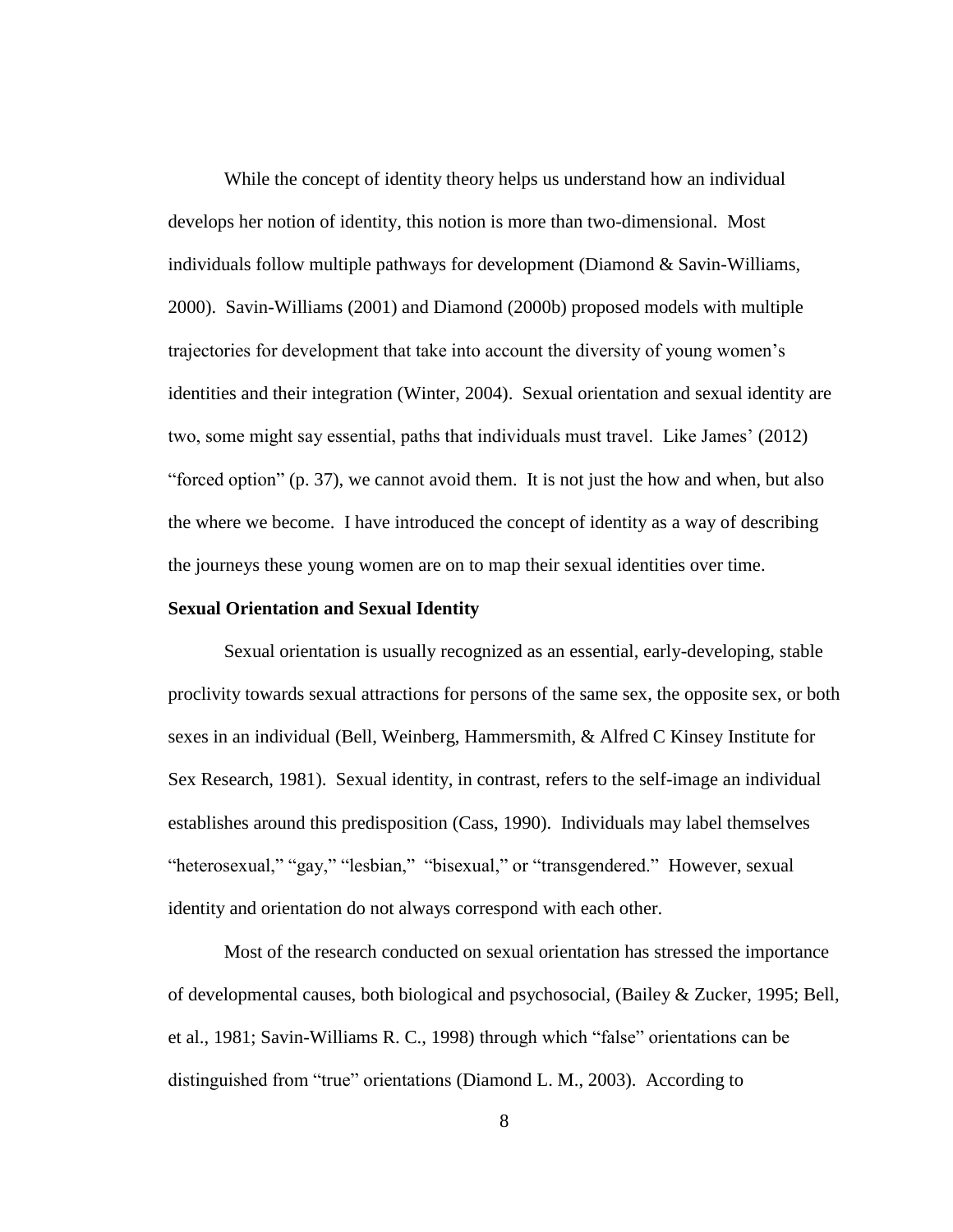While the concept of identity theory helps us understand how an individual develops her notion of identity, this notion is more than two-dimensional. Most individuals follow multiple pathways for development (Diamond & Savin-Williams, 2000). Savin-Williams (2001) and Diamond (2000b) proposed models with multiple trajectories for development that take into account the diversity of young women's identities and their integration (Winter, 2004). Sexual orientation and sexual identity are two, some might say essential, paths that individuals must travel. Like James' (2012) "forced option" (p. 37), we cannot avoid them. It is not just the how and when, but also the where we become. I have introduced the concept of identity as a way of describing the journeys these young women are on to map their sexual identities over time.

**Sexual Orientation and Sexual Identity**

Sexual orientation is usually recognized as an essential, early-developing, stable proclivity towards sexual attractions for persons of the same sex, the opposite sex, or both sexes in an individual (Bell, Weinberg, Hammersmith, & Alfred C Kinsey Institute for Sex Research, 1981). Sexual identity, in contrast, refers to the self-image an individual establishes around this predisposition (Cass, 1990). Individuals may label themselves "heterosexual," "gay," "lesbian," "bisexual," or "transgendered." However, sexual identity and orientation do not always correspond with each other.

Most of the research conducted on sexual orientation has stressed the importance of developmental causes, both biological and psychosocial, (Bailey & Zucker, 1995; Bell, et al., 1981; Savin-Williams R. C., 1998) through which "false" orientations can be distinguished from "true" orientations (Diamond L. M., 2003). According to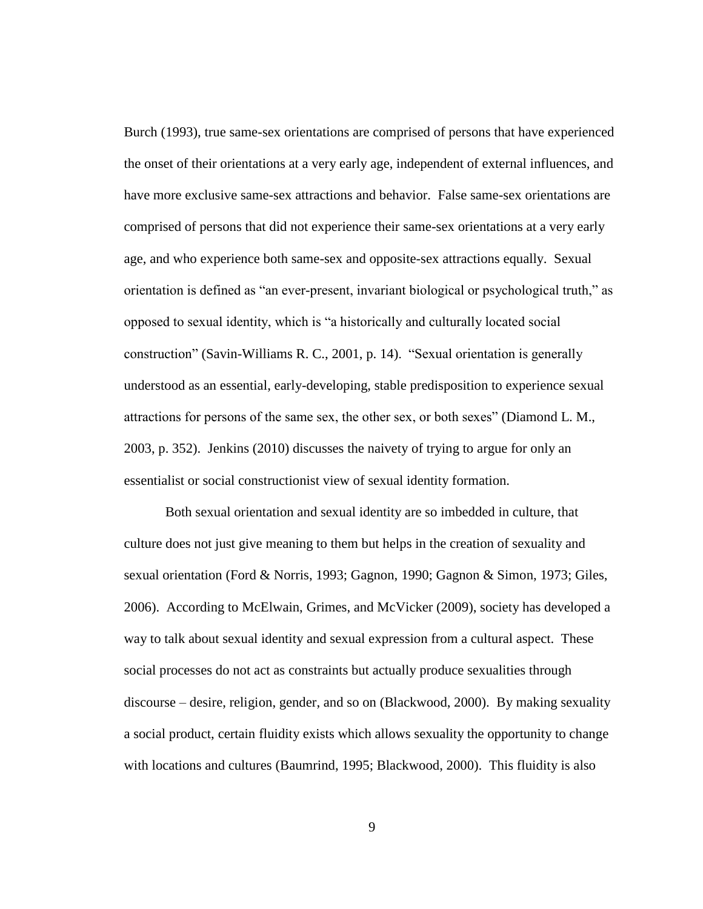Burch (1993), true same-sex orientations are comprised of persons that have experienced the onset of their orientations at a very early age, independent of external influences, and have more exclusive same-sex attractions and behavior. False same-sex orientations are comprised of persons that did not experience their same-sex orientations at a very early age, and who experience both same-sex and opposite-sex attractions equally. Sexual orientation is defined as "an ever-present, invariant biological or psychological truth," as opposed to sexual identity, which is "a historically and culturally located social construction" (Savin-Williams R. C., 2001, p. 14). "Sexual orientation is generally understood as an essential, early-developing, stable predisposition to experience sexual attractions for persons of the same sex, the other sex, or both sexes" (Diamond L. M., 2003, p. 352). Jenkins (2010) discusses the naivety of trying to argue for only an essentialist or social constructionist view of sexual identity formation.

Both sexual orientation and sexual identity are so imbedded in culture, that culture does not just give meaning to them but helps in the creation of sexuality and sexual orientation (Ford & Norris, 1993; Gagnon, 1990; Gagnon & Simon, 1973; Giles, 2006). According to McElwain, Grimes, and McVicker (2009), society has developed a way to talk about sexual identity and sexual expression from a cultural aspect. These social processes do not act as constraints but actually produce sexualities through discourse – desire, religion, gender, and so on (Blackwood, 2000). By making sexuality a social product, certain fluidity exists which allows sexuality the opportunity to change with locations and cultures (Baumrind, 1995; Blackwood, 2000). This fluidity is also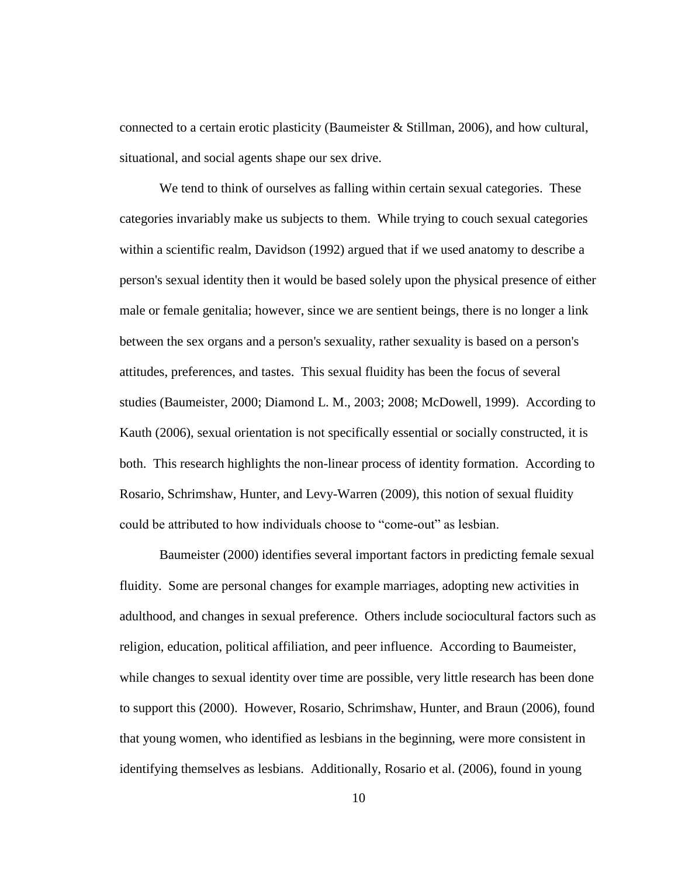connected to a certain erotic plasticity (Baumeister & Stillman, 2006), and how cultural, situational, and social agents shape our sex drive.

We tend to think of ourselves as falling within certain sexual categories. These categories invariably make us subjects to them. While trying to couch sexual categories within a scientific realm, Davidson (1992) argued that if we used anatomy to describe a person's sexual identity then it would be based solely upon the physical presence of either male or female genitalia; however, since we are sentient beings, there is no longer a link between the sex organs and a person's sexuality, rather sexuality is based on a person's attitudes, preferences, and tastes. This sexual fluidity has been the focus of several studies (Baumeister, 2000; Diamond L. M., 2003; 2008; McDowell, 1999). According to Kauth (2006), sexual orientation is not specifically essential or socially constructed, it is both. This research highlights the non-linear process of identity formation. According to Rosario, Schrimshaw, Hunter, and Levy-Warren (2009), this notion of sexual fluidity could be attributed to how individuals choose to "come-out" as lesbian.

Baumeister (2000) identifies several important factors in predicting female sexual fluidity. Some are personal changes for example marriages, adopting new activities in adulthood, and changes in sexual preference. Others include sociocultural factors such as religion, education, political affiliation, and peer influence. According to Baumeister, while changes to sexual identity over time are possible, very little research has been done to support this (2000). However, Rosario, Schrimshaw, Hunter, and Braun (2006), found that young women, who identified as lesbians in the beginning, were more consistent in identifying themselves as lesbians. Additionally, Rosario et al. (2006), found in young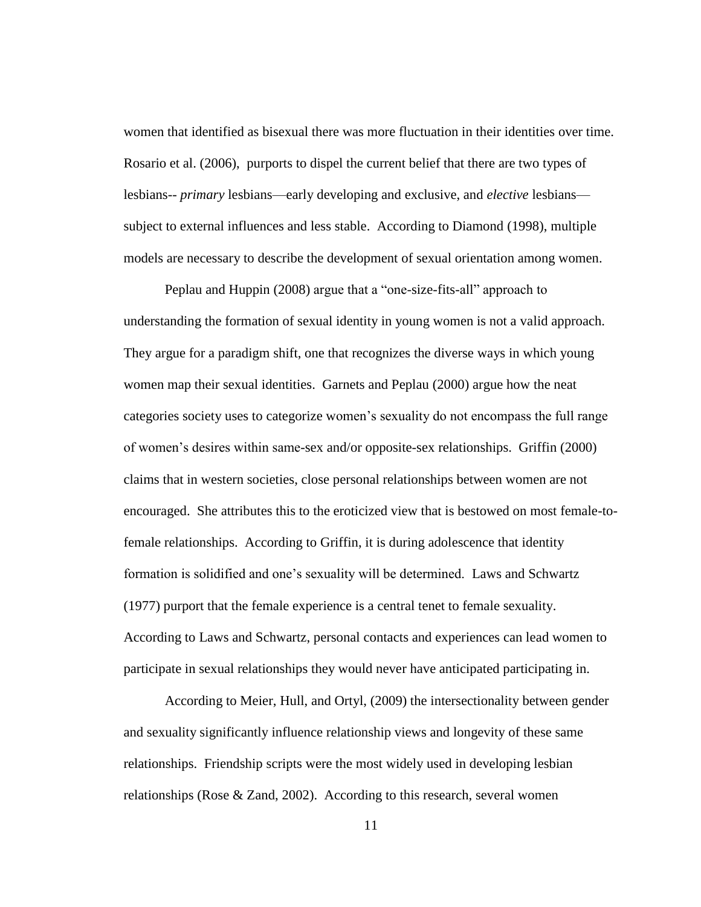women that identified as bisexual there was more fluctuation in their identities over time. Rosario et al. (2006), purports to dispel the current belief that there are two types of lesbians-- *primary* lesbians—early developing and exclusive, and *elective* lesbians—subject to external influences and less stable. According to Diamond (1998), multiple models are necessary to describe the development of sexual orientation among women.

Peplau and Huppin (2008) argue that a "one-size-fits-all" approach to understanding the formation of sexual identity in young women is not a valid approach. They argue for a paradigm shift, one that recognizes the diverse ways in which young women map their sexual identities. Garnets and Peplau (2000) argue how the neat categories society uses to categorize women's sexuality do not encompass the full range of women's desires within same-sex and/or opposite-sex relationships. Griffin (2000) claims that in western societies, close personal relationships between women are not encouraged. She attributes this to the eroticized view that is bestowed on most female-to-female relationships. According to Griffin, it is during adolescence that identity formation is solidified and one's sexuality will be determined. Laws and Schwartz (1977) purport that the female experience is a central tenet to female sexuality. According to Laws and Schwartz, personal contacts and experiences can lead women to participate in sexual relationships they would never have anticipated participating in.

According to Meier, Hull, and Ortyl, (2009) the intersectionality between gender and sexuality significantly influence relationship views and longevity of these same relationships. Friendship scripts were the most widely used in developing lesbian relationships (Rose & Zand, 2002). According to this research, several women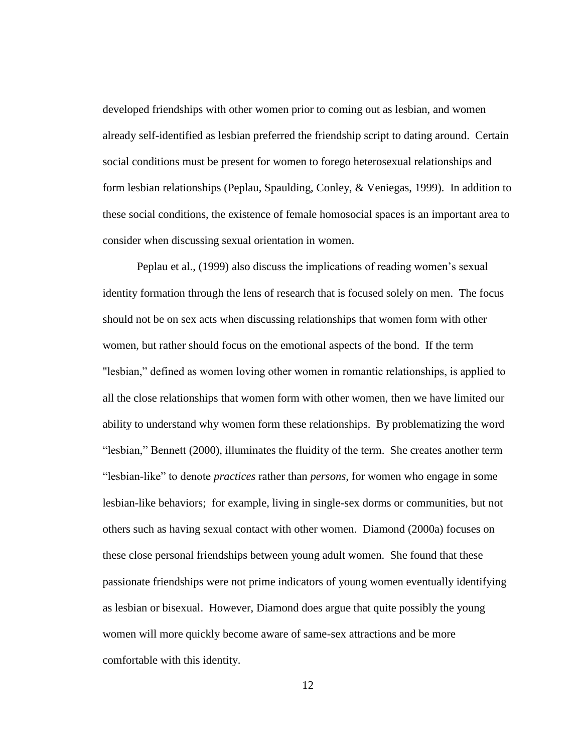developed friendships with other women prior to coming out as lesbian, and women already self-identified as lesbian preferred the friendship script to dating around. Certain social conditions must be present for women to forego heterosexual relationships and form lesbian relationships (Peplau, Spaulding, Conley, & Veniegas, 1999). In addition to these social conditions, the existence of female homosocial spaces is an important area to consider when discussing sexual orientation in women.

Peplau et al., (1999) also discuss the implications of reading women's sexual identity formation through the lens of research that is focused solely on men. The focus should not be on sex acts when discussing relationships that women form with other women, but rather should focus on the emotional aspects of the bond. If the term "lesbian," defined as women loving other women in romantic relationships, is applied to all the close relationships that women form with other women, then we have limited our ability to understand why women form these relationships. By problematizing the word "lesbian," Bennett (2000), illuminates the fluidity of the term. She creates another term "lesbian-like" to denote *practices* rather than *persons,* for women who engage in some lesbian-like behaviors; for example, living in single-sex dorms or communities, but not others such as having sexual contact with other women. Diamond (2000a) focuses on these close personal friendships between young adult women. She found that these passionate friendships were not prime indicators of young women eventually identifying as lesbian or bisexual. However, Diamond does argue that quite possibly the young women will more quickly become aware of same-sex attractions and be more comfortable with this identity.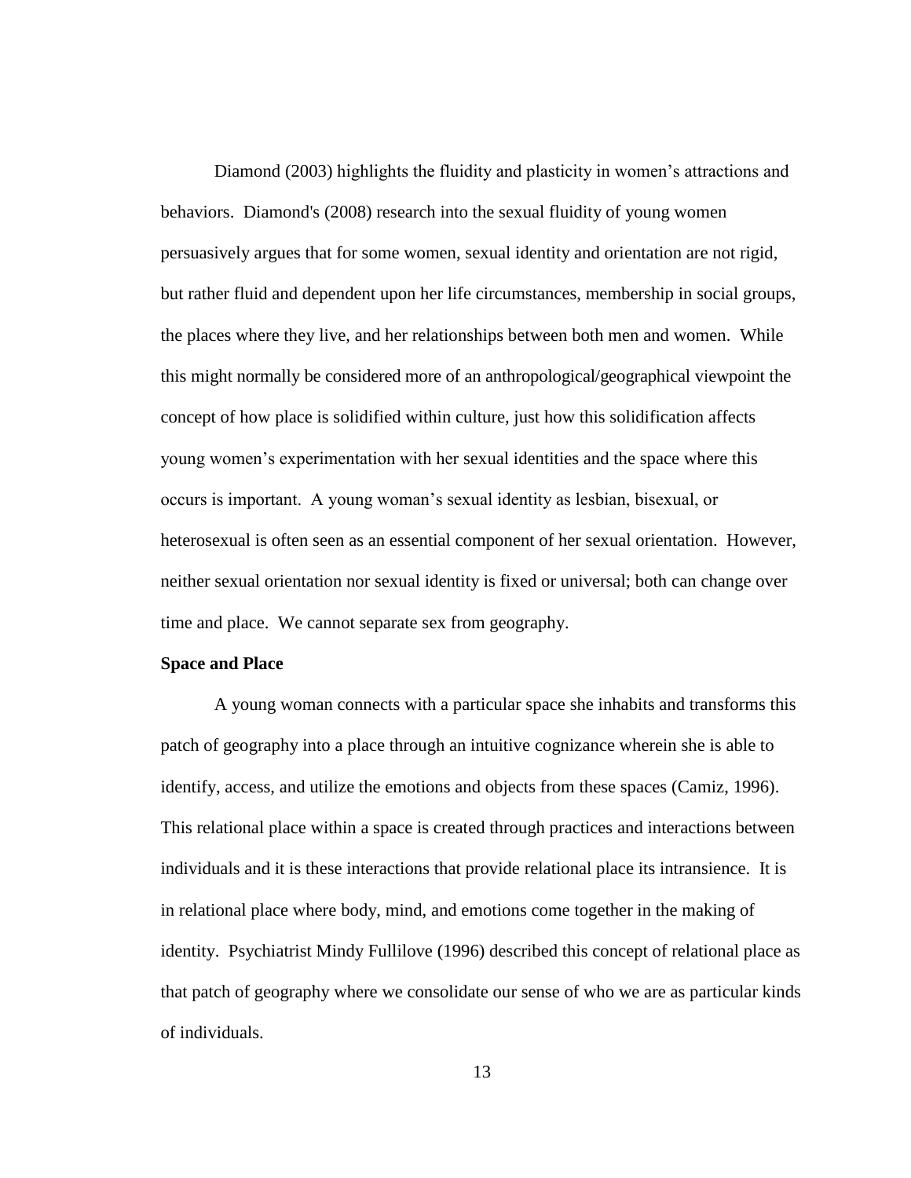Diamond (2003) highlights the fluidity and plasticity in women's attractions and behaviors. Diamond's (2008) research into the sexual fluidity of young women persuasively argues that for some women, sexual identity and orientation are not rigid, but rather fluid and dependent upon her life circumstances, membership in social groups, the places where they live, and her relationships between both men and women. While this might normally be considered more of an anthropological/geographical viewpoint the concept of how place is solidified within culture, just how this solidification affects young women's experimentation with her sexual identities and the space where this occurs is important. A young woman's sexual identity as lesbian, bisexual, or heterosexual is often seen as an essential component of her sexual orientation. However, neither sexual orientation nor sexual identity is fixed or universal; both can change over time and place. We cannot separate sex from geography.

**Space and Place**

A young woman connects with a particular space she inhabits and transforms this patch of geography into a place through an intuitive cognizance wherein she is able to identify, access, and utilize the emotions and objects from these spaces (Camiz, 1996). This relational place within a space is created through practices and interactions between individuals and it is these interactions that provide relational place its intransience. It is in relational place where body, mind, and emotions come together in the making of identity. Psychiatrist Mindy Fullilove (1996) described this concept of relational place as that patch of geography where we consolidate our sense of who we are as particular kinds of individuals.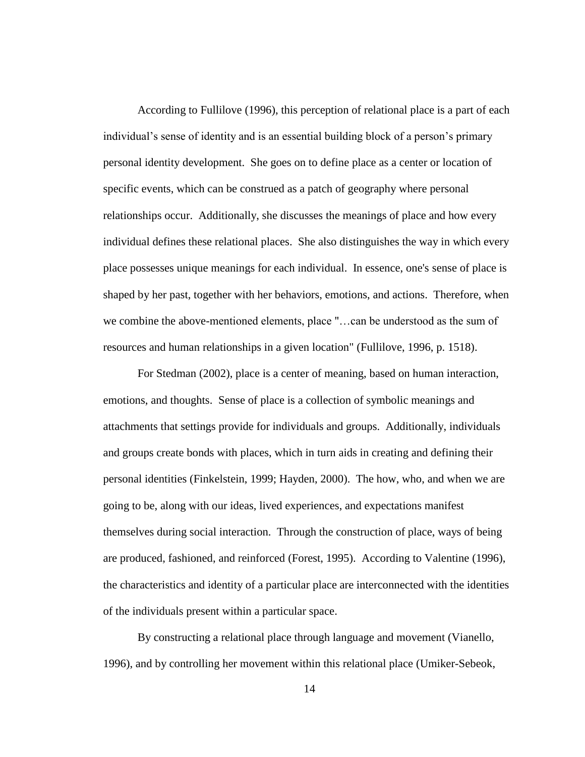According to Fullilove (1996), this perception of relational place is a part of each individual's sense of identity and is an essential building block of a person's primary personal identity development. She goes on to define place as a center or location of specific events, which can be construed as a patch of geography where personal relationships occur. Additionally, she discusses the meanings of place and how every individual defines these relational places. She also distinguishes the way in which every place possesses unique meanings for each individual. In essence, one's sense of place is shaped by her past, together with her behaviors, emotions, and actions. Therefore, when we combine the above-mentioned elements, place "…can be understood as the sum of resources and human relationships in a given location" (Fullilove, 1996, p. 1518).

For Stedman (2002), place is a center of meaning, based on human interaction, emotions, and thoughts. Sense of place is a collection of symbolic meanings and attachments that settings provide for individuals and groups. Additionally, individuals and groups create bonds with places, which in turn aids in creating and defining their personal identities (Finkelstein, 1999; Hayden, 2000). The how, who, and when we are going to be, along with our ideas, lived experiences, and expectations manifest themselves during social interaction. Through the construction of place, ways of being are produced, fashioned, and reinforced (Forest, 1995). According to Valentine (1996), the characteristics and identity of a particular place are interconnected with the identities of the individuals present within a particular space.

By constructing a relational place through language and movement (Vianello, 1996), and by controlling her movement within this relational place (Umiker-Sebeok,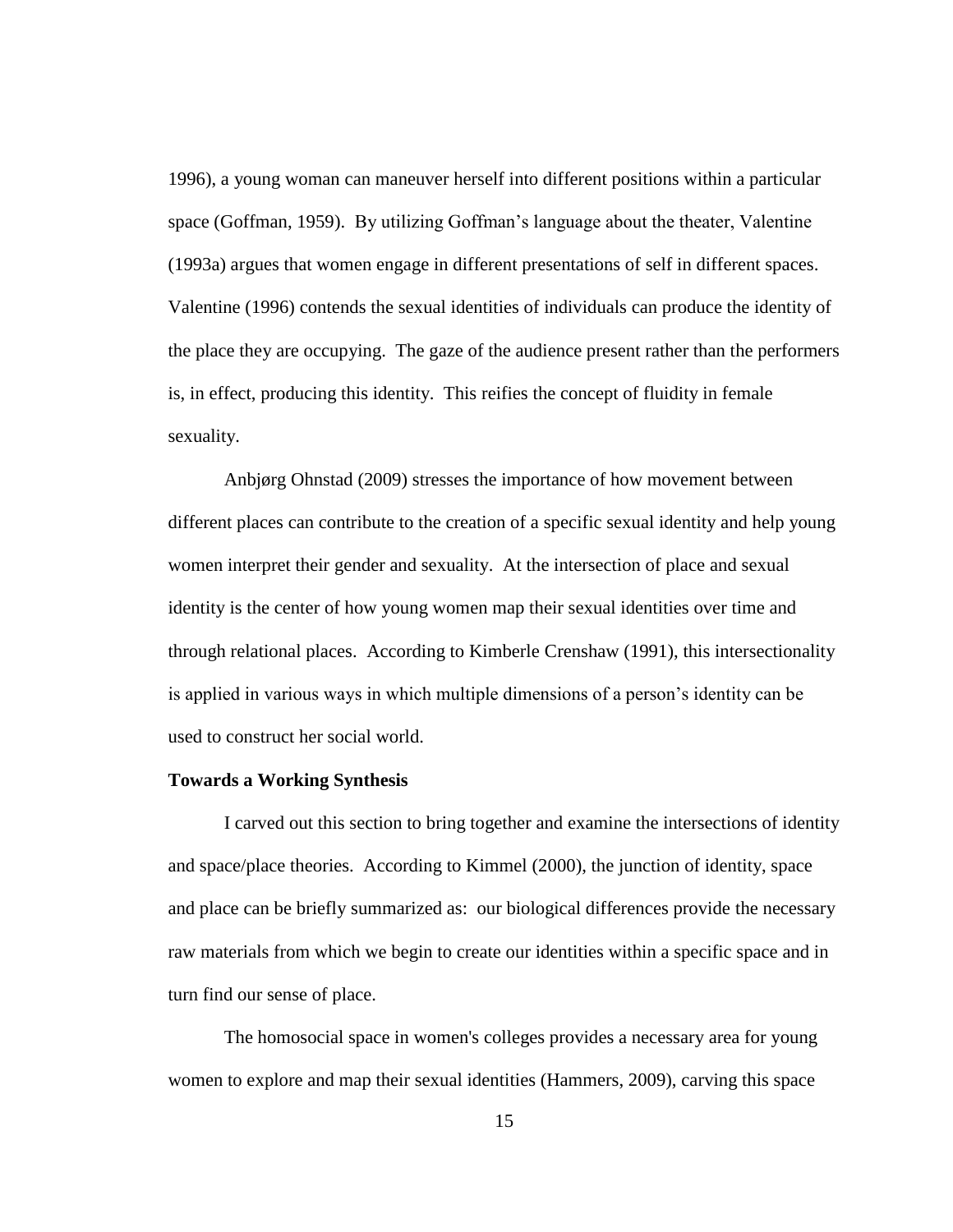1996), a young woman can maneuver herself into different positions within a particular space (Goffman, 1959). By utilizing Goffman's language about the theater, Valentine (1993a) argues that women engage in different presentations of self in different spaces. Valentine (1996) contends the sexual identities of individuals can produce the identity of the place they are occupying. The gaze of the audience present rather than the performers is, in effect, producing this identity. This reifies the concept of fluidity in female sexuality.

Anbjørg Ohnstad (2009) stresses the importance of how movement between different places can contribute to the creation of a specific sexual identity and help young women interpret their gender and sexuality. At the intersection of place and sexual identity is the center of how young women map their sexual identities over time and through relational places. According to Kimberle Crenshaw (1991), this intersectionality is applied in various ways in which multiple dimensions of a person's identity can be used to construct her social world.

**Towards a Working Synthesis**

I carved out this section to bring together and examine the intersections of identity and space/place theories. According to Kimmel (2000), the junction of identity, space and place can be briefly summarized as: our biological differences provide the necessary raw materials from which we begin to create our identities within a specific space and in turn find our sense of place.

The homosocial space in women's colleges provides a necessary area for young women to explore and map their sexual identities (Hammers, 2009), carving this space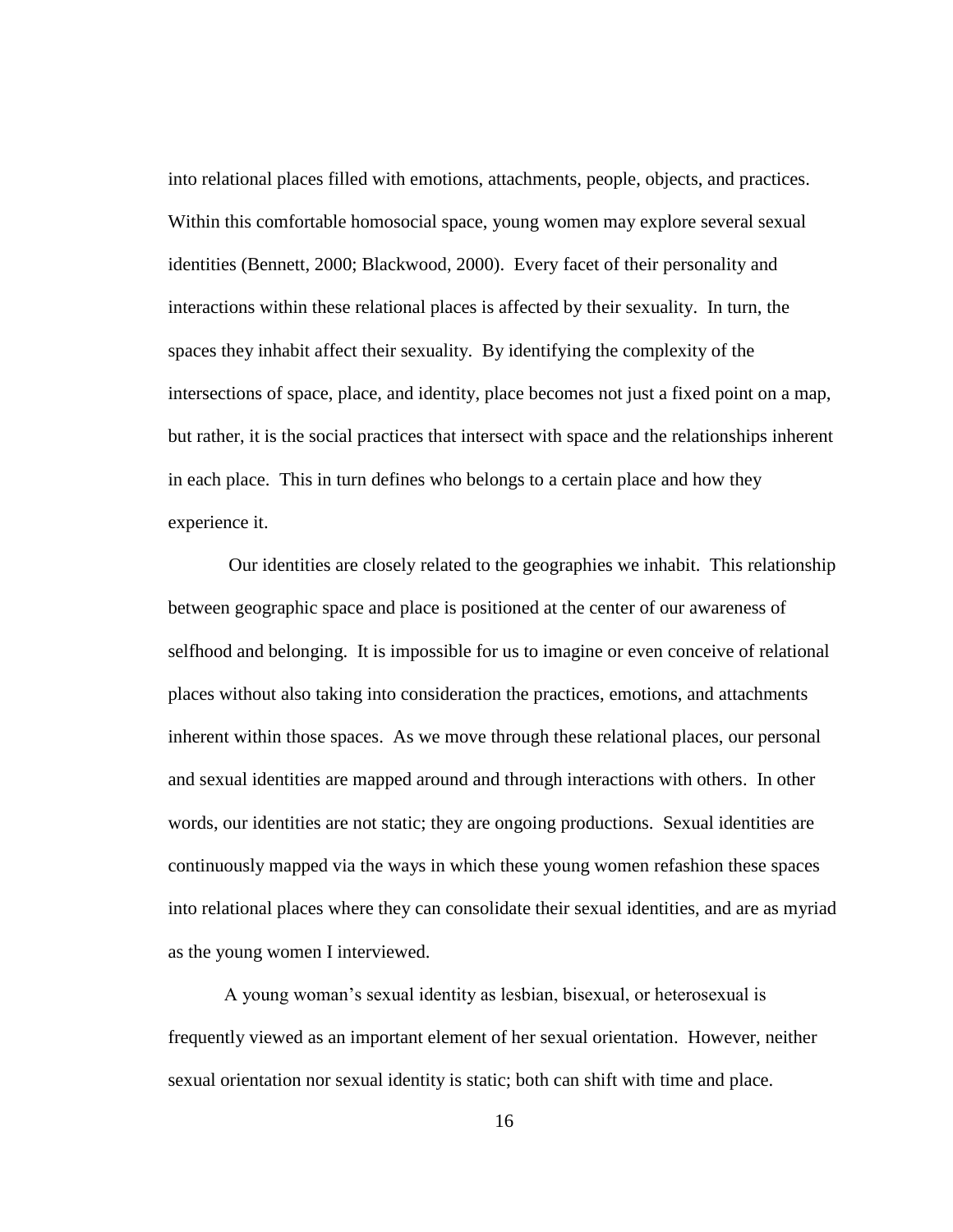into relational places filled with emotions, attachments, people, objects, and practices. Within this comfortable homosocial space, young women may explore several sexual identities (Bennett, 2000; Blackwood, 2000). Every facet of their personality and interactions within these relational places is affected by their sexuality. In turn, the spaces they inhabit affect their sexuality. By identifying the complexity of the intersections of space, place, and identity, place becomes not just a fixed point on a map, but rather, it is the social practices that intersect with space and the relationships inherent in each place. This in turn defines who belongs to a certain place and how they experience it.

Our identities are closely related to the geographies we inhabit. This relationship between geographic space and place is positioned at the center of our awareness of selfhood and belonging. It is impossible for us to imagine or even conceive of relational places without also taking into consideration the practices, emotions, and attachments inherent within those spaces. As we move through these relational places, our personal and sexual identities are mapped around and through interactions with others. In other words, our identities are not static; they are ongoing productions. Sexual identities are continuously mapped via the ways in which these young women refashion these spaces into relational places where they can consolidate their sexual identities, and are as myriad as the young women I interviewed.

A young woman's sexual identity as lesbian, bisexual, or heterosexual is frequently viewed as an important element of her sexual orientation. However, neither sexual orientation nor sexual identity is static; both can shift with time and place.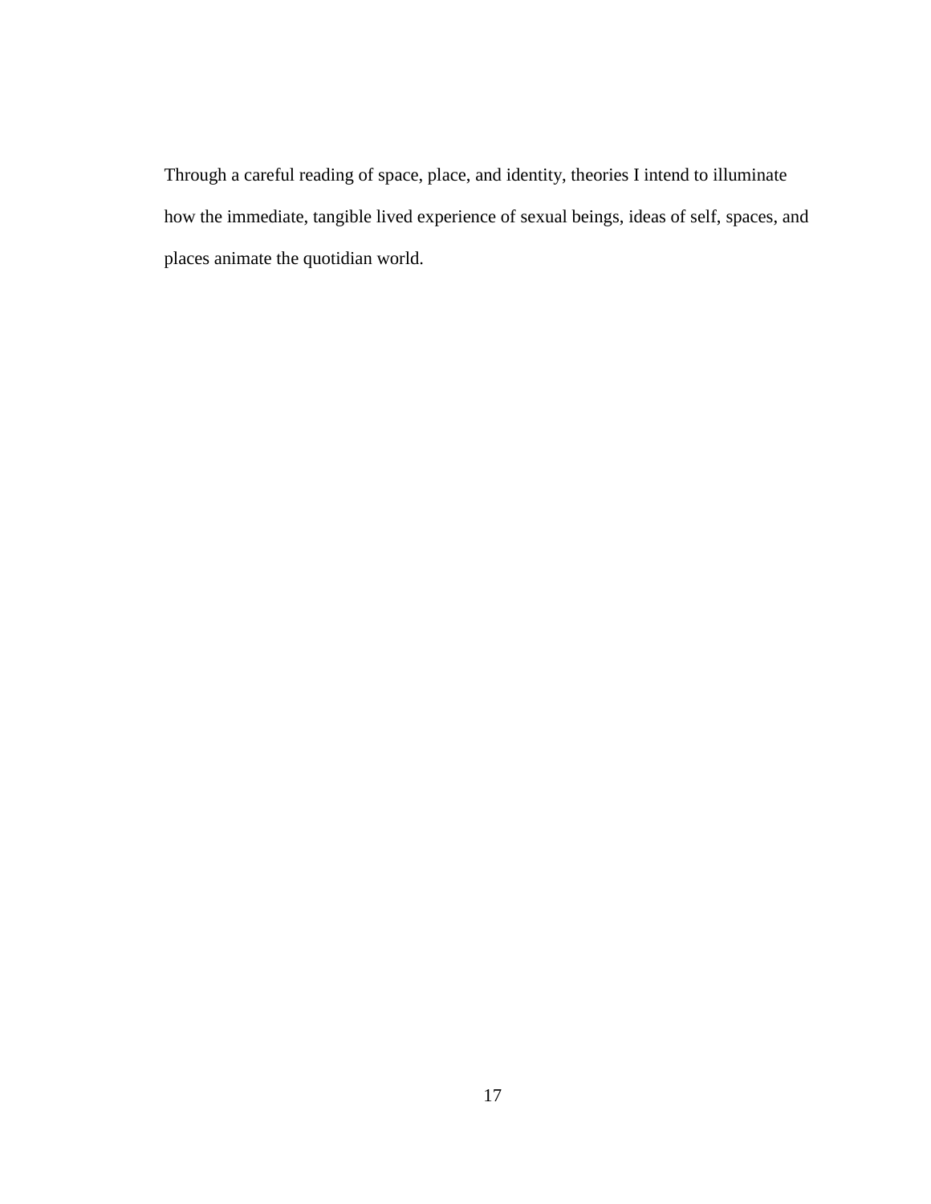Through a careful reading of space, place, and identity, theories I intend to illuminate how the immediate, tangible lived experience of sexual beings, ideas of self, spaces, and places animate the quotidian world.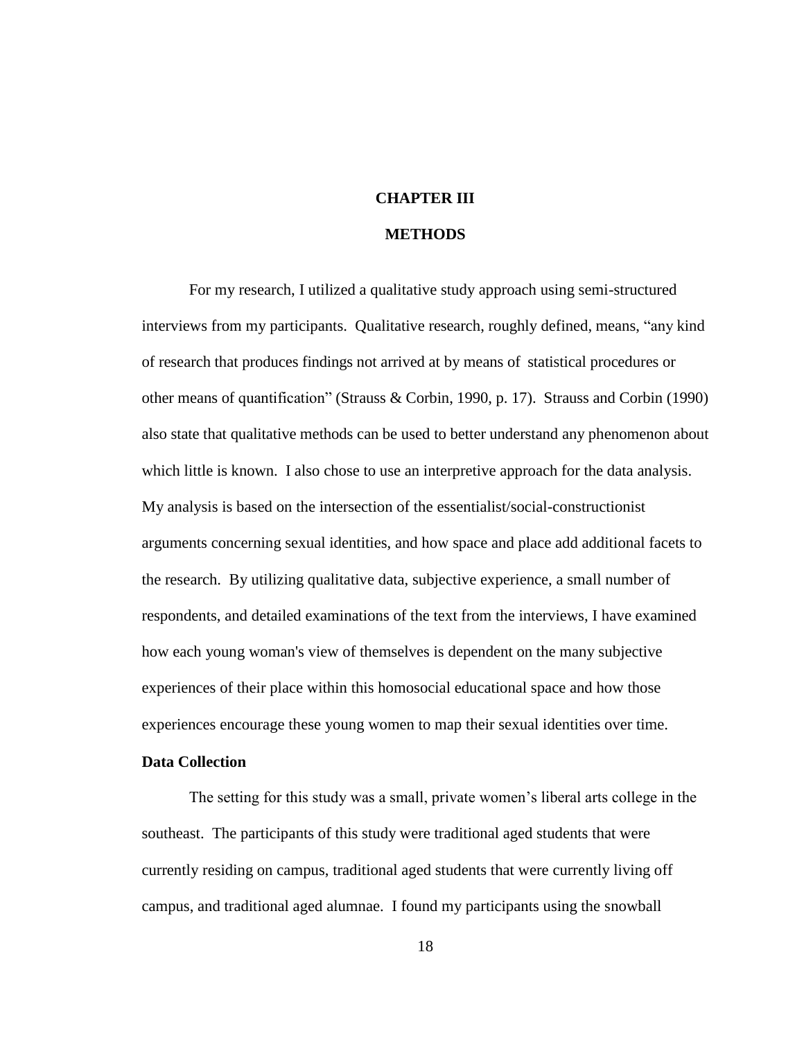# CHAPTER III

# METHODS

For my research, I utilized a qualitative study approach using semi-structured interviews from my participants. Qualitative research, roughly defined, means, "any kind of research that produces findings not arrived at by means of statistical procedures or other means of quantification" (Strauss & Corbin, 1990, p. 17). Strauss and Corbin (1990) also state that qualitative methods can be used to better understand any phenomenon about which little is known. I also chose to use an interpretive approach for the data analysis. My analysis is based on the intersection of the essentialist/social-constructionist arguments concerning sexual identities, and how space and place add additional facets to the research. By utilizing qualitative data, subjective experience, a small number of respondents, and detailed examinations of the text from the interviews, I have examined how each young woman's view of themselves is dependent on the many subjective experiences of their place within this homosocial educational space and how those experiences encourage these young women to map their sexual identities over time.

## Data Collection

The setting for this study was a small, private women's liberal arts college in the southeast. The participants of this study were traditional aged students that were currently residing on campus, traditional aged students that were currently living off campus, and traditional aged alumnae. I found my participants using the snowball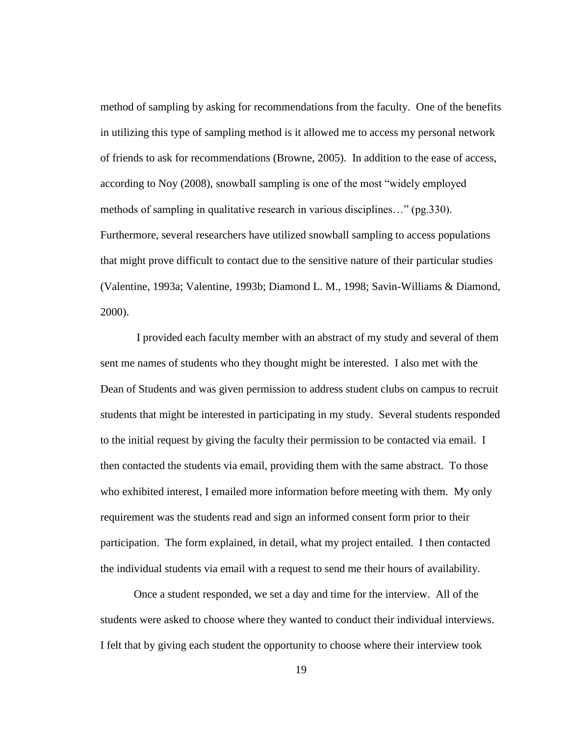method of sampling by asking for recommendations from the faculty. One of the benefits in utilizing this type of sampling method is it allowed me to access my personal network of friends to ask for recommendations (Browne, 2005). In addition to the ease of access, according to Noy (2008), snowball sampling is one of the most "widely employed methods of sampling in qualitative research in various disciplines…" (pg.330). Furthermore, several researchers have utilized snowball sampling to access populations that might prove difficult to contact due to the sensitive nature of their particular studies (Valentine, 1993a; Valentine, 1993b; Diamond L. M., 1998; Savin-Williams & Diamond, 2000).

I provided each faculty member with an abstract of my study and several of them sent me names of students who they thought might be interested. I also met with the Dean of Students and was given permission to address student clubs on campus to recruit students that might be interested in participating in my study. Several students responded to the initial request by giving the faculty their permission to be contacted via email. I then contacted the students via email, providing them with the same abstract. To those who exhibited interest, I emailed more information before meeting with them. My only requirement was the students read and sign an informed consent form prior to their participation. The form explained, in detail, what my project entailed. I then contacted the individual students via email with a request to send me their hours of availability.

Once a student responded, we set a day and time for the interview. All of the students were asked to choose where they wanted to conduct their individual interviews. I felt that by giving each student the opportunity to choose where their interview took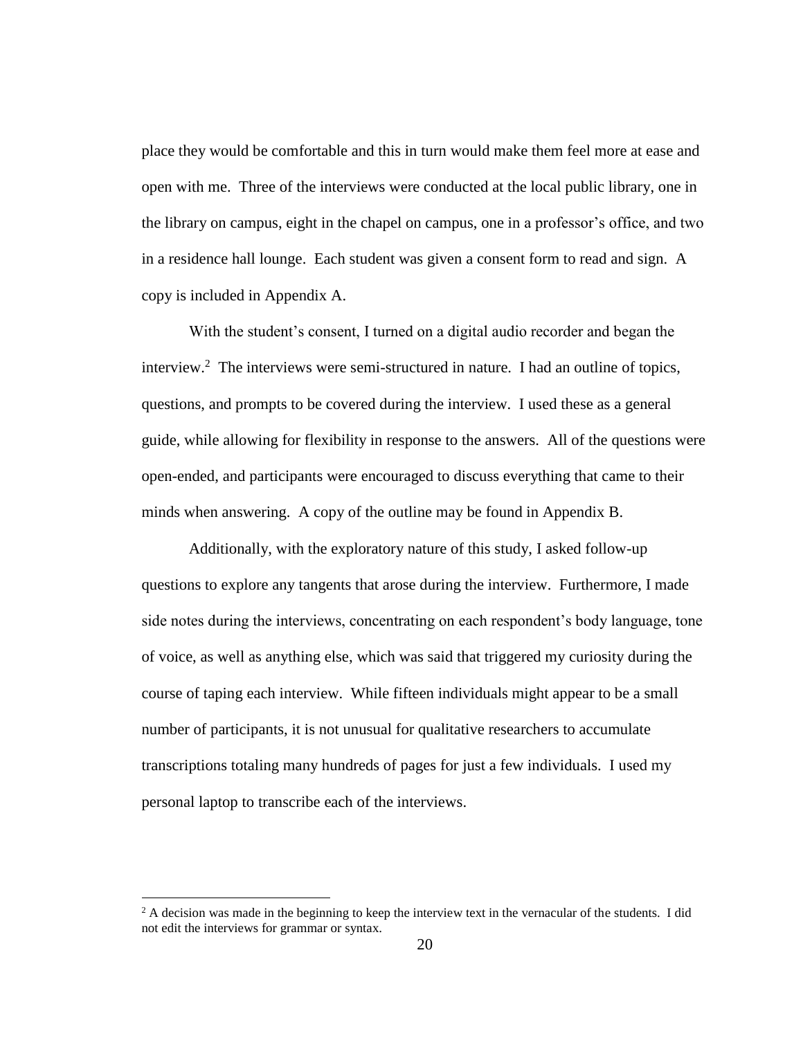place they would be comfortable and this in turn would make them feel more at ease and open with me. Three of the interviews were conducted at the local public library, one in the library on campus, eight in the chapel on campus, one in a professor's office, and two in a residence hall lounge. Each student was given a consent form to read and sign. A copy is included in Appendix A.

With the student's consent, I turned on a digital audio recorder and began the interview.[2] The interviews were semi-structured in nature. I had an outline of topics, questions, and prompts to be covered during the interview. I used these as a general guide, while allowing for flexibility in response to the answers. All of the questions were open-ended, and participants were encouraged to discuss everything that came to their minds when answering. A copy of the outline may be found in Appendix B.

Additionally, with the exploratory nature of this study, I asked follow-up questions to explore any tangents that arose during the interview. Furthermore, I made side notes during the interviews, concentrating on each respondent's body language, tone of voice, as well as anything else, which was said that triggered my curiosity during the course of taping each interview. While fifteen individuals might appear to be a small number of participants, it is not unusual for qualitative researchers to accumulate transcriptions totaling many hundreds of pages for just a few individuals. I used my personal laptop to transcribe each of the interviews.

---

[2] A decision was made in the beginning to keep the interview text in the vernacular of the students. I did not edit the interviews for grammar or syntax.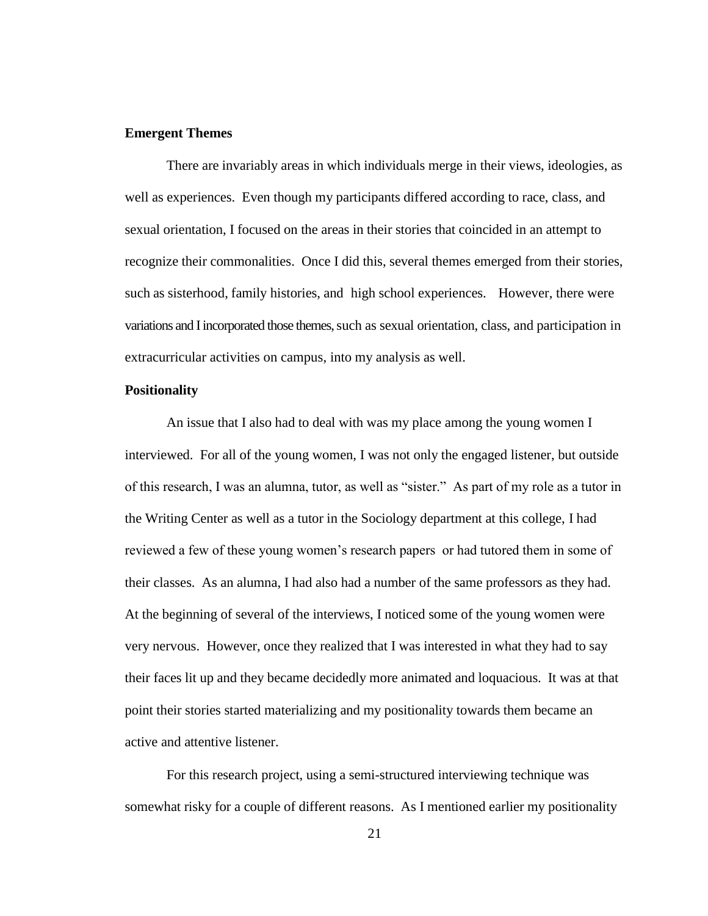**Emergent Themes**

There are invariably areas in which individuals merge in their views, ideologies, as well as experiences. Even though my participants differed according to race, class, and sexual orientation, I focused on the areas in their stories that coincided in an attempt to recognize their commonalities. Once I did this, several themes emerged from their stories, such as sisterhood, family histories, and high school experiences. However, there were variations and I incorporated those themes, such as sexual orientation, class, and participation in extracurricular activities on campus, into my analysis as well.

**Positionality**

An issue that I also had to deal with was my place among the young women I interviewed. For all of the young women, I was not only the engaged listener, but outside of this research, I was an alumna, tutor, as well as "sister." As part of my role as a tutor in the Writing Center as well as a tutor in the Sociology department at this college, I had reviewed a few of these young women's research papers or had tutored them in some of their classes. As an alumna, I had also had a number of the same professors as they had. At the beginning of several of the interviews, I noticed some of the young women were very nervous. However, once they realized that I was interested in what they had to say their faces lit up and they became decidedly more animated and loquacious. It was at that point their stories started materializing and my positionality towards them became an active and attentive listener.

For this research project, using a semi-structured interviewing technique was somewhat risky for a couple of different reasons. As I mentioned earlier my positionality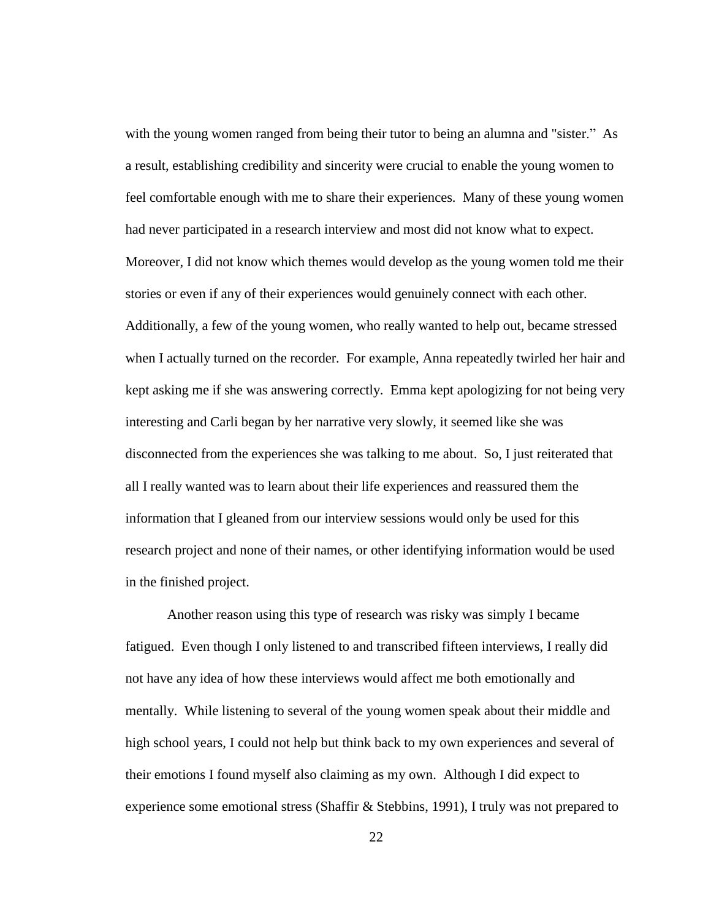with the young women ranged from being their tutor to being an alumna and "sister." As a result, establishing credibility and sincerity were crucial to enable the young women to feel comfortable enough with me to share their experiences. Many of these young women had never participated in a research interview and most did not know what to expect. Moreover, I did not know which themes would develop as the young women told me their stories or even if any of their experiences would genuinely connect with each other. Additionally, a few of the young women, who really wanted to help out, became stressed when I actually turned on the recorder. For example, Anna repeatedly twirled her hair and kept asking me if she was answering correctly. Emma kept apologizing for not being very interesting and Carli began by her narrative very slowly, it seemed like she was disconnected from the experiences she was talking to me about. So, I just reiterated that all I really wanted was to learn about their life experiences and reassured them the information that I gleaned from our interview sessions would only be used for this research project and none of their names, or other identifying information would be used in the finished project.

Another reason using this type of research was risky was simply I became fatigued. Even though I only listened to and transcribed fifteen interviews, I really did not have any idea of how these interviews would affect me both emotionally and mentally. While listening to several of the young women speak about their middle and high school years, I could not help but think back to my own experiences and several of their emotions I found myself also claiming as my own. Although I did expect to experience some emotional stress (Shaffir & Stebbins, 1991), I truly was not prepared to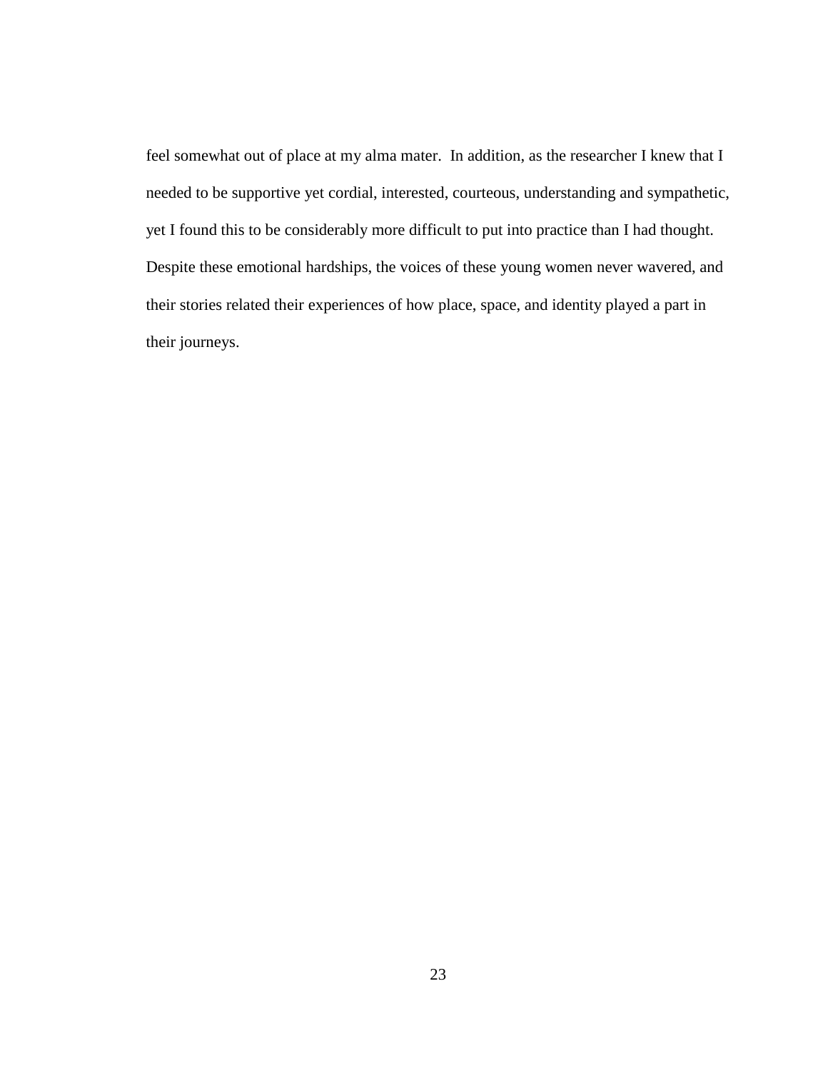feel somewhat out of place at my alma mater.  In addition, as the researcher I knew that I needed to be supportive yet cordial, interested, courteous, understanding and sympathetic, yet I found this to be considerably more difficult to put into practice than I had thought. Despite these emotional hardships, the voices of these young women never wavered, and their stories related their experiences of how place, space, and identity played a part in their journeys.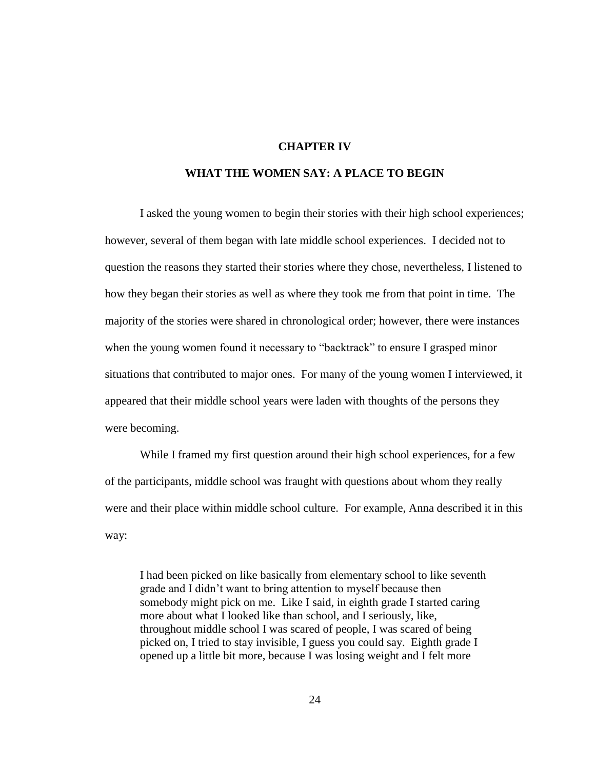# CHAPTER IV

## WHAT THE WOMEN SAY: A PLACE TO BEGIN

I asked the young women to begin their stories with their high school experiences; however, several of them began with late middle school experiences. I decided not to question the reasons they started their stories where they chose, nevertheless, I listened to how they began their stories as well as where they took me from that point in time. The majority of the stories were shared in chronological order; however, there were instances when the young women found it necessary to "backtrack" to ensure I grasped minor situations that contributed to major ones. For many of the young women I interviewed, it appeared that their middle school years were laden with thoughts of the persons they were becoming.

While I framed my first question around their high school experiences, for a few of the participants, middle school was fraught with questions about whom they really were and their place within middle school culture. For example, Anna described it in this way:

> I had been picked on like basically from elementary school to like seventh grade and I didn't want to bring attention to myself because then somebody might pick on me. Like I said, in eighth grade I started caring more about what I looked like than school, and I seriously, like, throughout middle school I was scared of people, I was scared of being picked on, I tried to stay invisible, I guess you could say. Eighth grade I opened up a little bit more, because I was losing weight and I felt more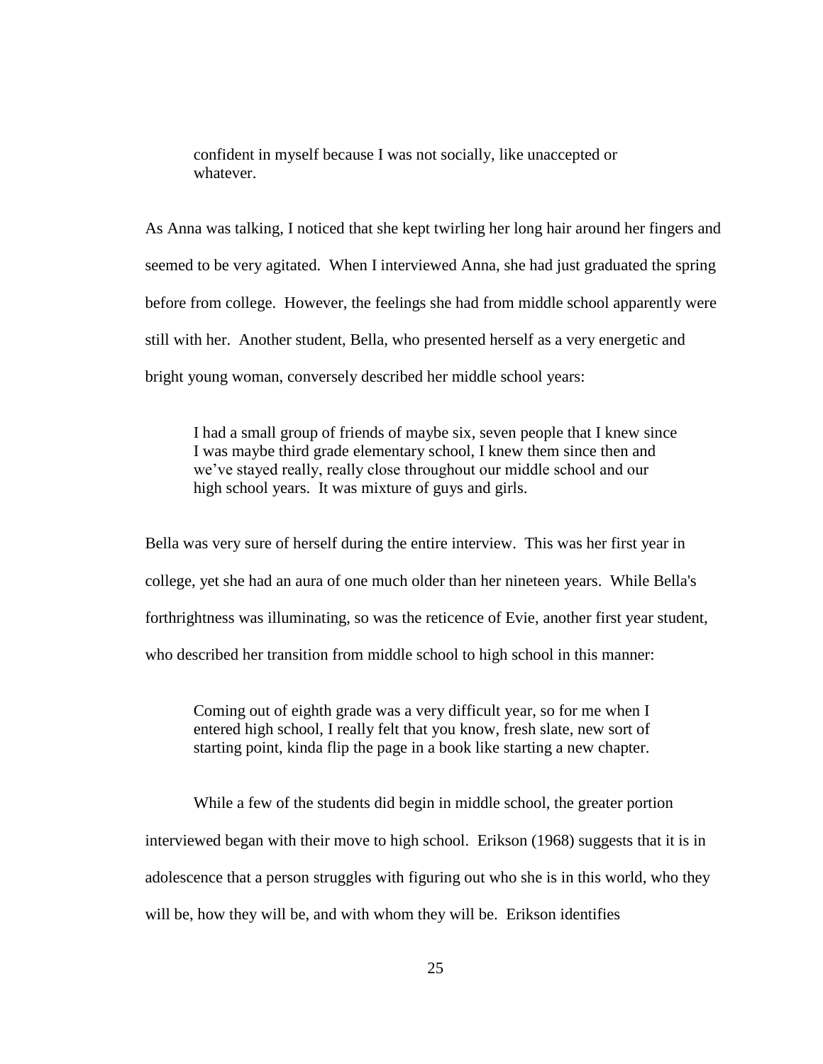> confident in myself because I was not socially, like unaccepted or whatever.

As Anna was talking, I noticed that she kept twirling her long hair around her fingers and seemed to be very agitated. When I interviewed Anna, she had just graduated the spring before from college. However, the feelings she had from middle school apparently were still with her. Another student, Bella, who presented herself as a very energetic and bright young woman, conversely described her middle school years:

> I had a small group of friends of maybe six, seven people that I knew since I was maybe third grade elementary school, I knew them since then and we've stayed really, really close throughout our middle school and our high school years. It was mixture of guys and girls.

Bella was very sure of herself during the entire interview. This was her first year in college, yet she had an aura of one much older than her nineteen years. While Bella's forthrightness was illuminating, so was the reticence of Evie, another first year student, who described her transition from middle school to high school in this manner:

> Coming out of eighth grade was a very difficult year, so for me when I entered high school, I really felt that you know, fresh slate, new sort of starting point, kinda flip the page in a book like starting a new chapter.

While a few of the students did begin in middle school, the greater portion interviewed began with their move to high school. Erikson (1968) suggests that it is in adolescence that a person struggles with figuring out who she is in this world, who they will be, how they will be, and with whom they will be. Erikson identifies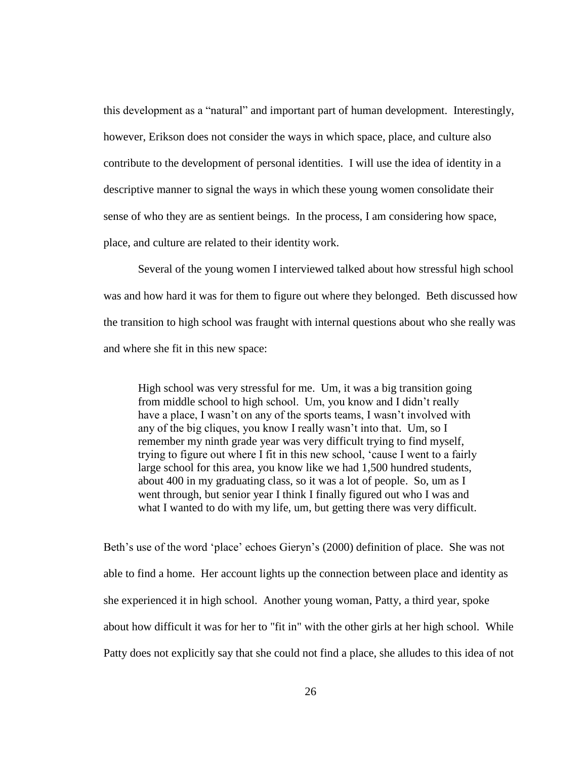this development as a “natural” and important part of human development. Interestingly, however, Erikson does not consider the ways in which space, place, and culture also contribute to the development of personal identities. I will use the idea of identity in a descriptive manner to signal the ways in which these young women consolidate their sense of who they are as sentient beings. In the process, I am considering how space, place, and culture are related to their identity work.

Several of the young women I interviewed talked about how stressful high school was and how hard it was for them to figure out where they belonged. Beth discussed how the transition to high school was fraught with internal questions about who she really was and where she fit in this new space:

> High school was very stressful for me. Um, it was a big transition going from middle school to high school. Um, you know and I didn’t really have a place, I wasn’t on any of the sports teams, I wasn’t involved with any of the big cliques, you know I really wasn’t into that. Um, so I remember my ninth grade year was very difficult trying to find myself, trying to figure out where I fit in this new school, ‘cause I went to a fairly large school for this area, you know like we had 1,500 hundred students, about 400 in my graduating class, so it was a lot of people. So, um as I went through, but senior year I think I finally figured out who I was and what I wanted to do with my life, um, but getting there was very difficult.

Beth’s use of the word ‘place’ echoes Gieryn’s (2000) definition of place. She was not able to find a home. Her account lights up the connection between place and identity as she experienced it in high school. Another young woman, Patty, a third year, spoke about how difficult it was for her to "fit in" with the other girls at her high school. While Patty does not explicitly say that she could not find a place, she alludes to this idea of not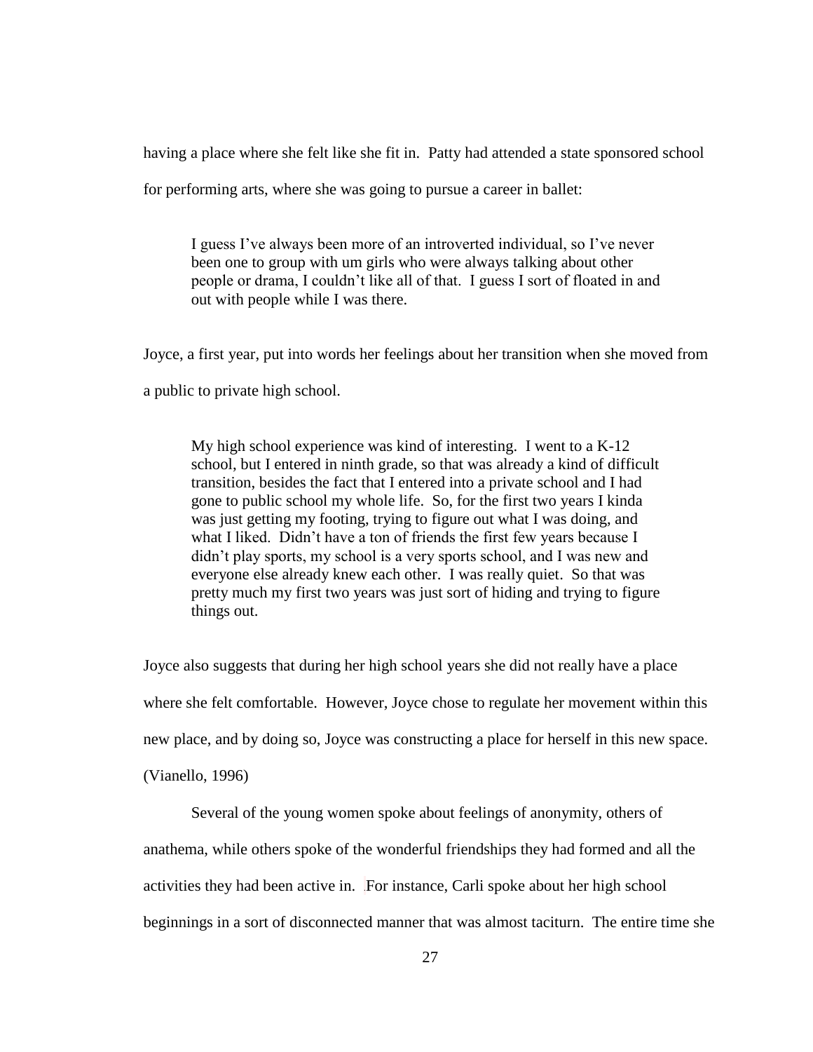having a place where she felt like she fit in. Patty had attended a state sponsored school for performing arts, where she was going to pursue a career in ballet:

> I guess I've always been more of an introverted individual, so I've never been one to group with um girls who were always talking about other people or drama, I couldn't like all of that. I guess I sort of floated in and out with people while I was there.

Joyce, a first year, put into words her feelings about her transition when she moved from a public to private high school.

> My high school experience was kind of interesting. I went to a K-12 school, but I entered in ninth grade, so that was already a kind of difficult transition, besides the fact that I entered into a private school and I had gone to public school my whole life. So, for the first two years I kinda was just getting my footing, trying to figure out what I was doing, and what I liked. Didn't have a ton of friends the first few years because I didn't play sports, my school is a very sports school, and I was new and everyone else already knew each other. I was really quiet. So that was pretty much my first two years was just sort of hiding and trying to figure things out.

Joyce also suggests that during her high school years she did not really have a place where she felt comfortable. However, Joyce chose to regulate her movement within this new place, and by doing so, Joyce was constructing a place for herself in this new space. (Vianello, 1996)

Several of the young women spoke about feelings of anonymity, others of anathema, while others spoke of the wonderful friendships they had formed and all the activities they had been active in. For instance, Carli spoke about her high school beginnings in a sort of disconnected manner that was almost taciturn. The entire time she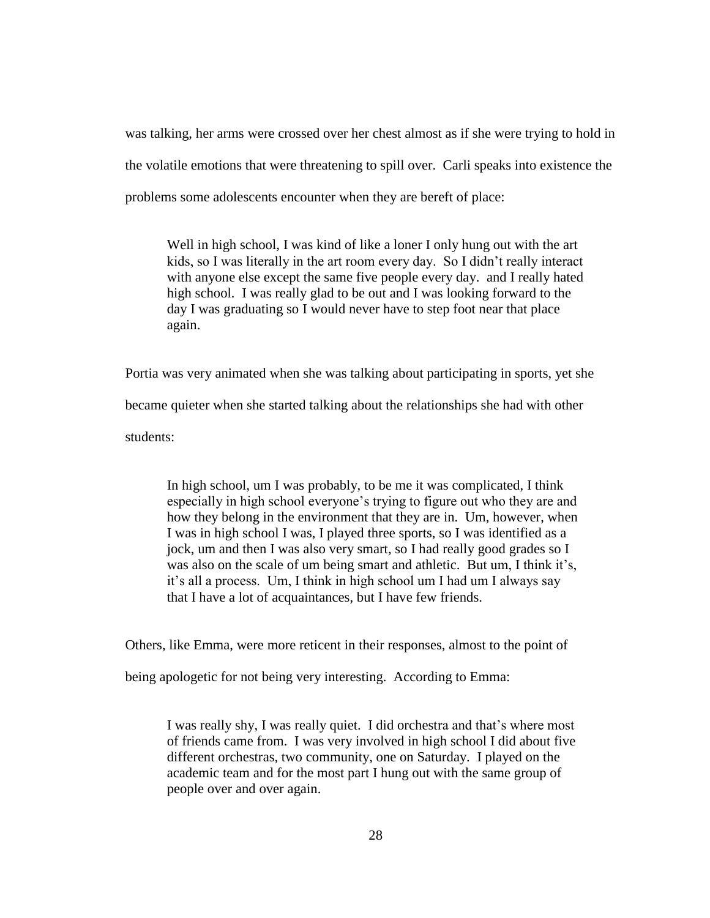was talking, her arms were crossed over her chest almost as if she were trying to hold in the volatile emotions that were threatening to spill over. Carli speaks into existence the problems some adolescents encounter when they are bereft of place:

> Well in high school, I was kind of like a loner I only hung out with the art kids, so I was literally in the art room every day. So I didn't really interact with anyone else except the same five people every day. and I really hated high school. I was really glad to be out and I was looking forward to the day I was graduating so I would never have to step foot near that place again.

Portia was very animated when she was talking about participating in sports, yet she became quieter when she started talking about the relationships she had with other students:

> In high school, um I was probably, to be me it was complicated, I think especially in high school everyone's trying to figure out who they are and how they belong in the environment that they are in. Um, however, when I was in high school I was, I played three sports, so I was identified as a jock, um and then I was also very smart, so I had really good grades so I was also on the scale of um being smart and athletic. But um, I think it's, it's all a process. Um, I think in high school um I had um I always say that I have a lot of acquaintances, but I have few friends.

Others, like Emma, were more reticent in their responses, almost to the point of being apologetic for not being very interesting. According to Emma:

> I was really shy, I was really quiet. I did orchestra and that's where most of friends came from. I was very involved in high school I did about five different orchestras, two community, one on Saturday. I played on the academic team and for the most part I hung out with the same group of people over and over again.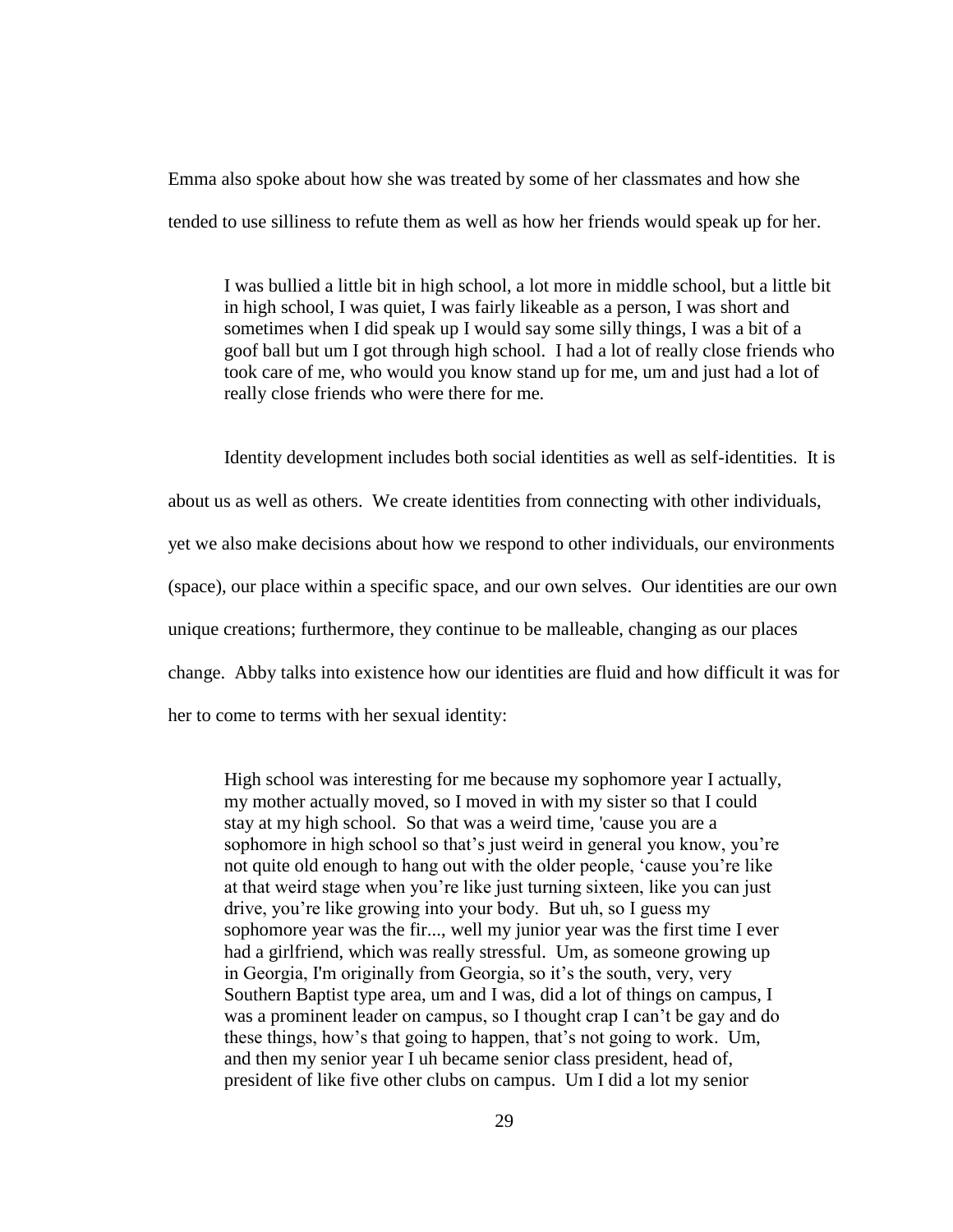Emma also spoke about how she was treated by some of her classmates and how she tended to use silliness to refute them as well as how her friends would speak up for her.

> I was bullied a little bit in high school, a lot more in middle school, but a little bit in high school, I was quiet, I was fairly likeable as a person, I was short and sometimes when I did speak up I would say some silly things, I was a bit of a goof ball but um I got through high school. I had a lot of really close friends who took care of me, who would you know stand up for me, um and just had a lot of really close friends who were there for me.

Identity development includes both social identities as well as self-identities. It is about us as well as others. We create identities from connecting with other individuals, yet we also make decisions about how we respond to other individuals, our environments (space), our place within a specific space, and our own selves. Our identities are our own unique creations; furthermore, they continue to be malleable, changing as our places change. Abby talks into existence how our identities are fluid and how difficult it was for her to come to terms with her sexual identity:

> High school was interesting for me because my sophomore year I actually, my mother actually moved, so I moved in with my sister so that I could stay at my high school. So that was a weird time, 'cause you are a sophomore in high school so that's just weird in general you know, you're not quite old enough to hang out with the older people, 'cause you're like at that weird stage when you're like just turning sixteen, like you can just drive, you're like growing into your body. But uh, so I guess my sophomore year was the fir..., well my junior year was the first time I ever had a girlfriend, which was really stressful. Um, as someone growing up in Georgia, I'm originally from Georgia, so it's the south, very, very Southern Baptist type area, um and I was, did a lot of things on campus, I was a prominent leader on campus, so I thought crap I can't be gay and do these things, how's that going to happen, that's not going to work. Um, and then my senior year I uh became senior class president, head of, president of like five other clubs on campus. Um I did a lot my senior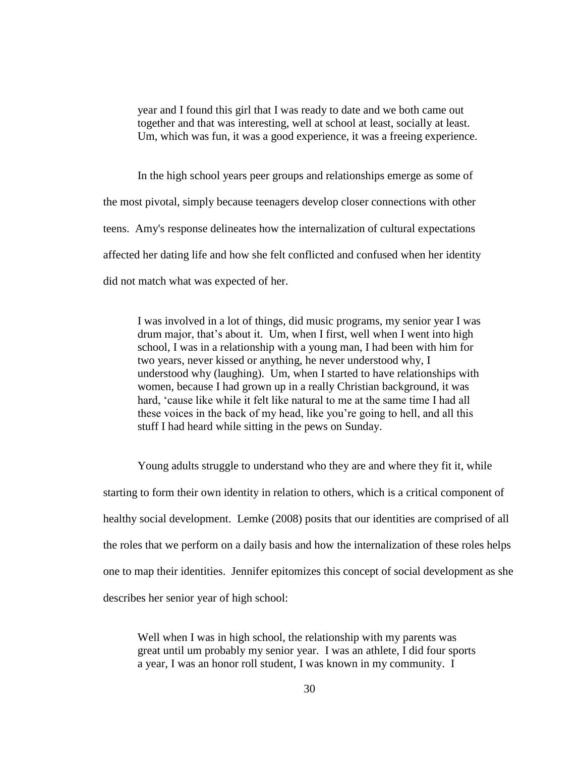> year and I found this girl that I was ready to date and we both came out together and that was interesting, well at school at least, socially at least. Um, which was fun, it was a good experience, it was a freeing experience.

In the high school years peer groups and relationships emerge as some of the most pivotal, simply because teenagers develop closer connections with other teens. Amy's response delineates how the internalization of cultural expectations affected her dating life and how she felt conflicted and confused when her identity did not match what was expected of her.

> I was involved in a lot of things, did music programs, my senior year I was drum major, that's about it. Um, when I first, well when I went into high school, I was in a relationship with a young man, I had been with him for two years, never kissed or anything, he never understood why, I understood why (laughing). Um, when I started to have relationships with women, because I had grown up in a really Christian background, it was hard, 'cause like while it felt like natural to me at the same time I had all these voices in the back of my head, like you're going to hell, and all this stuff I had heard while sitting in the pews on Sunday.

Young adults struggle to understand who they are and where they fit it, while starting to form their own identity in relation to others, which is a critical component of healthy social development. Lemke (2008) posits that our identities are comprised of all the roles that we perform on a daily basis and how the internalization of these roles helps one to map their identities. Jennifer epitomizes this concept of social development as she describes her senior year of high school:

> Well when I was in high school, the relationship with my parents was great until um probably my senior year. I was an athlete, I did four sports a year, I was an honor roll student, I was known in my community. I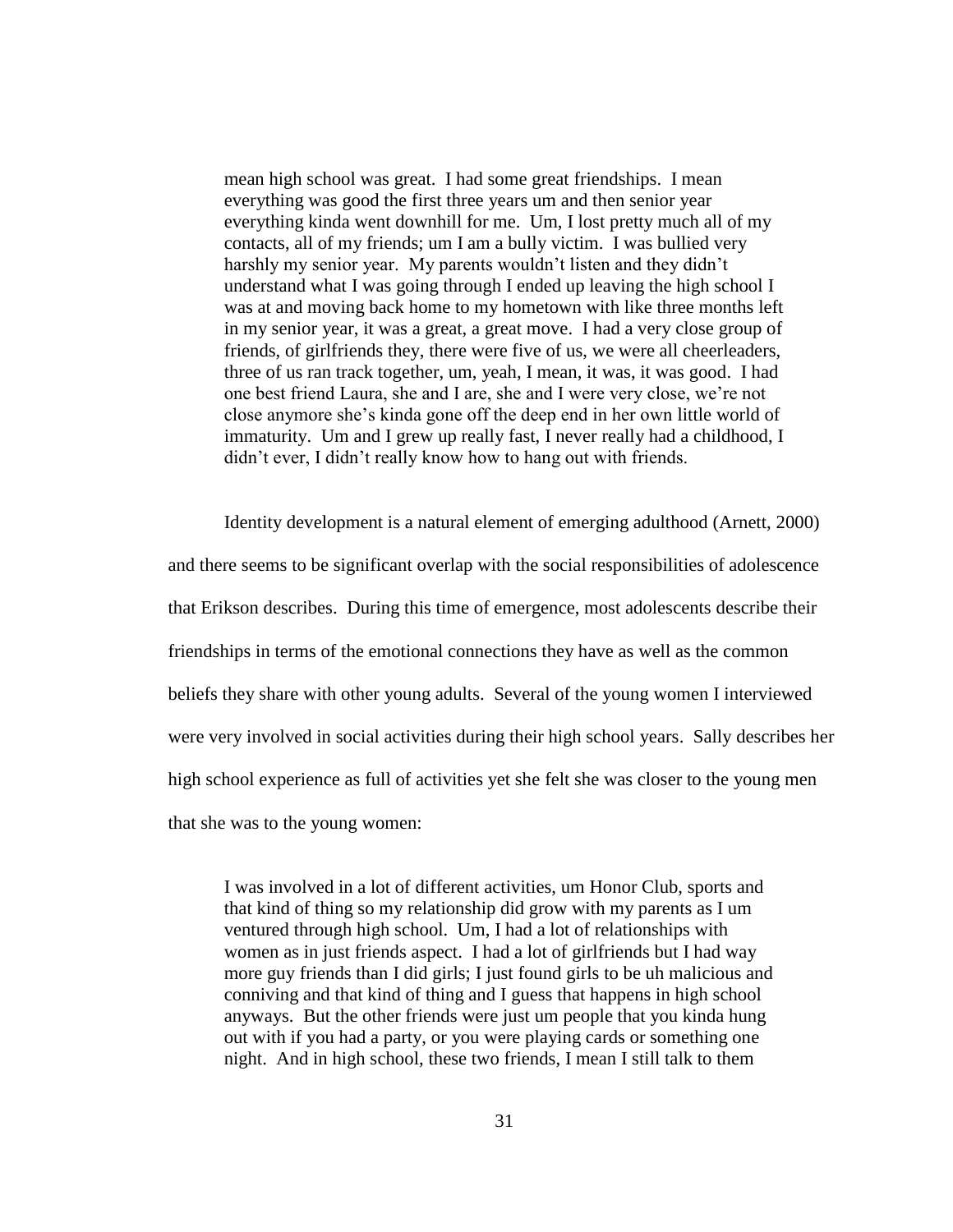> mean high school was great. I had some great friendships. I mean everything was good the first three years um and then senior year everything kinda went downhill for me. Um, I lost pretty much all of my contacts, all of my friends; um I am a bully victim. I was bullied very harshly my senior year. My parents wouldn't listen and they didn't understand what I was going through I ended up leaving the high school I was at and moving back home to my hometown with like three months left in my senior year, it was a great, a great move. I had a very close group of friends, of girlfriends they, there were five of us, we were all cheerleaders, three of us ran track together, um, yeah, I mean, it was, it was good. I had one best friend Laura, she and I are, she and I were very close, we're not close anymore she's kinda gone off the deep end in her own little world of immaturity. Um and I grew up really fast, I never really had a childhood, I didn't ever, I didn't really know how to hang out with friends.

Identity development is a natural element of emerging adulthood (Arnett, 2000) and there seems to be significant overlap with the social responsibilities of adolescence that Erikson describes. During this time of emergence, most adolescents describe their friendships in terms of the emotional connections they have as well as the common beliefs they share with other young adults. Several of the young women I interviewed were very involved in social activities during their high school years. Sally describes her high school experience as full of activities yet she felt she was closer to the young men that she was to the young women:

> I was involved in a lot of different activities, um Honor Club, sports and that kind of thing so my relationship did grow with my parents as I um ventured through high school. Um, I had a lot of relationships with women as in just friends aspect. I had a lot of girlfriends but I had way more guy friends than I did girls; I just found girls to be uh malicious and conniving and that kind of thing and I guess that happens in high school anyways. But the other friends were just um people that you kinda hung out with if you had a party, or you were playing cards or something one night. And in high school, these two friends, I mean I still talk to them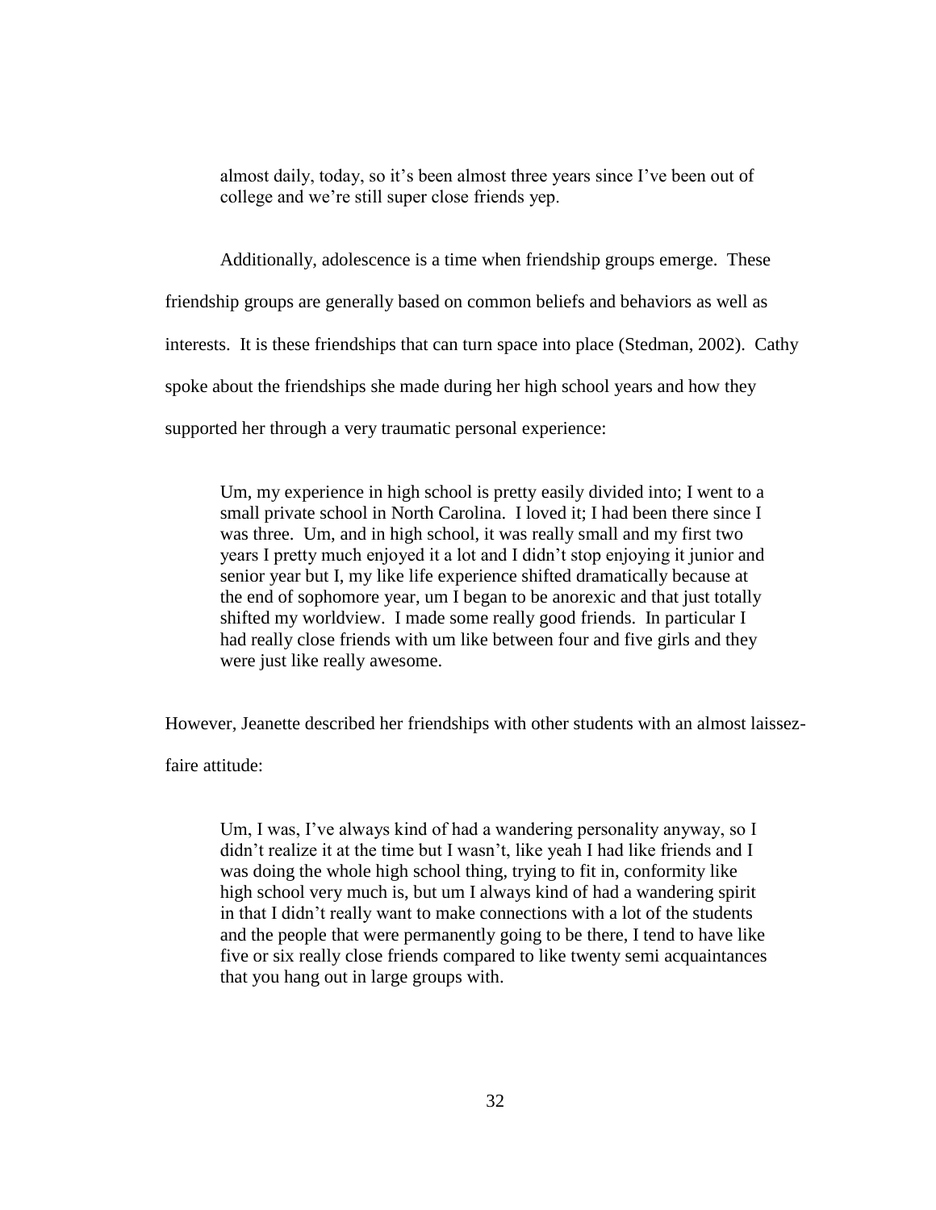> almost daily, today, so it's been almost three years since I've been out of college and we're still super close friends yep.

Additionally, adolescence is a time when friendship groups emerge. These friendship groups are generally based on common beliefs and behaviors as well as interests. It is these friendships that can turn space into place (Stedman, 2002). Cathy spoke about the friendships she made during her high school years and how they supported her through a very traumatic personal experience:

> Um, my experience in high school is pretty easily divided into; I went to a small private school in North Carolina. I loved it; I had been there since I was three. Um, and in high school, it was really small and my first two years I pretty much enjoyed it a lot and I didn't stop enjoying it junior and senior year but I, my like life experience shifted dramatically because at the end of sophomore year, um I began to be anorexic and that just totally shifted my worldview. I made some really good friends. In particular I had really close friends with um like between four and five girls and they were just like really awesome.

However, Jeanette described her friendships with other students with an almost laissez-faire attitude:

> Um, I was, I've always kind of had a wandering personality anyway, so I didn't realize it at the time but I wasn't, like yeah I had like friends and I was doing the whole high school thing, trying to fit in, conformity like high school very much is, but um I always kind of had a wandering spirit in that I didn't really want to make connections with a lot of the students and the people that were permanently going to be there, I tend to have like five or six really close friends compared to like twenty semi acquaintances that you hang out in large groups with.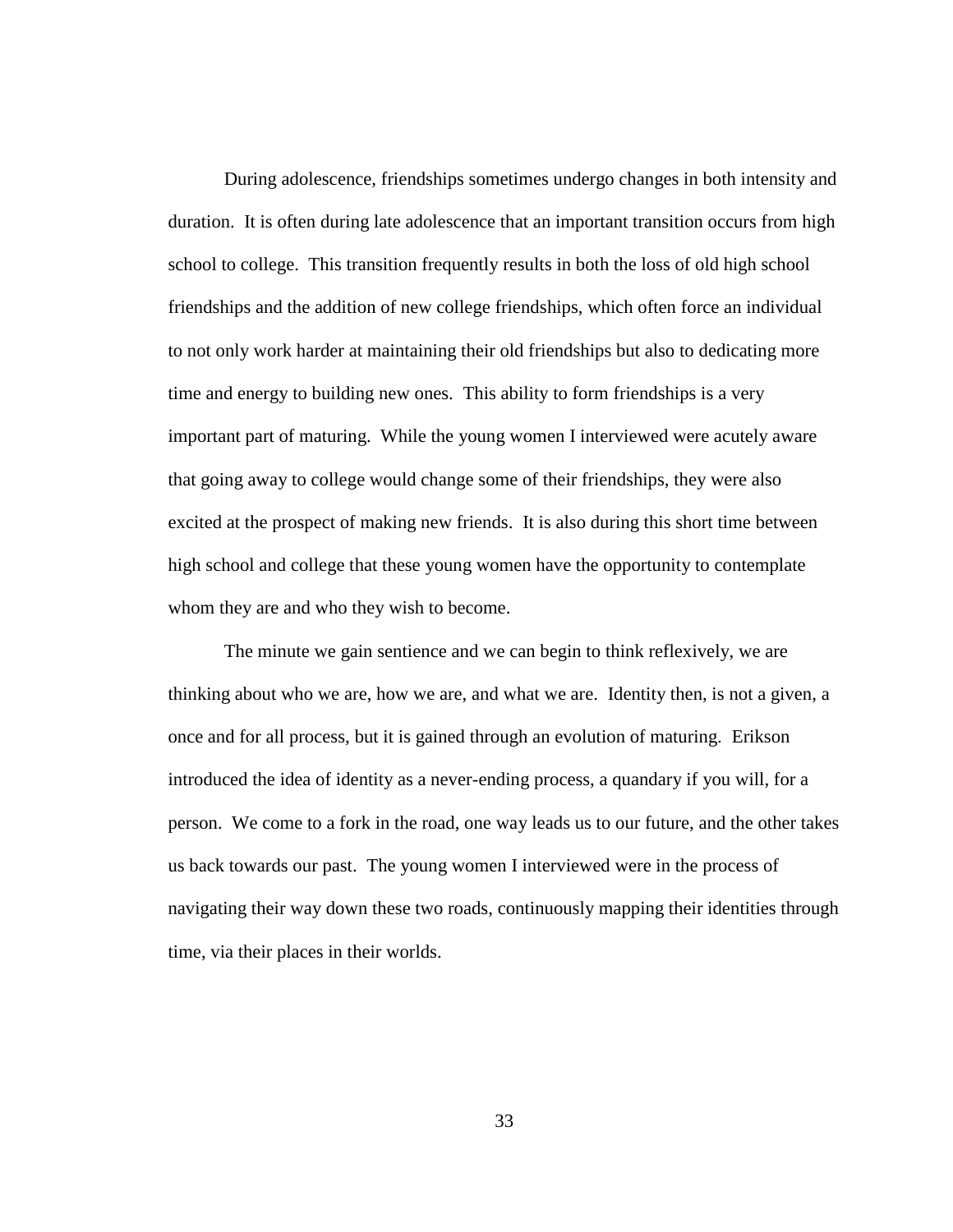During adolescence, friendships sometimes undergo changes in both intensity and duration. It is often during late adolescence that an important transition occurs from high school to college. This transition frequently results in both the loss of old high school friendships and the addition of new college friendships, which often force an individual to not only work harder at maintaining their old friendships but also to dedicating more time and energy to building new ones. This ability to form friendships is a very important part of maturing. While the young women I interviewed were acutely aware that going away to college would change some of their friendships, they were also excited at the prospect of making new friends. It is also during this short time between high school and college that these young women have the opportunity to contemplate whom they are and who they wish to become.

The minute we gain sentience and we can begin to think reflexively, we are thinking about who we are, how we are, and what we are. Identity then, is not a given, a once and for all process, but it is gained through an evolution of maturing. Erikson introduced the idea of identity as a never-ending process, a quandary if you will, for a person. We come to a fork in the road, one way leads us to our future, and the other takes us back towards our past. The young women I interviewed were in the process of navigating their way down these two roads, continuously mapping their identities through time, via their places in their worlds.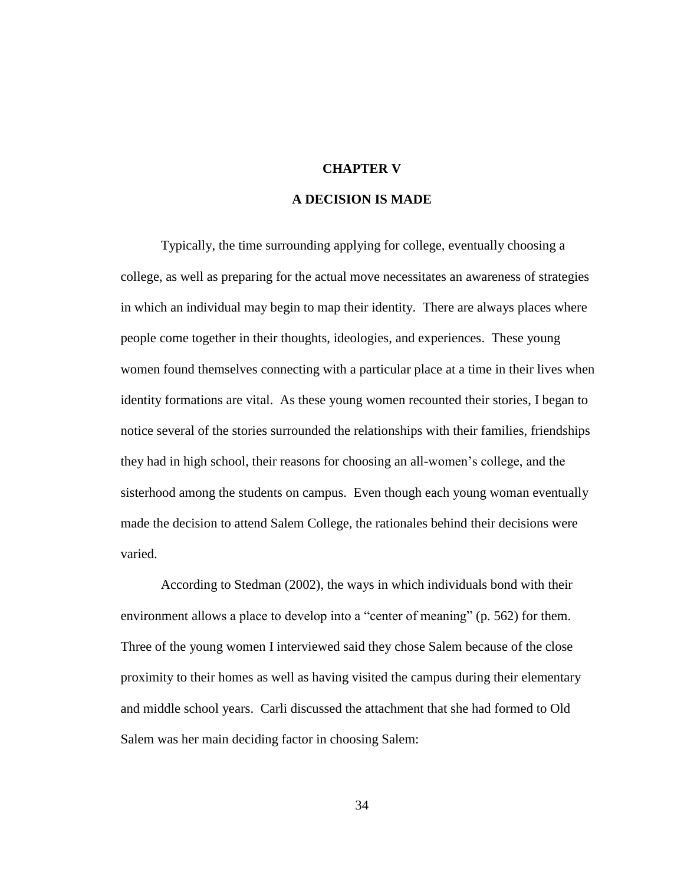# CHAPTER V

## A DECISION IS MADE

Typically, the time surrounding applying for college, eventually choosing a college, as well as preparing for the actual move necessitates an awareness of strategies in which an individual may begin to map their identity. There are always places where people come together in their thoughts, ideologies, and experiences. These young women found themselves connecting with a particular place at a time in their lives when identity formations are vital. As these young women recounted their stories, I began to notice several of the stories surrounded the relationships with their families, friendships they had in high school, their reasons for choosing an all-women's college, and the sisterhood among the students on campus. Even though each young woman eventually made the decision to attend Salem College, the rationales behind their decisions were varied.

According to Stedman (2002), the ways in which individuals bond with their environment allows a place to develop into a "center of meaning" (p. 562) for them. Three of the young women I interviewed said they chose Salem because of the close proximity to their homes as well as having visited the campus during their elementary and middle school years. Carli discussed the attachment that she had formed to Old Salem was her main deciding factor in choosing Salem: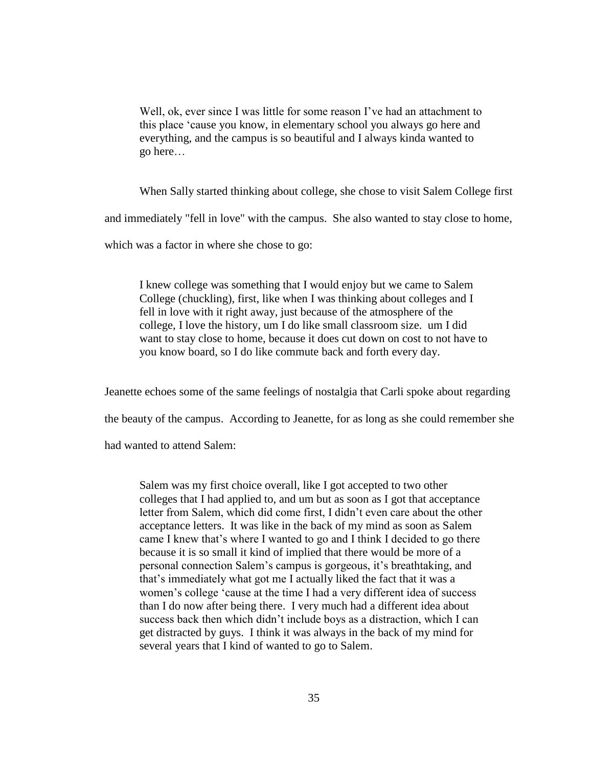> Well, ok, ever since I was little for some reason I've had an attachment to this place 'cause you know, in elementary school you always go here and everything, and the campus is so beautiful and I always kinda wanted to go here…

When Sally started thinking about college, she chose to visit Salem College first and immediately "fell in love" with the campus. She also wanted to stay close to home, which was a factor in where she chose to go:

> I knew college was something that I would enjoy but we came to Salem College (chuckling), first, like when I was thinking about colleges and I fell in love with it right away, just because of the atmosphere of the college, I love the history, um I do like small classroom size. um I did want to stay close to home, because it does cut down on cost to not have to you know board, so I do like commute back and forth every day.

Jeanette echoes some of the same feelings of nostalgia that Carli spoke about regarding the beauty of the campus. According to Jeanette, for as long as she could remember she had wanted to attend Salem:

> Salem was my first choice overall, like I got accepted to two other colleges that I had applied to, and um but as soon as I got that acceptance letter from Salem, which did come first, I didn't even care about the other acceptance letters. It was like in the back of my mind as soon as Salem came I knew that's where I wanted to go and I think I decided to go there because it is so small it kind of implied that there would be more of a personal connection Salem's campus is gorgeous, it's breathtaking, and that's immediately what got me I actually liked the fact that it was a women's college 'cause at the time I had a very different idea of success than I do now after being there. I very much had a different idea about success back then which didn't include boys as a distraction, which I can get distracted by guys. I think it was always in the back of my mind for several years that I kind of wanted to go to Salem.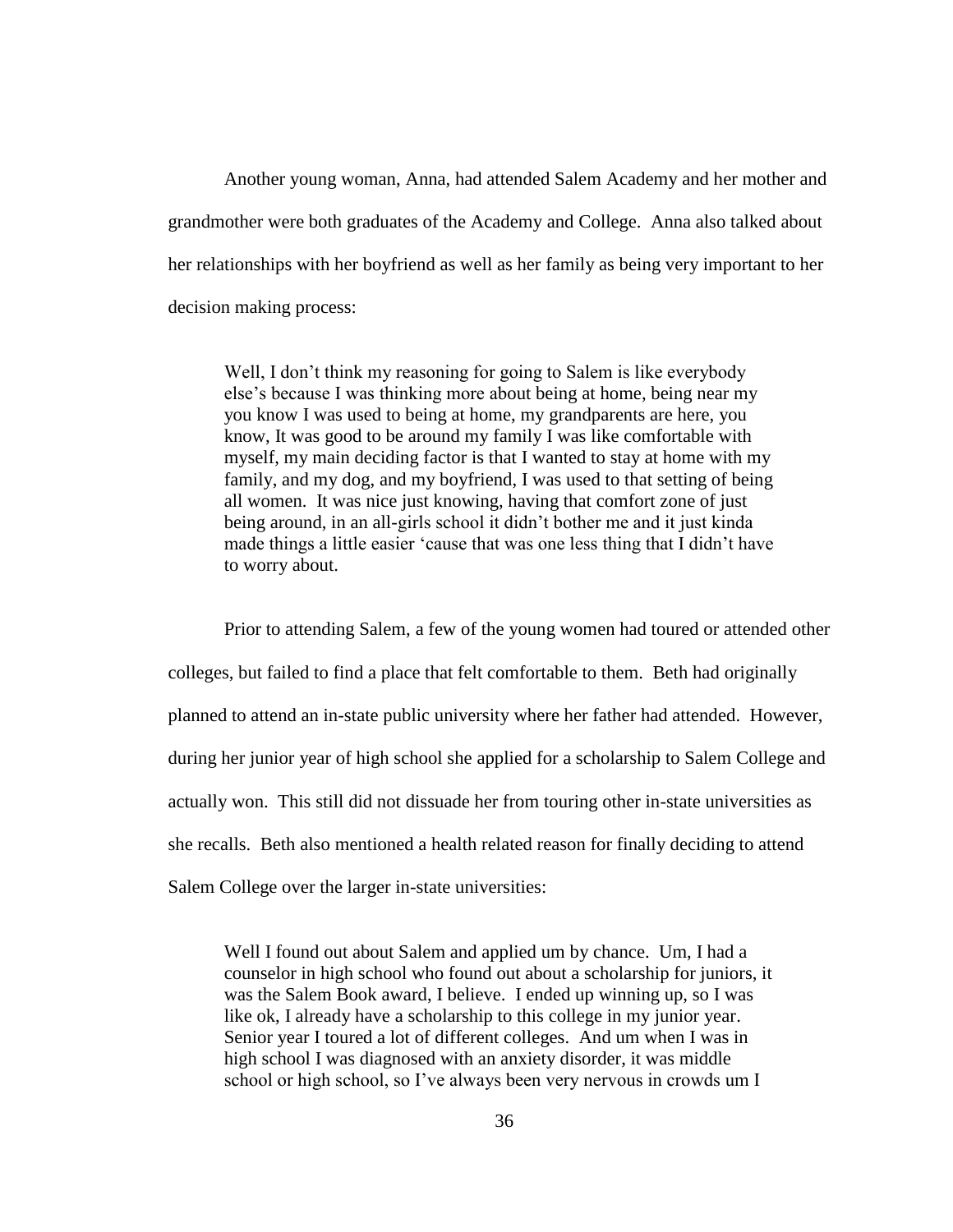Another young woman, Anna, had attended Salem Academy and her mother and grandmother were both graduates of the Academy and College. Anna also talked about her relationships with her boyfriend as well as her family as being very important to her decision making process:

> Well, I don't think my reasoning for going to Salem is like everybody else's because I was thinking more about being at home, being near my you know I was used to being at home, my grandparents are here, you know, It was good to be around my family I was like comfortable with myself, my main deciding factor is that I wanted to stay at home with my family, and my dog, and my boyfriend, I was used to that setting of being all women. It was nice just knowing, having that comfort zone of just being around, in an all-girls school it didn't bother me and it just kinda made things a little easier 'cause that was one less thing that I didn't have to worry about.

Prior to attending Salem, a few of the young women had toured or attended other colleges, but failed to find a place that felt comfortable to them. Beth had originally planned to attend an in-state public university where her father had attended. However, during her junior year of high school she applied for a scholarship to Salem College and actually won. This still did not dissuade her from touring other in-state universities as she recalls. Beth also mentioned a health related reason for finally deciding to attend Salem College over the larger in-state universities:

> Well I found out about Salem and applied um by chance. Um, I had a counselor in high school who found out about a scholarship for juniors, it was the Salem Book award, I believe. I ended up winning up, so I was like ok, I already have a scholarship to this college in my junior year. Senior year I toured a lot of different colleges. And um when I was in high school I was diagnosed with an anxiety disorder, it was middle school or high school, so I've always been very nervous in crowds um I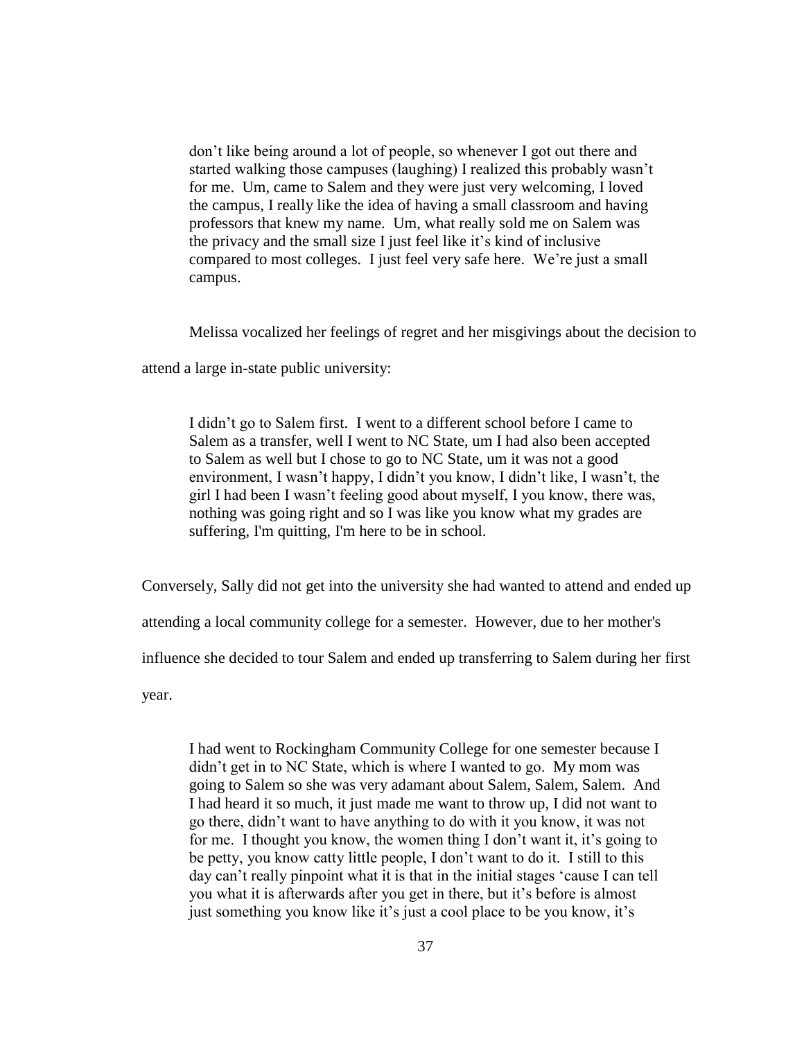> don't like being around a lot of people, so whenever I got out there and started walking those campuses (laughing) I realized this probably wasn't for me. Um, came to Salem and they were just very welcoming, I loved the campus, I really like the idea of having a small classroom and having professors that knew my name. Um, what really sold me on Salem was the privacy and the small size I just feel like it's kind of inclusive compared to most colleges. I just feel very safe here. We're just a small campus.

Melissa vocalized her feelings of regret and her misgivings about the decision to attend a large in-state public university:

> I didn't go to Salem first. I went to a different school before I came to Salem as a transfer, well I went to NC State, um I had also been accepted to Salem as well but I chose to go to NC State, um it was not a good environment, I wasn't happy, I didn't you know, I didn't like, I wasn't, the girl I had been I wasn't feeling good about myself, I you know, there was, nothing was going right and so I was like you know what my grades are suffering, I'm quitting, I'm here to be in school.

Conversely, Sally did not get into the university she had wanted to attend and ended up attending a local community college for a semester. However, due to her mother's influence she decided to tour Salem and ended up transferring to Salem during her first year.

> I had went to Rockingham Community College for one semester because I didn't get in to NC State, which is where I wanted to go. My mom was going to Salem so she was very adamant about Salem, Salem, Salem. And I had heard it so much, it just made me want to throw up, I did not want to go there, didn't want to have anything to do with it you know, it was not for me. I thought you know, the women thing I don't want it, it's going to be petty, you know catty little people, I don't want to do it. I still to this day can't really pinpoint what it is that in the initial stages 'cause I can tell you what it is afterwards after you get in there, but it's before is almost just something you know like it's just a cool place to be you know, it's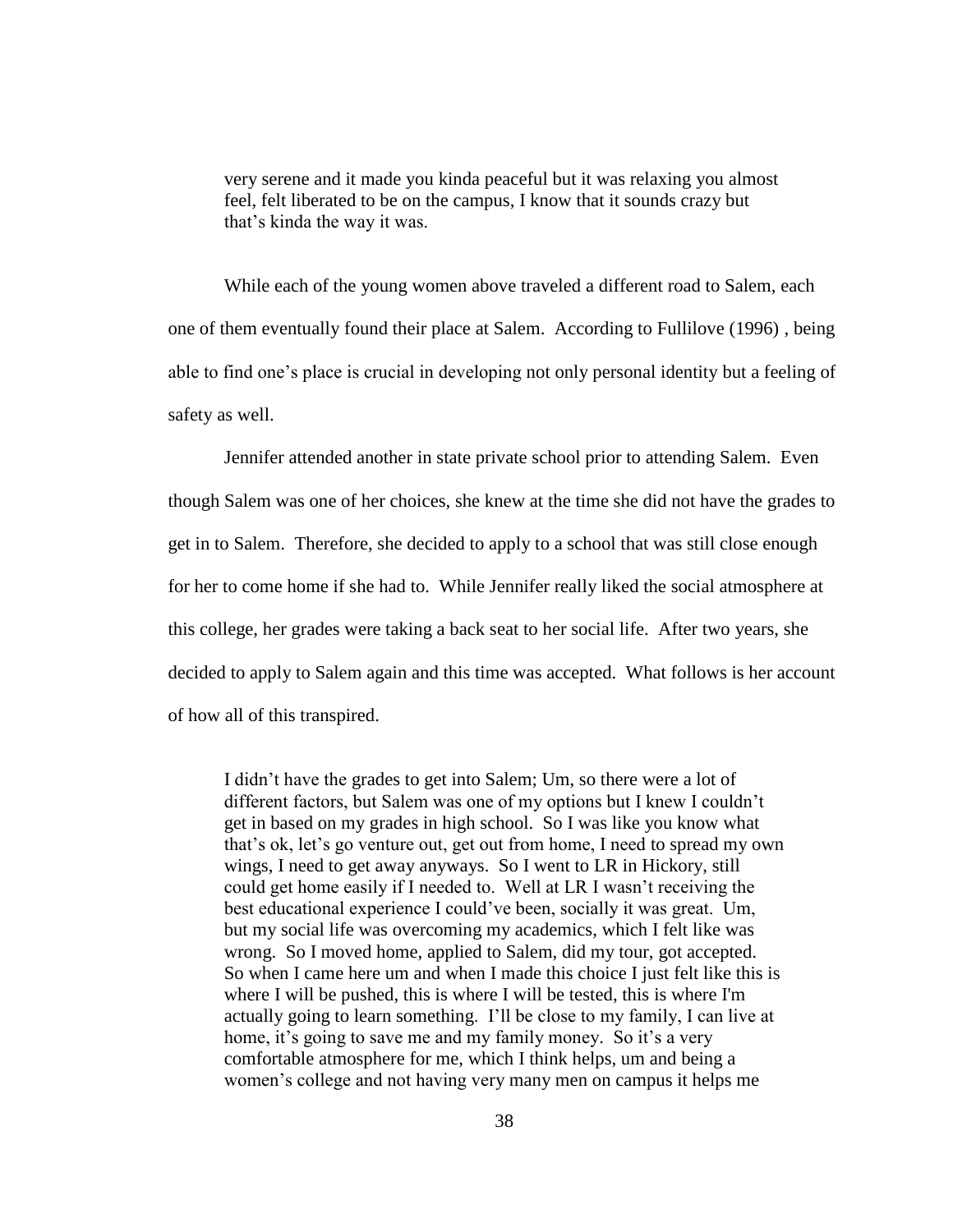> very serene and it made you kinda peaceful but it was relaxing you almost feel, felt liberated to be on the campus, I know that it sounds crazy but that's kinda the way it was.

While each of the young women above traveled a different road to Salem, each one of them eventually found their place at Salem. According to Fullilove (1996) , being able to find one's place is crucial in developing not only personal identity but a feeling of safety as well.

Jennifer attended another in state private school prior to attending Salem. Even though Salem was one of her choices, she knew at the time she did not have the grades to get in to Salem. Therefore, she decided to apply to a school that was still close enough for her to come home if she had to. While Jennifer really liked the social atmosphere at this college, her grades were taking a back seat to her social life. After two years, she decided to apply to Salem again and this time was accepted. What follows is her account of how all of this transpired.

> I didn't have the grades to get into Salem; Um, so there were a lot of different factors, but Salem was one of my options but I knew I couldn't get in based on my grades in high school. So I was like you know what that's ok, let's go venture out, get out from home, I need to spread my own wings, I need to get away anyways. So I went to LR in Hickory, still could get home easily if I needed to. Well at LR I wasn't receiving the best educational experience I could've been, socially it was great. Um, but my social life was overcoming my academics, which I felt like was wrong. So I moved home, applied to Salem, did my tour, got accepted. So when I came here um and when I made this choice I just felt like this is where I will be pushed, this is where I will be tested, this is where I'm actually going to learn something. I'll be close to my family, I can live at home, it's going to save me and my family money. So it's a very comfortable atmosphere for me, which I think helps, um and being a women's college and not having very many men on campus it helps me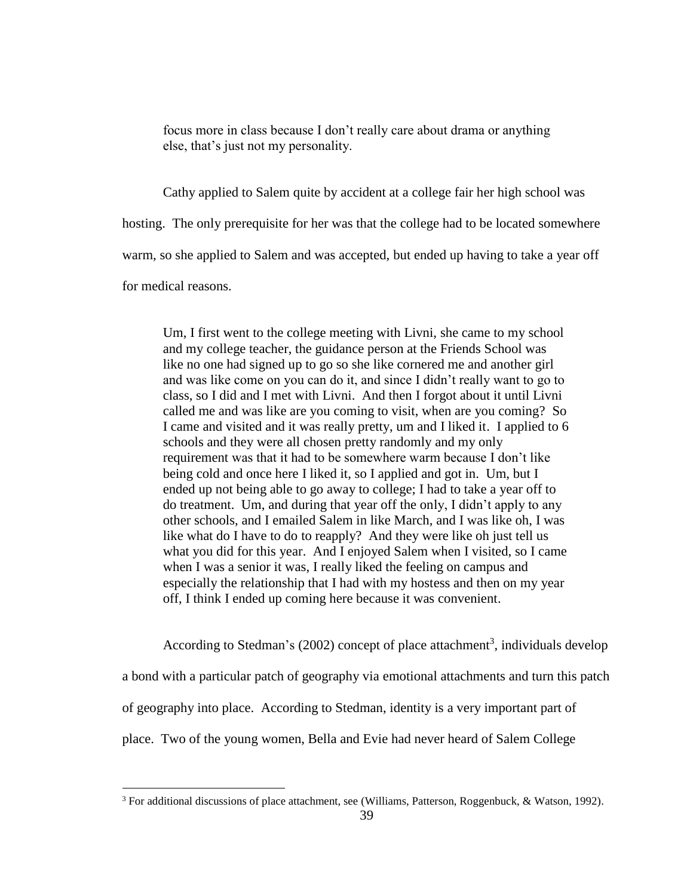> focus more in class because I don't really care about drama or anything else, that's just not my personality.

Cathy applied to Salem quite by accident at a college fair her high school was hosting. The only prerequisite for her was that the college had to be located somewhere warm, so she applied to Salem and was accepted, but ended up having to take a year off for medical reasons.

> Um, I first went to the college meeting with Livni, she came to my school and my college teacher, the guidance person at the Friends School was like no one had signed up to go so she like cornered me and another girl and was like come on you can do it, and since I didn't really want to go to class, so I did and I met with Livni. And then I forgot about it until Livni called me and was like are you coming to visit, when are you coming? So I came and visited and it was really pretty, um and I liked it. I applied to 6 schools and they were all chosen pretty randomly and my only requirement was that it had to be somewhere warm because I don't like being cold and once here I liked it, so I applied and got in. Um, but I ended up not being able to go away to college; I had to take a year off to do treatment. Um, and during that year off the only, I didn't apply to any other schools, and I emailed Salem in like March, and I was like oh, I was like what do I have to do to reapply? And they were like oh just tell us what you did for this year. And I enjoyed Salem when I visited, so I came when I was a senior it was, I really liked the feeling on campus and especially the relationship that I had with my hostess and then on my year off, I think I ended up coming here because it was convenient.

According to Stedman's (2002) concept of place attachment[3], individuals develop a bond with a particular patch of geography via emotional attachments and turn this patch of geography into place. According to Stedman, identity is a very important part of place. Two of the young women, Bella and Evie had never heard of Salem College

---

[3] For additional discussions of place attachment, see (Williams, Patterson, Roggenbuck, & Watson, 1992).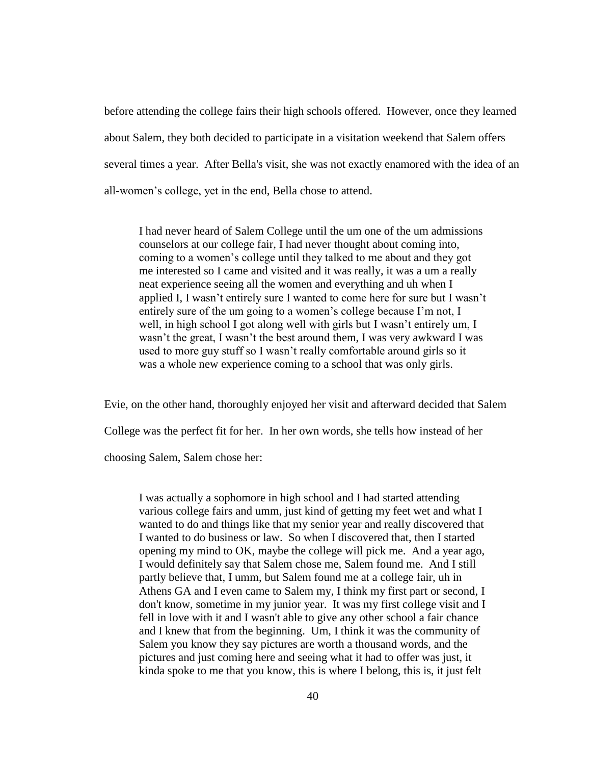before attending the college fairs their high schools offered. However, once they learned about Salem, they both decided to participate in a visitation weekend that Salem offers several times a year. After Bella's visit, she was not exactly enamored with the idea of an all-women's college, yet in the end, Bella chose to attend.

> I had never heard of Salem College until the um one of the um admissions counselors at our college fair, I had never thought about coming into, coming to a women's college until they talked to me about and they got me interested so I came and visited and it was really, it was a um a really neat experience seeing all the women and everything and uh when I applied I, I wasn't entirely sure I wanted to come here for sure but I wasn't entirely sure of the um going to a women's college because I'm not, I well, in high school I got along well with girls but I wasn't entirely um, I wasn't the great, I wasn't the best around them, I was very awkward I was used to more guy stuff so I wasn't really comfortable around girls so it was a whole new experience coming to a school that was only girls.

Evie, on the other hand, thoroughly enjoyed her visit and afterward decided that Salem College was the perfect fit for her. In her own words, she tells how instead of her choosing Salem, Salem chose her:

> I was actually a sophomore in high school and I had started attending various college fairs and umm, just kind of getting my feet wet and what I wanted to do and things like that my senior year and really discovered that I wanted to do business or law. So when I discovered that, then I started opening my mind to OK, maybe the college will pick me. And a year ago, I would definitely say that Salem chose me, Salem found me. And I still partly believe that, I umm, but Salem found me at a college fair, uh in Athens GA and I even came to Salem my, I think my first part or second, I don't know, sometime in my junior year. It was my first college visit and I fell in love with it and I wasn't able to give any other school a fair chance and I knew that from the beginning. Um, I think it was the community of Salem you know they say pictures are worth a thousand words, and the pictures and just coming here and seeing what it had to offer was just, it kinda spoke to me that you know, this is where I belong, this is, it just felt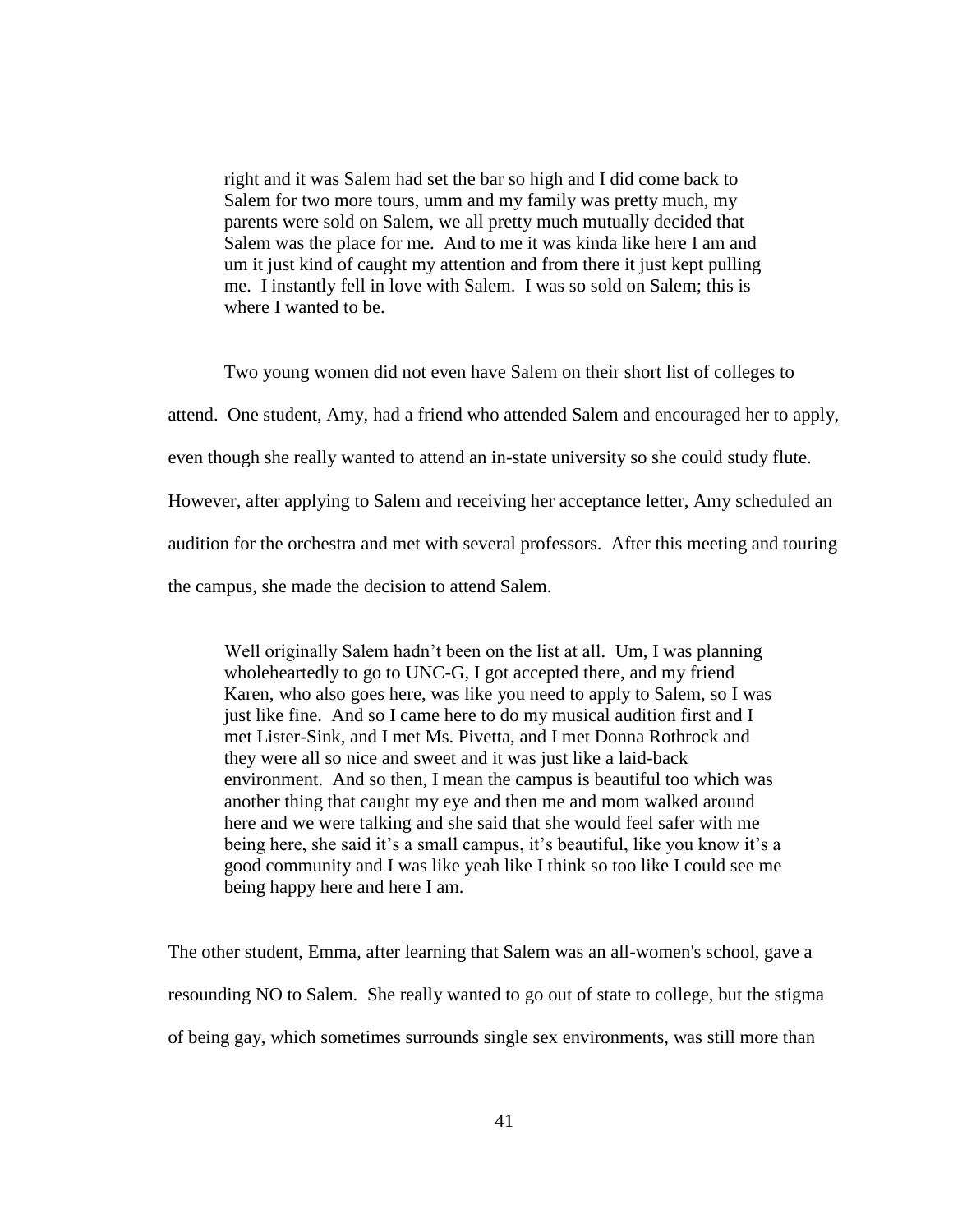> right and it was Salem had set the bar so high and I did come back to Salem for two more tours, umm and my family was pretty much, my parents were sold on Salem, we all pretty much mutually decided that Salem was the place for me. And to me it was kinda like here I am and um it just kind of caught my attention and from there it just kept pulling me. I instantly fell in love with Salem. I was so sold on Salem; this is where I wanted to be.

Two young women did not even have Salem on their short list of colleges to attend. One student, Amy, had a friend who attended Salem and encouraged her to apply, even though she really wanted to attend an in-state university so she could study flute. However, after applying to Salem and receiving her acceptance letter, Amy scheduled an audition for the orchestra and met with several professors. After this meeting and touring the campus, she made the decision to attend Salem.

> Well originally Salem hadn't been on the list at all. Um, I was planning wholeheartedly to go to UNC-G, I got accepted there, and my friend Karen, who also goes here, was like you need to apply to Salem, so I was just like fine. And so I came here to do my musical audition first and I met Lister-Sink, and I met Ms. Pivetta, and I met Donna Rothrock and they were all so nice and sweet and it was just like a laid-back environment. And so then, I mean the campus is beautiful too which was another thing that caught my eye and then me and mom walked around here and we were talking and she said that she would feel safer with me being here, she said it's a small campus, it's beautiful, like you know it's a good community and I was like yeah like I think so too like I could see me being happy here and here I am.

The other student, Emma, after learning that Salem was an all-women's school, gave a resounding NO to Salem. She really wanted to go out of state to college, but the stigma of being gay, which sometimes surrounds single sex environments, was still more than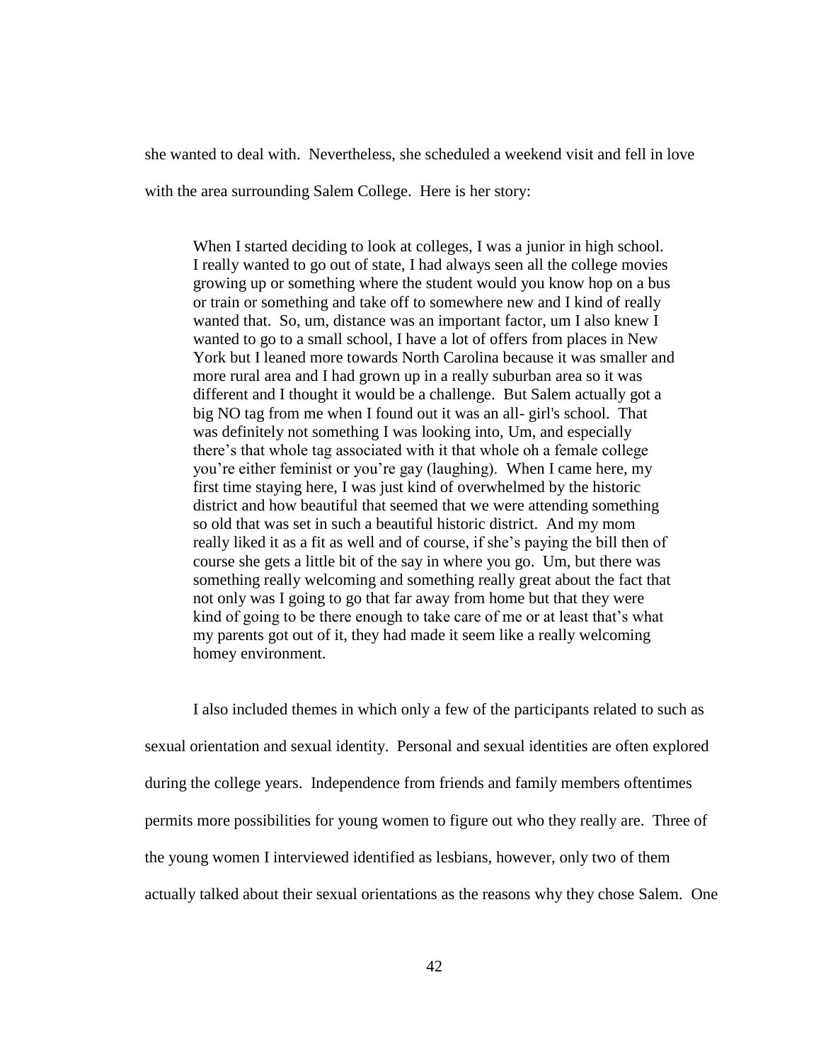she wanted to deal with. Nevertheless, she scheduled a weekend visit and fell in love with the area surrounding Salem College. Here is her story:

> When I started deciding to look at colleges, I was a junior in high school. I really wanted to go out of state, I had always seen all the college movies growing up or something where the student would you know hop on a bus or train or something and take off to somewhere new and I kind of really wanted that. So, um, distance was an important factor, um I also knew I wanted to go to a small school, I have a lot of offers from places in New York but I leaned more towards North Carolina because it was smaller and more rural area and I had grown up in a really suburban area so it was different and I thought it would be a challenge. But Salem actually got a big NO tag from me when I found out it was an all- girl's school. That was definitely not something I was looking into, Um, and especially there's that whole tag associated with it that whole oh a female college you're either feminist or you're gay (laughing). When I came here, my first time staying here, I was just kind of overwhelmed by the historic district and how beautiful that seemed that we were attending something so old that was set in such a beautiful historic district. And my mom really liked it as a fit as well and of course, if she's paying the bill then of course she gets a little bit of the say in where you go. Um, but there was something really welcoming and something really great about the fact that not only was I going to go that far away from home but that they were kind of going to be there enough to take care of me or at least that's what my parents got out of it, they had made it seem like a really welcoming homey environment.

I also included themes in which only a few of the participants related to such as sexual orientation and sexual identity. Personal and sexual identities are often explored during the college years. Independence from friends and family members oftentimes permits more possibilities for young women to figure out who they really are. Three of the young women I interviewed identified as lesbians, however, only two of them actually talked about their sexual orientations as the reasons why they chose Salem. One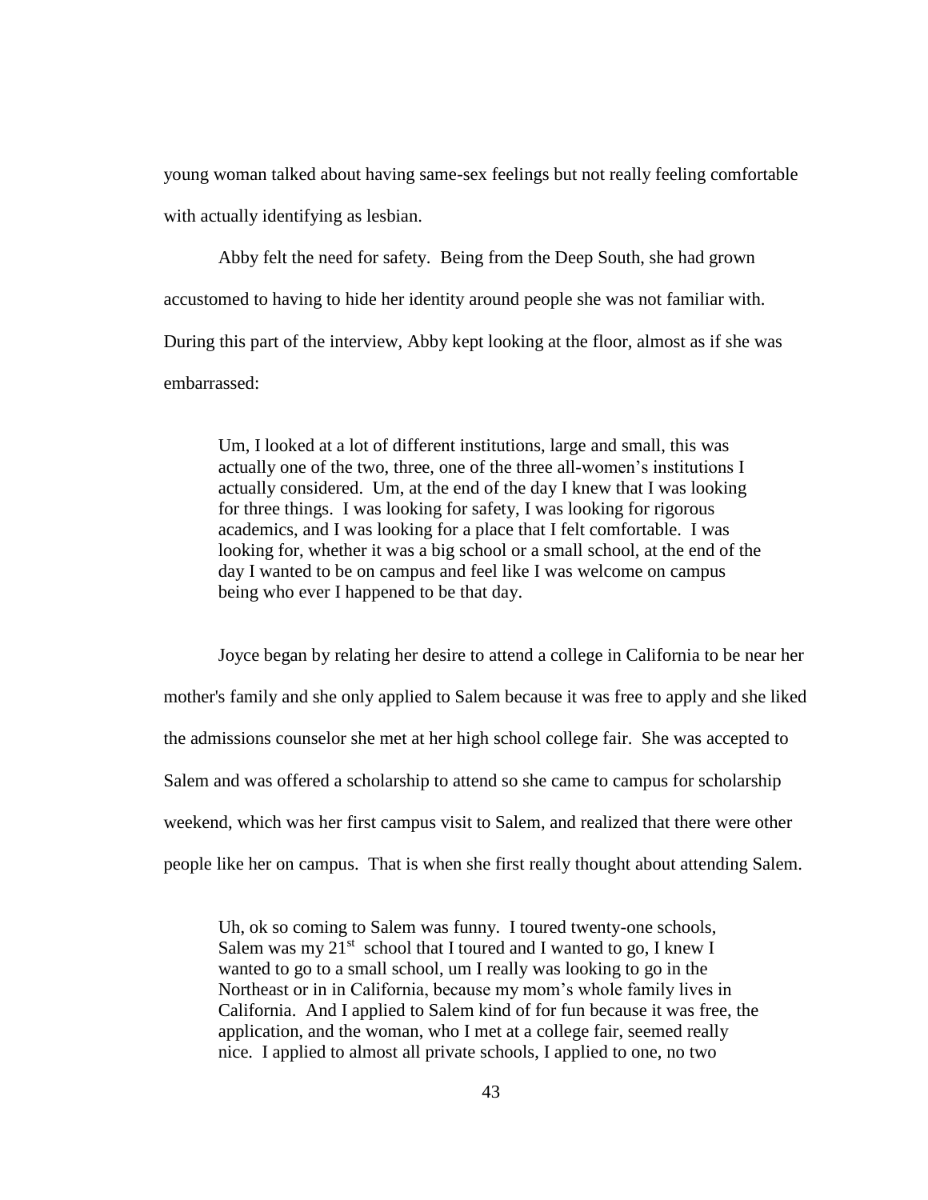young woman talked about having same-sex feelings but not really feeling comfortable with actually identifying as lesbian.

Abby felt the need for safety. Being from the Deep South, she had grown accustomed to having to hide her identity around people she was not familiar with. During this part of the interview, Abby kept looking at the floor, almost as if she was embarrassed:

> Um, I looked at a lot of different institutions, large and small, this was actually one of the two, three, one of the three all-women's institutions I actually considered. Um, at the end of the day I knew that I was looking for three things. I was looking for safety, I was looking for rigorous academics, and I was looking for a place that I felt comfortable. I was looking for, whether it was a big school or a small school, at the end of the day I wanted to be on campus and feel like I was welcome on campus being who ever I happened to be that day.

Joyce began by relating her desire to attend a college in California to be near her mother's family and she only applied to Salem because it was free to apply and she liked the admissions counselor she met at her high school college fair. She was accepted to Salem and was offered a scholarship to attend so she came to campus for scholarship weekend, which was her first campus visit to Salem, and realized that there were other people like her on campus. That is when she first really thought about attending Salem.

> Uh, ok so coming to Salem was funny. I toured twenty-one schools, Salem was my 21st school that I toured and I wanted to go, I knew I wanted to go to a small school, um I really was looking to go in the Northeast or in in California, because my mom's whole family lives in California. And I applied to Salem kind of for fun because it was free, the application, and the woman, who I met at a college fair, seemed really nice. I applied to almost all private schools, I applied to one, no two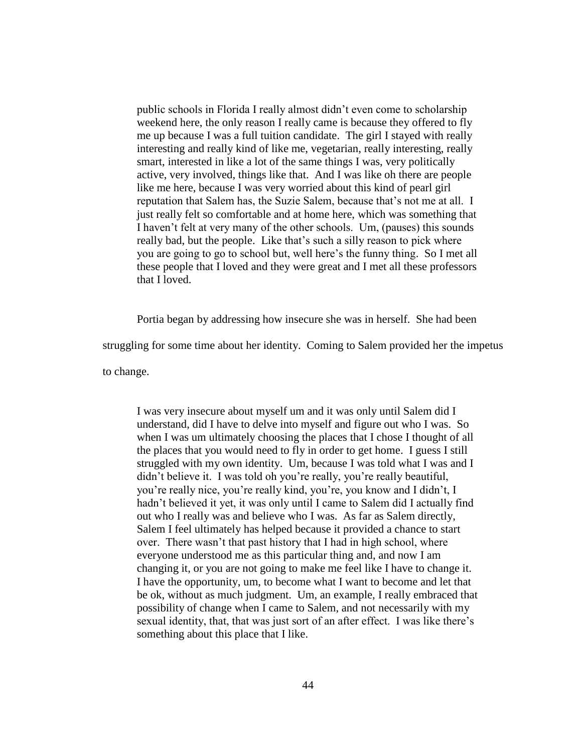> public schools in Florida I really almost didn't even come to scholarship weekend here, the only reason I really came is because they offered to fly me up because I was a full tuition candidate. The girl I stayed with really interesting and really kind of like me, vegetarian, really interesting, really smart, interested in like a lot of the same things I was, very politically active, very involved, things like that. And I was like oh there are people like me here, because I was very worried about this kind of pearl girl reputation that Salem has, the Suzie Salem, because that's not me at all. I just really felt so comfortable and at home here, which was something that I haven't felt at very many of the other schools. Um, (pauses) this sounds really bad, but the people. Like that's such a silly reason to pick where you are going to go to school but, well here's the funny thing. So I met all these people that I loved and they were great and I met all these professors that I loved.

Portia began by addressing how insecure she was in herself. She had been struggling for some time about her identity. Coming to Salem provided her the impetus to change.

> I was very insecure about myself um and it was only until Salem did I understand, did I have to delve into myself and figure out who I was. So when I was um ultimately choosing the places that I chose I thought of all the places that you would need to fly in order to get home. I guess I still struggled with my own identity. Um, because I was told what I was and I didn't believe it. I was told oh you're really, you're really beautiful, you're really nice, you're really kind, you're, you know and I didn't, I hadn't believed it yet, it was only until I came to Salem did I actually find out who I really was and believe who I was. As far as Salem directly, Salem I feel ultimately has helped because it provided a chance to start over. There wasn't that past history that I had in high school, where everyone understood me as this particular thing and, and now I am changing it, or you are not going to make me feel like I have to change it. I have the opportunity, um, to become what I want to become and let that be ok, without as much judgment. Um, an example, I really embraced that possibility of change when I came to Salem, and not necessarily with my sexual identity, that, that was just sort of an after effect. I was like there's something about this place that I like.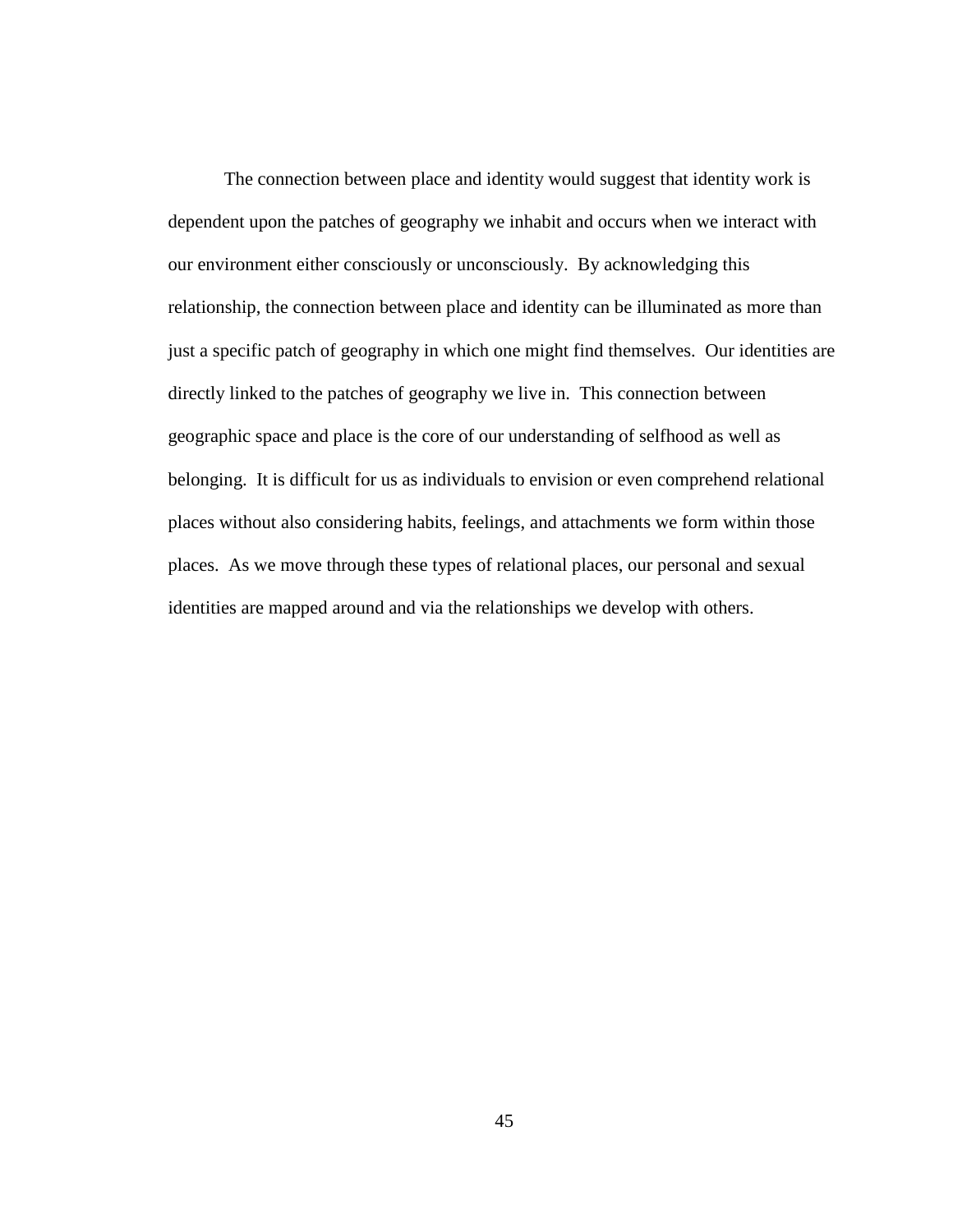The connection between place and identity would suggest that identity work is dependent upon the patches of geography we inhabit and occurs when we interact with our environment either consciously or unconsciously. By acknowledging this relationship, the connection between place and identity can be illuminated as more than just a specific patch of geography in which one might find themselves. Our identities are directly linked to the patches of geography we live in. This connection between geographic space and place is the core of our understanding of selfhood as well as belonging. It is difficult for us as individuals to envision or even comprehend relational places without also considering habits, feelings, and attachments we form within those places. As we move through these types of relational places, our personal and sexual identities are mapped around and via the relationships we develop with others.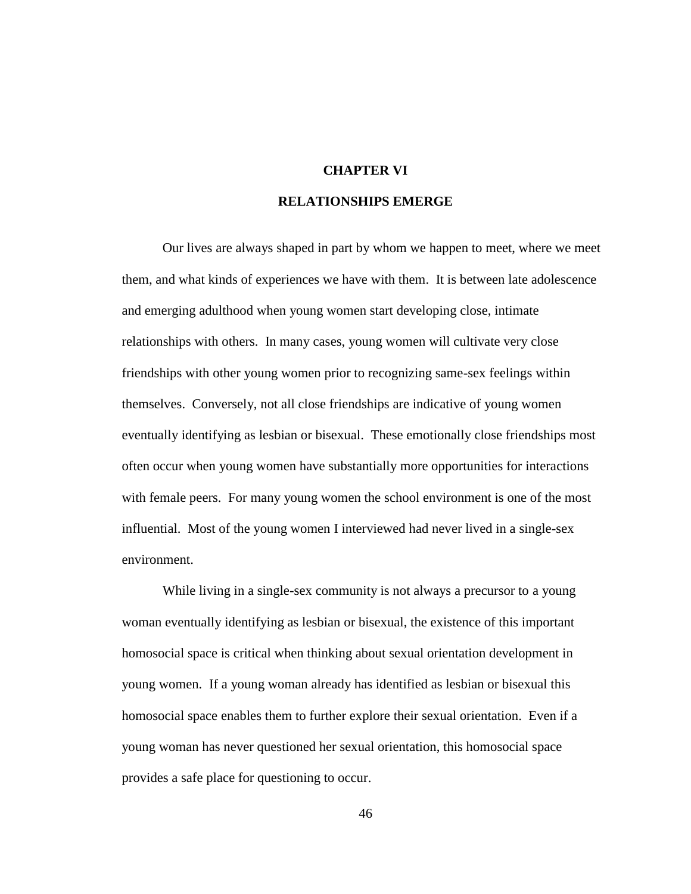# CHAPTER VI

# RELATIONSHIPS EMERGE

Our lives are always shaped in part by whom we happen to meet, where we meet them, and what kinds of experiences we have with them. It is between late adolescence and emerging adulthood when young women start developing close, intimate relationships with others. In many cases, young women will cultivate very close friendships with other young women prior to recognizing same-sex feelings within themselves. Conversely, not all close friendships are indicative of young women eventually identifying as lesbian or bisexual. These emotionally close friendships most often occur when young women have substantially more opportunities for interactions with female peers. For many young women the school environment is one of the most influential. Most of the young women I interviewed had never lived in a single-sex environment.

While living in a single-sex community is not always a precursor to a young woman eventually identifying as lesbian or bisexual, the existence of this important homosocial space is critical when thinking about sexual orientation development in young women. If a young woman already has identified as lesbian or bisexual this homosocial space enables them to further explore their sexual orientation. Even if a young woman has never questioned her sexual orientation, this homosocial space provides a safe place for questioning to occur.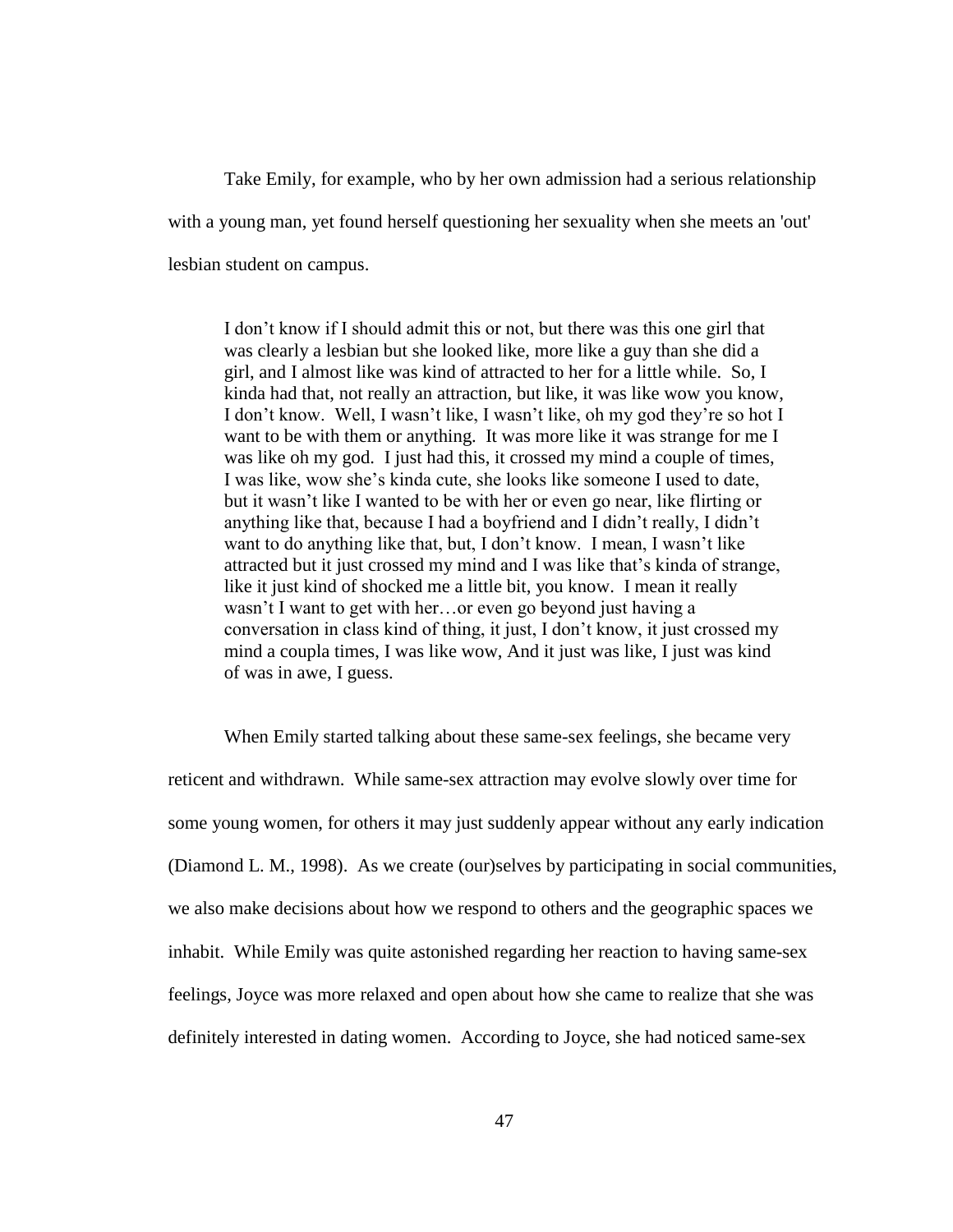Take Emily, for example, who by her own admission had a serious relationship with a young man, yet found herself questioning her sexuality when she meets an 'out' lesbian student on campus.

> I don't know if I should admit this or not, but there was this one girl that was clearly a lesbian but she looked like, more like a guy than she did a girl, and I almost like was kind of attracted to her for a little while. So, I kinda had that, not really an attraction, but like, it was like wow you know, I don't know. Well, I wasn't like, I wasn't like, oh my god they're so hot I want to be with them or anything. It was more like it was strange for me I was like oh my god. I just had this, it crossed my mind a couple of times, I was like, wow she's kinda cute, she looks like someone I used to date, but it wasn't like I wanted to be with her or even go near, like flirting or anything like that, because I had a boyfriend and I didn't really, I didn't want to do anything like that, but, I don't know. I mean, I wasn't like attracted but it just crossed my mind and I was like that's kinda of strange, like it just kind of shocked me a little bit, you know. I mean it really wasn't I want to get with her…or even go beyond just having a conversation in class kind of thing, it just, I don't know, it just crossed my mind a coupla times, I was like wow, And it just was like, I just was kind of was in awe, I guess.

When Emily started talking about these same-sex feelings, she became very reticent and withdrawn. While same-sex attraction may evolve slowly over time for some young women, for others it may just suddenly appear without any early indication (Diamond L. M., 1998). As we create (our)selves by participating in social communities, we also make decisions about how we respond to others and the geographic spaces we inhabit. While Emily was quite astonished regarding her reaction to having same-sex feelings, Joyce was more relaxed and open about how she came to realize that she was definitely interested in dating women. According to Joyce, she had noticed same-sex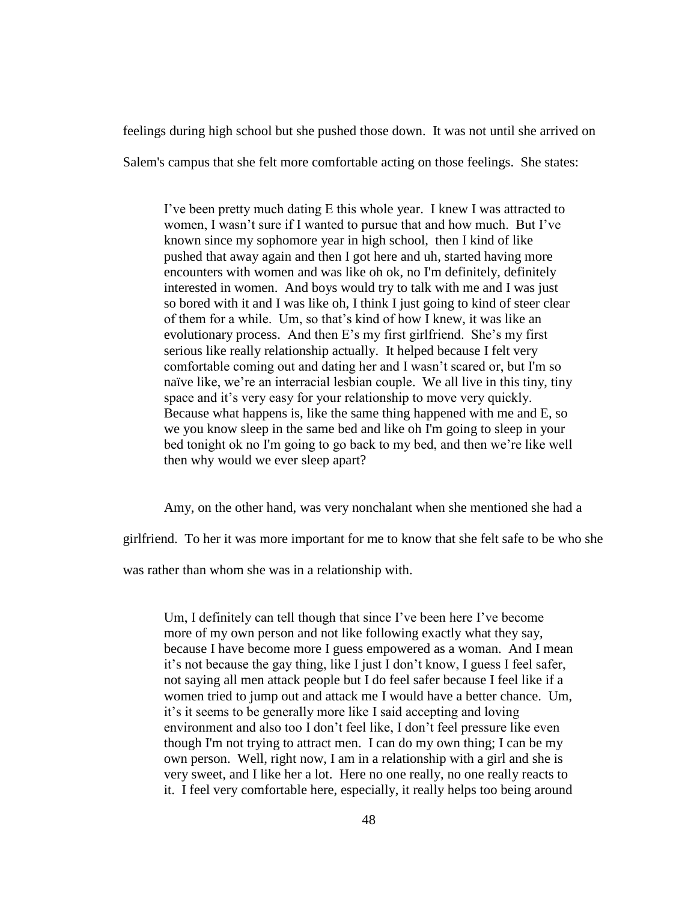feelings during high school but she pushed those down. It was not until she arrived on Salem's campus that she felt more comfortable acting on those feelings. She states:

> I've been pretty much dating E this whole year. I knew I was attracted to women, I wasn't sure if I wanted to pursue that and how much. But I've known since my sophomore year in high school, then I kind of like pushed that away again and then I got here and uh, started having more encounters with women and was like oh ok, no I'm definitely, definitely interested in women. And boys would try to talk with me and I was just so bored with it and I was like oh, I think I just going to kind of steer clear of them for a while. Um, so that's kind of how I knew, it was like an evolutionary process. And then E's my first girlfriend. She's my first serious like really relationship actually. It helped because I felt very comfortable coming out and dating her and I wasn't scared or, but I'm so naïve like, we're an interracial lesbian couple. We all live in this tiny, tiny space and it's very easy for your relationship to move very quickly. Because what happens is, like the same thing happened with me and E, so we you know sleep in the same bed and like oh I'm going to sleep in your bed tonight ok no I'm going to go back to my bed, and then we're like well then why would we ever sleep apart?

Amy, on the other hand, was very nonchalant when she mentioned she had a girlfriend. To her it was more important for me to know that she felt safe to be who she was rather than whom she was in a relationship with.

> Um, I definitely can tell though that since I've been here I've become more of my own person and not like following exactly what they say, because I have become more I guess empowered as a woman. And I mean it's not because the gay thing, like I just I don't know, I guess I feel safer, not saying all men attack people but I do feel safer because I feel like if a women tried to jump out and attack me I would have a better chance. Um, it's it seems to be generally more like I said accepting and loving environment and also too I don't feel like, I don't feel pressure like even though I'm not trying to attract men. I can do my own thing; I can be my own person. Well, right now, I am in a relationship with a girl and she is very sweet, and I like her a lot. Here no one really, no one really reacts to it. I feel very comfortable here, especially, it really helps too being around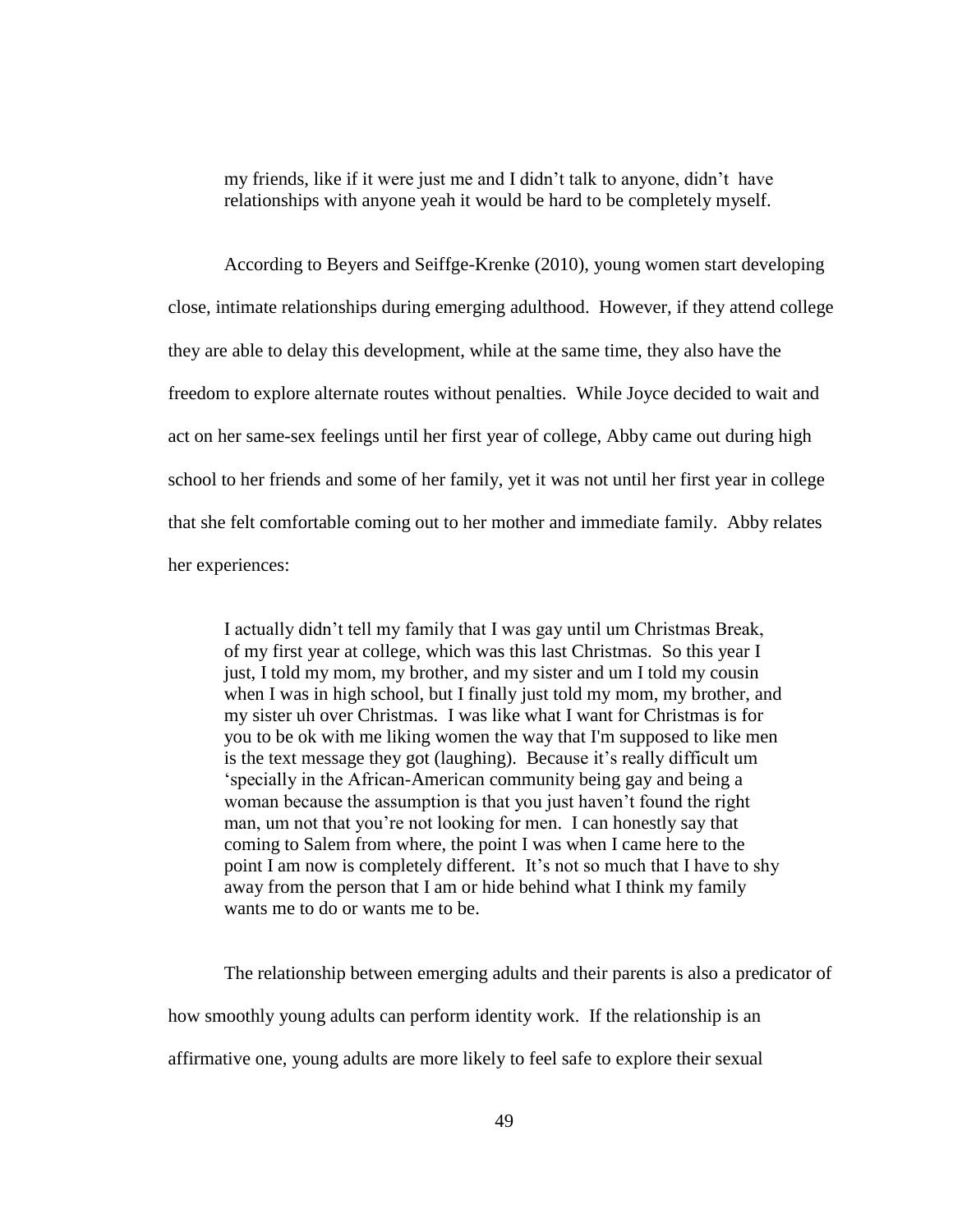> my friends, like if it were just me and I didn't talk to anyone, didn't have relationships with anyone yeah it would be hard to be completely myself.

According to Beyers and Seiffge-Krenke (2010), young women start developing close, intimate relationships during emerging adulthood. However, if they attend college they are able to delay this development, while at the same time, they also have the freedom to explore alternate routes without penalties. While Joyce decided to wait and act on her same-sex feelings until her first year of college, Abby came out during high school to her friends and some of her family, yet it was not until her first year in college that she felt comfortable coming out to her mother and immediate family. Abby relates her experiences:

> I actually didn't tell my family that I was gay until um Christmas Break, of my first year at college, which was this last Christmas. So this year I just, I told my mom, my brother, and my sister and um I told my cousin when I was in high school, but I finally just told my mom, my brother, and my sister uh over Christmas. I was like what I want for Christmas is for you to be ok with me liking women the way that I'm supposed to like men is the text message they got (laughing). Because it's really difficult um 'specially in the African-American community being gay and being a woman because the assumption is that you just haven't found the right man, um not that you're not looking for men. I can honestly say that coming to Salem from where, the point I was when I came here to the point I am now is completely different. It's not so much that I have to shy away from the person that I am or hide behind what I think my family wants me to do or wants me to be.

The relationship between emerging adults and their parents is also a predicator of how smoothly young adults can perform identity work. If the relationship is an affirmative one, young adults are more likely to feel safe to explore their sexual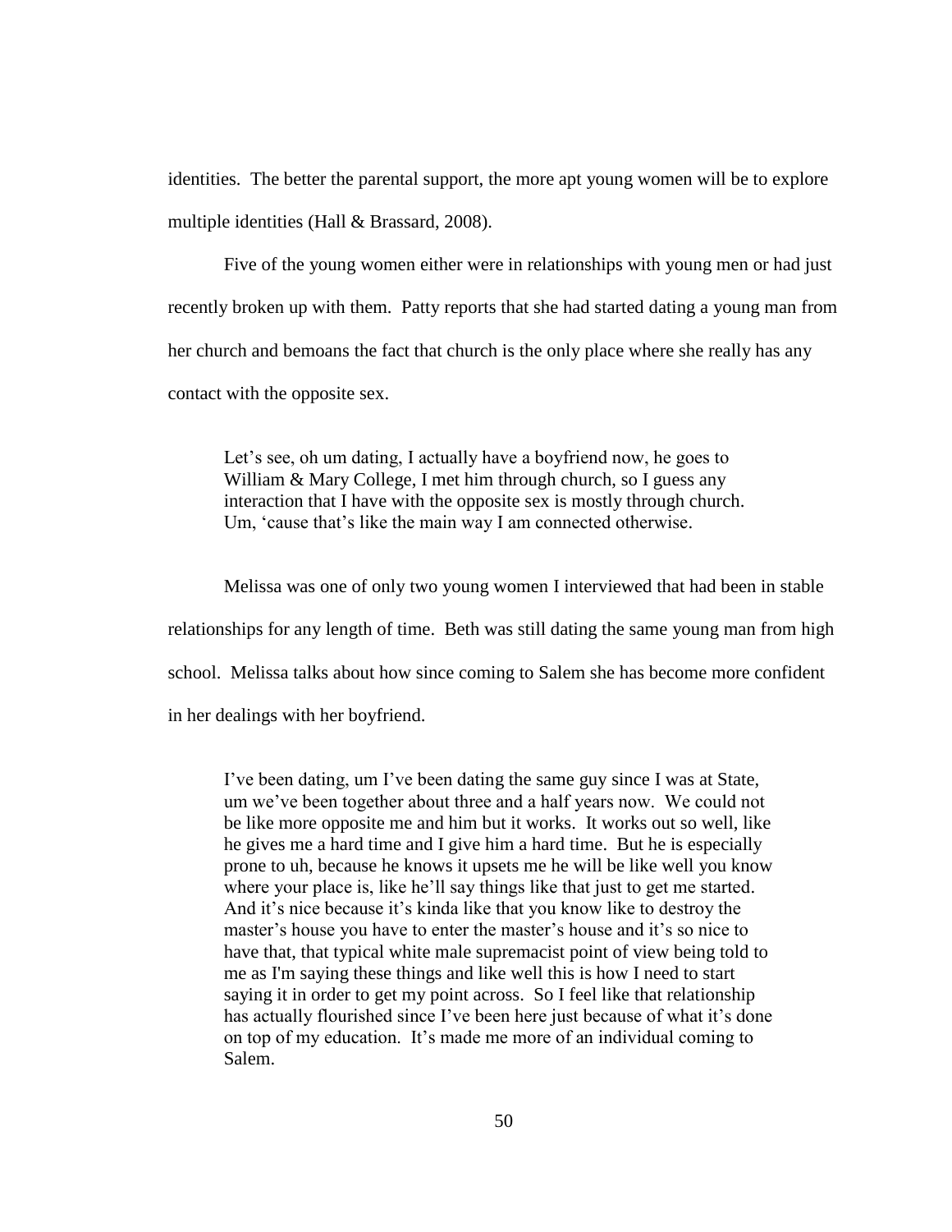identities. The better the parental support, the more apt young women will be to explore multiple identities (Hall & Brassard, 2008).

Five of the young women either were in relationships with young men or had just recently broken up with them. Patty reports that she had started dating a young man from her church and bemoans the fact that church is the only place where she really has any contact with the opposite sex.

> Let's see, oh um dating, I actually have a boyfriend now, he goes to William & Mary College, I met him through church, so I guess any interaction that I have with the opposite sex is mostly through church. Um, 'cause that's like the main way I am connected otherwise.

Melissa was one of only two young women I interviewed that had been in stable relationships for any length of time. Beth was still dating the same young man from high school. Melissa talks about how since coming to Salem she has become more confident in her dealings with her boyfriend.

> I've been dating, um I've been dating the same guy since I was at State, um we've been together about three and a half years now. We could not be like more opposite me and him but it works. It works out so well, like he gives me a hard time and I give him a hard time. But he is especially prone to uh, because he knows it upsets me he will be like well you know where your place is, like he'll say things like that just to get me started. And it's nice because it's kinda like that you know like to destroy the master's house you have to enter the master's house and it's so nice to have that, that typical white male supremacist point of view being told to me as I'm saying these things and like well this is how I need to start saying it in order to get my point across. So I feel like that relationship has actually flourished since I've been here just because of what it's done on top of my education. It's made me more of an individual coming to Salem.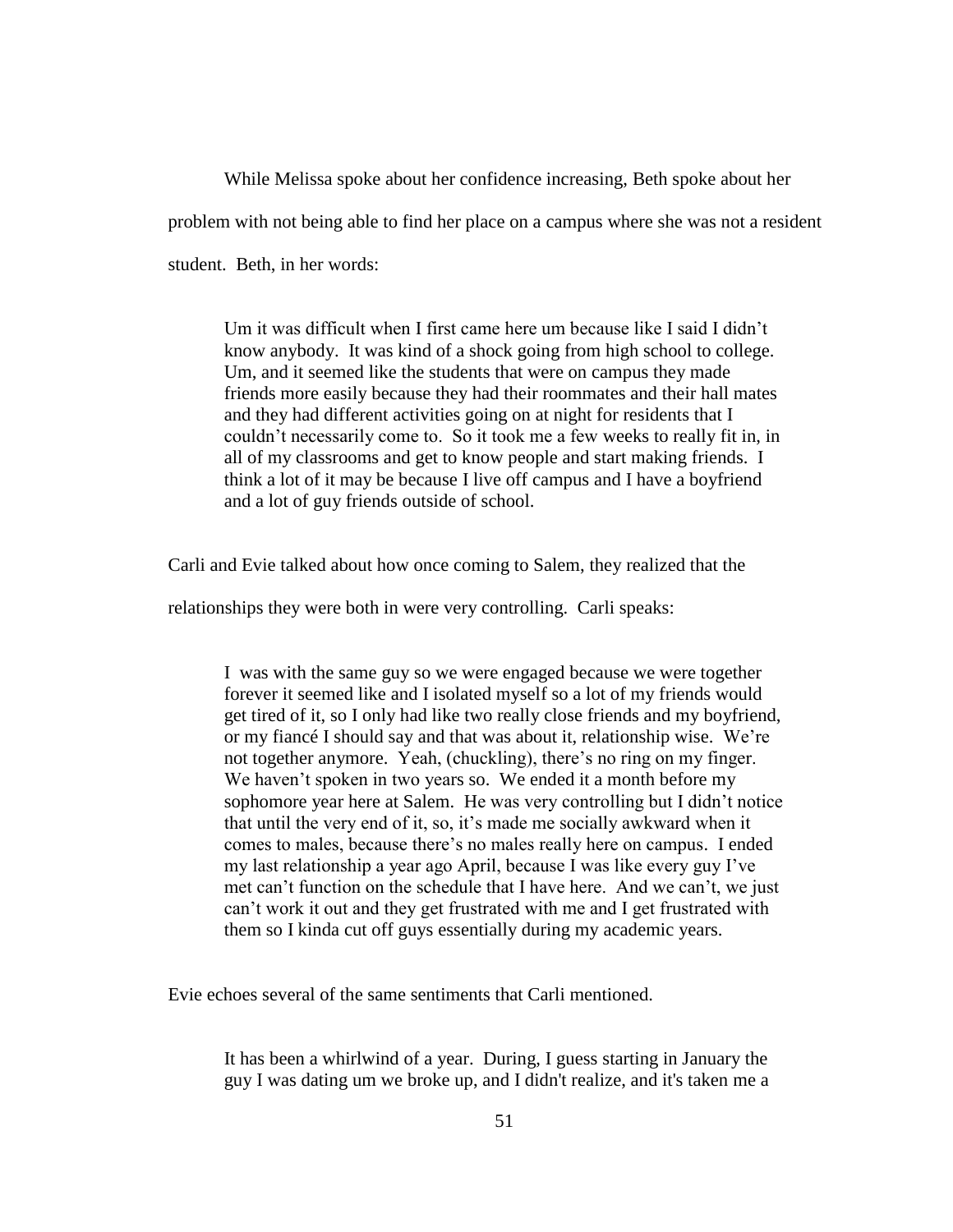While Melissa spoke about her confidence increasing, Beth spoke about her problem with not being able to find her place on a campus where she was not a resident student. Beth, in her words:

> Um it was difficult when I first came here um because like I said I didn't know anybody. It was kind of a shock going from high school to college. Um, and it seemed like the students that were on campus they made friends more easily because they had their roommates and their hall mates and they had different activities going on at night for residents that I couldn't necessarily come to. So it took me a few weeks to really fit in, in all of my classrooms and get to know people and start making friends. I think a lot of it may be because I live off campus and I have a boyfriend and a lot of guy friends outside of school.

Carli and Evie talked about how once coming to Salem, they realized that the relationships they were both in were very controlling. Carli speaks:

> I was with the same guy so we were engaged because we were together forever it seemed like and I isolated myself so a lot of my friends would get tired of it, so I only had like two really close friends and my boyfriend, or my fiancé I should say and that was about it, relationship wise. We're not together anymore. Yeah, (chuckling), there's no ring on my finger. We haven't spoken in two years so. We ended it a month before my sophomore year here at Salem. He was very controlling but I didn't notice that until the very end of it, so, it's made me socially awkward when it comes to males, because there's no males really here on campus. I ended my last relationship a year ago April, because I was like every guy I've met can't function on the schedule that I have here. And we can't, we just can't work it out and they get frustrated with me and I get frustrated with them so I kinda cut off guys essentially during my academic years.

Evie echoes several of the same sentiments that Carli mentioned.

> It has been a whirlwind of a year. During, I guess starting in January the guy I was dating um we broke up, and I didn't realize, and it's taken me a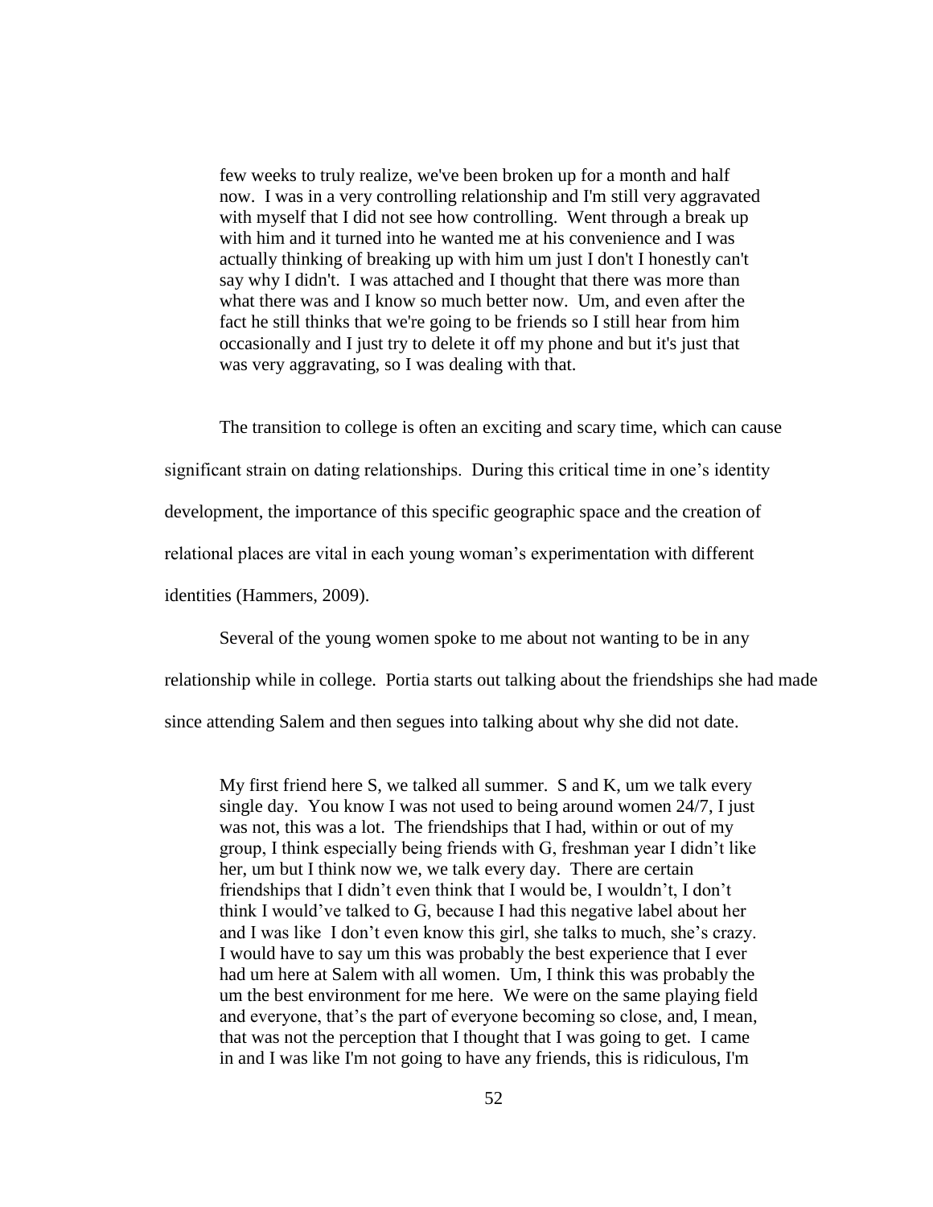> few weeks to truly realize, we've been broken up for a month and half now. I was in a very controlling relationship and I'm still very aggravated with myself that I did not see how controlling. Went through a break up with him and it turned into he wanted me at his convenience and I was actually thinking of breaking up with him um just I don't I honestly can't say why I didn't. I was attached and I thought that there was more than what there was and I know so much better now. Um, and even after the fact he still thinks that we're going to be friends so I still hear from him occasionally and I just try to delete it off my phone and but it's just that was very aggravating, so I was dealing with that.

The transition to college is often an exciting and scary time, which can cause significant strain on dating relationships. During this critical time in one's identity development, the importance of this specific geographic space and the creation of relational places are vital in each young woman's experimentation with different identities (Hammers, 2009).

Several of the young women spoke to me about not wanting to be in any relationship while in college. Portia starts out talking about the friendships she had made since attending Salem and then segues into talking about why she did not date.

> My first friend here S, we talked all summer. S and K, um we talk every single day. You know I was not used to being around women 24/7, I just was not, this was a lot. The friendships that I had, within or out of my group, I think especially being friends with G, freshman year I didn't like her, um but I think now we, we talk every day. There are certain friendships that I didn't even think that I would be, I wouldn't, I don't think I would've talked to G, because I had this negative label about her and I was like I don't even know this girl, she talks to much, she's crazy. I would have to say um this was probably the best experience that I ever had um here at Salem with all women. Um, I think this was probably the um the best environment for me here. We were on the same playing field and everyone, that's the part of everyone becoming so close, and, I mean, that was not the perception that I thought that I was going to get. I came in and I was like I'm not going to have any friends, this is ridiculous, I'm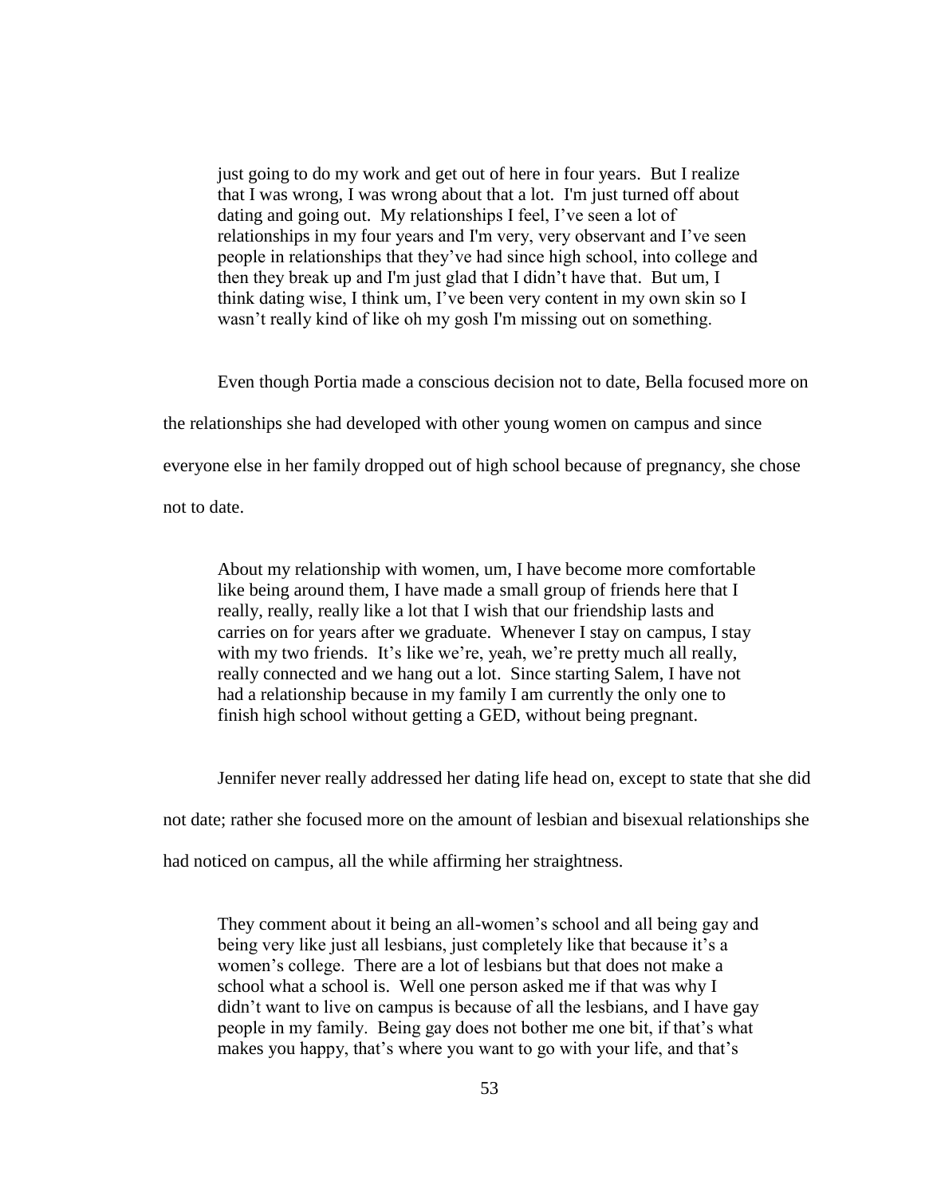> just going to do my work and get out of here in four years. But I realize that I was wrong, I was wrong about that a lot. I'm just turned off about dating and going out. My relationships I feel, I've seen a lot of relationships in my four years and I'm very, very observant and I've seen people in relationships that they've had since high school, into college and then they break up and I'm just glad that I didn't have that. But um, I think dating wise, I think um, I've been very content in my own skin so I wasn't really kind of like oh my gosh I'm missing out on something.

Even though Portia made a conscious decision not to date, Bella focused more on the relationships she had developed with other young women on campus and since everyone else in her family dropped out of high school because of pregnancy, she chose not to date.

> About my relationship with women, um, I have become more comfortable like being around them, I have made a small group of friends here that I really, really, really like a lot that I wish that our friendship lasts and carries on for years after we graduate. Whenever I stay on campus, I stay with my two friends. It's like we're, yeah, we're pretty much all really, really connected and we hang out a lot. Since starting Salem, I have not had a relationship because in my family I am currently the only one to finish high school without getting a GED, without being pregnant.

Jennifer never really addressed her dating life head on, except to state that she did not date; rather she focused more on the amount of lesbian and bisexual relationships she had noticed on campus, all the while affirming her straightness.

> They comment about it being an all-women's school and all being gay and being very like just all lesbians, just completely like that because it's a women's college. There are a lot of lesbians but that does not make a school what a school is. Well one person asked me if that was why I didn't want to live on campus is because of all the lesbians, and I have gay people in my family. Being gay does not bother me one bit, if that's what makes you happy, that's where you want to go with your life, and that's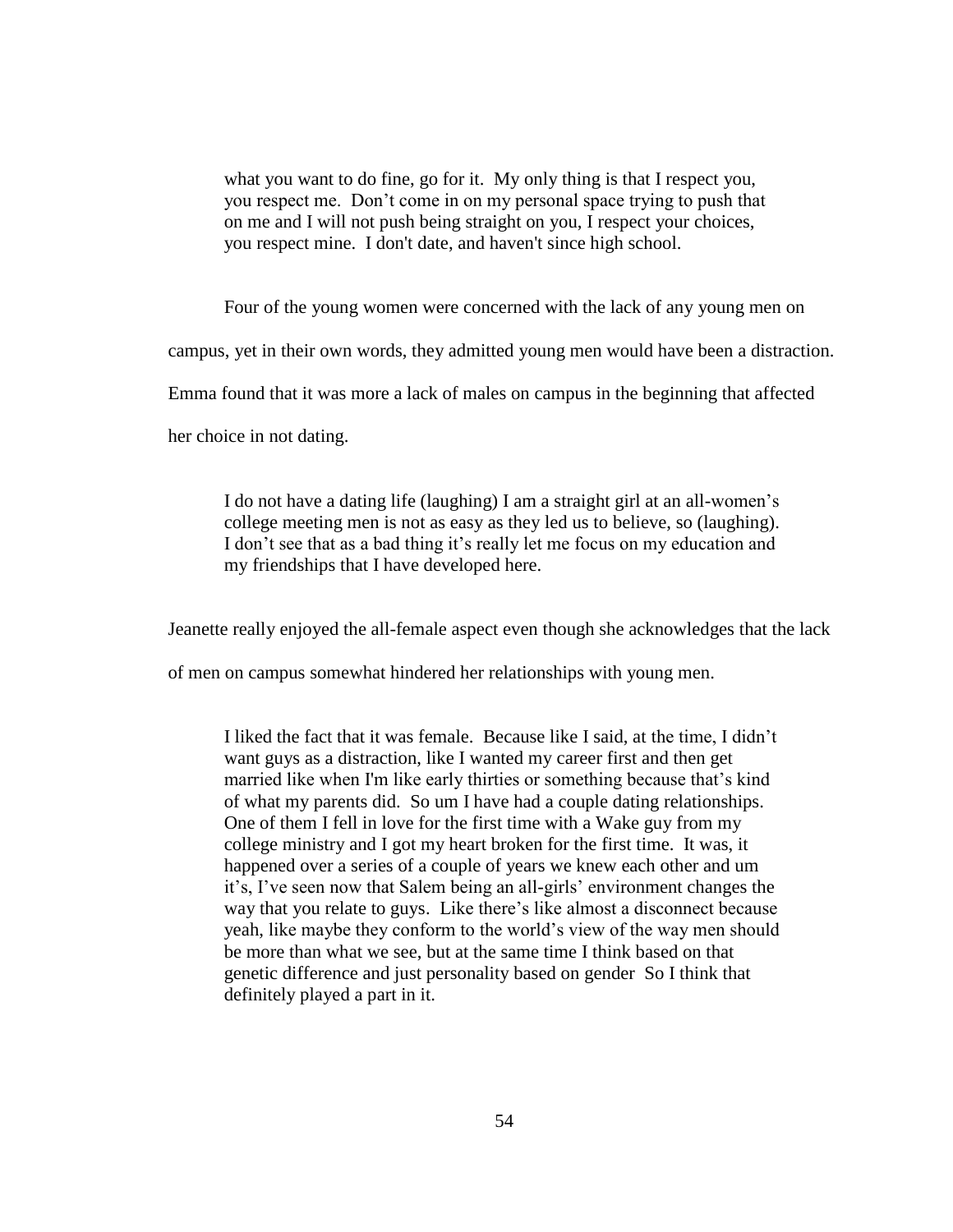> what you want to do fine, go for it. My only thing is that I respect you, you respect me. Don't come in on my personal space trying to push that on me and I will not push being straight on you, I respect your choices, you respect mine. I don't date, and haven't since high school.

Four of the young women were concerned with the lack of any young men on campus, yet in their own words, they admitted young men would have been a distraction. Emma found that it was more a lack of males on campus in the beginning that affected her choice in not dating.

> I do not have a dating life (laughing) I am a straight girl at an all-women's college meeting men is not as easy as they led us to believe, so (laughing). I don't see that as a bad thing it's really let me focus on my education and my friendships that I have developed here.

Jeanette really enjoyed the all-female aspect even though she acknowledges that the lack of men on campus somewhat hindered her relationships with young men.

> I liked the fact that it was female. Because like I said, at the time, I didn't want guys as a distraction, like I wanted my career first and then get married like when I'm like early thirties or something because that's kind of what my parents did. So um I have had a couple dating relationships. One of them I fell in love for the first time with a Wake guy from my college ministry and I got my heart broken for the first time. It was, it happened over a series of a couple of years we knew each other and um it's, I've seen now that Salem being an all-girls' environment changes the way that you relate to guys. Like there's like almost a disconnect because yeah, like maybe they conform to the world's view of the way men should be more than what we see, but at the same time I think based on that genetic difference and just personality based on gender So I think that definitely played a part in it.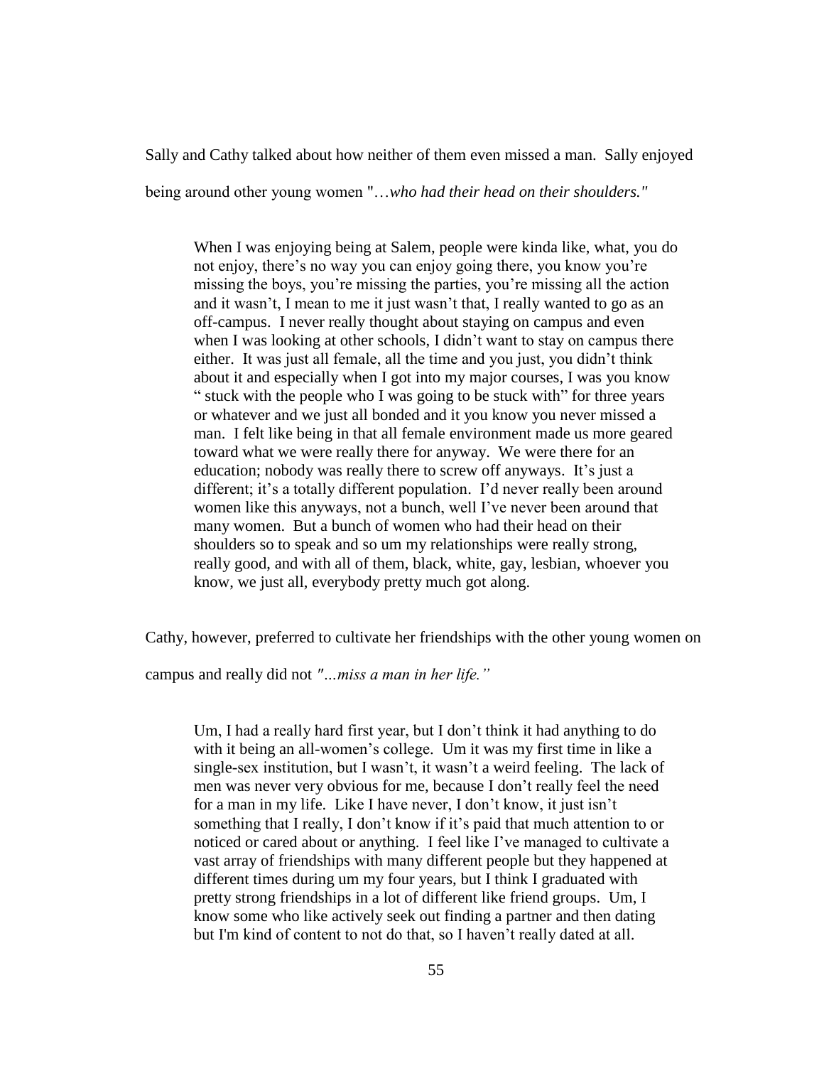Sally and Cathy talked about how neither of them even missed a man. Sally enjoyed being around other young women "*…who had their head on their shoulders."*

> When I was enjoying being at Salem, people were kinda like, what, you do not enjoy, there's no way you can enjoy going there, you know you're missing the boys, you're missing the parties, you're missing all the action and it wasn't, I mean to me it just wasn't that, I really wanted to go as an off-campus. I never really thought about staying on campus and even when I was looking at other schools, I didn't want to stay on campus there either. It was just all female, all the time and you just, you didn't think about it and especially when I got into my major courses, I was you know " stuck with the people who I was going to be stuck with" for three years or whatever and we just all bonded and it you know you never missed a man. I felt like being in that all female environment made us more geared toward what we were really there for anyway. We were there for an education; nobody was really there to screw off anyways. It's just a different; it's a totally different population. I'd never really been around women like this anyways, not a bunch, well I've never been around that many women. But a bunch of women who had their head on their shoulders so to speak and so um my relationships were really strong, really good, and with all of them, black, white, gay, lesbian, whoever you know, we just all, everybody pretty much got along.

Cathy, however, preferred to cultivate her friendships with the other young women on campus and really did not *"…miss a man in her life."*

> Um, I had a really hard first year, but I don't think it had anything to do with it being an all-women's college. Um it was my first time in like a single-sex institution, but I wasn't, it wasn't a weird feeling. The lack of men was never very obvious for me, because I don't really feel the need for a man in my life. Like I have never, I don't know, it just isn't something that I really, I don't know if it's paid that much attention to or noticed or cared about or anything. I feel like I've managed to cultivate a vast array of friendships with many different people but they happened at different times during um my four years, but I think I graduated with pretty strong friendships in a lot of different like friend groups. Um, I know some who like actively seek out finding a partner and then dating but I'm kind of content to not do that, so I haven't really dated at all.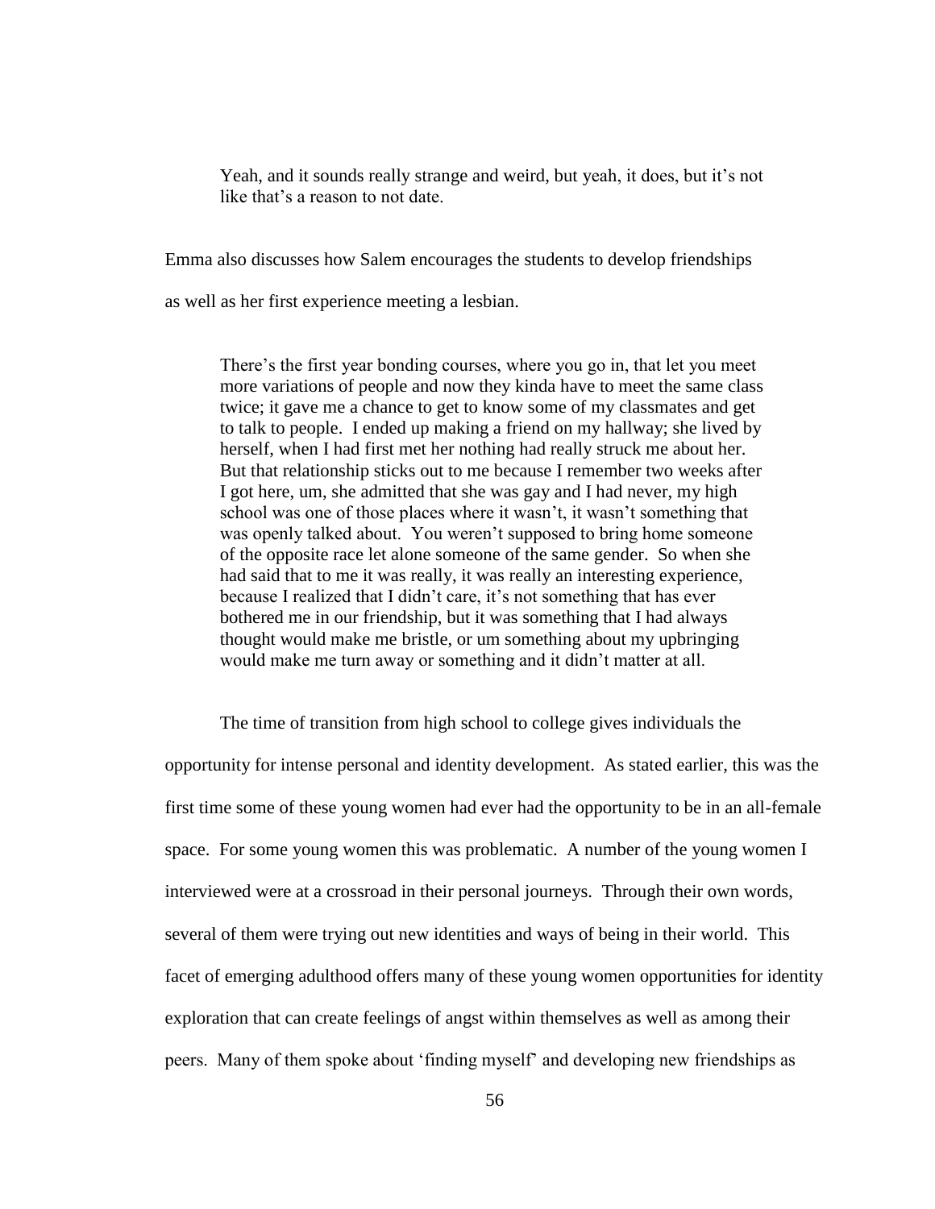> Yeah, and it sounds really strange and weird, but yeah, it does, but it's not like that's a reason to not date.

Emma also discusses how Salem encourages the students to develop friendships as well as her first experience meeting a lesbian.

> There's the first year bonding courses, where you go in, that let you meet more variations of people and now they kinda have to meet the same class twice; it gave me a chance to get to know some of my classmates and get to talk to people. I ended up making a friend on my hallway; she lived by herself, when I had first met her nothing had really struck me about her. But that relationship sticks out to me because I remember two weeks after I got here, um, she admitted that she was gay and I had never, my high school was one of those places where it wasn't, it wasn't something that was openly talked about. You weren't supposed to bring home someone of the opposite race let alone someone of the same gender. So when she had said that to me it was really, it was really an interesting experience, because I realized that I didn't care, it's not something that has ever bothered me in our friendship, but it was something that I had always thought would make me bristle, or um something about my upbringing would make me turn away or something and it didn't matter at all.

The time of transition from high school to college gives individuals the opportunity for intense personal and identity development. As stated earlier, this was the first time some of these young women had ever had the opportunity to be in an all-female space. For some young women this was problematic. A number of the young women I interviewed were at a crossroad in their personal journeys. Through their own words, several of them were trying out new identities and ways of being in their world. This facet of emerging adulthood offers many of these young women opportunities for identity exploration that can create feelings of angst within themselves as well as among their peers. Many of them spoke about 'finding myself' and developing new friendships as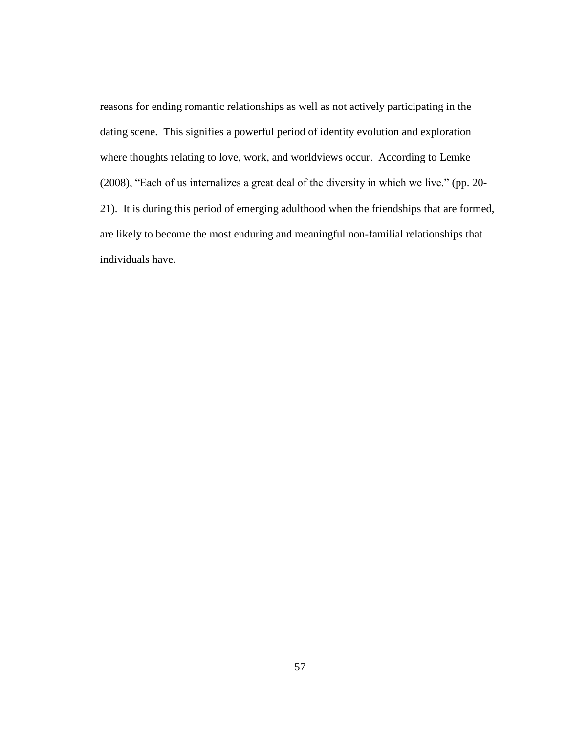reasons for ending romantic relationships as well as not actively participating in the dating scene. This signifies a powerful period of identity evolution and exploration where thoughts relating to love, work, and worldviews occur. According to Lemke (2008), "Each of us internalizes a great deal of the diversity in which we live." (pp. 20-21). It is during this period of emerging adulthood when the friendships that are formed, are likely to become the most enduring and meaningful non-familial relationships that individuals have.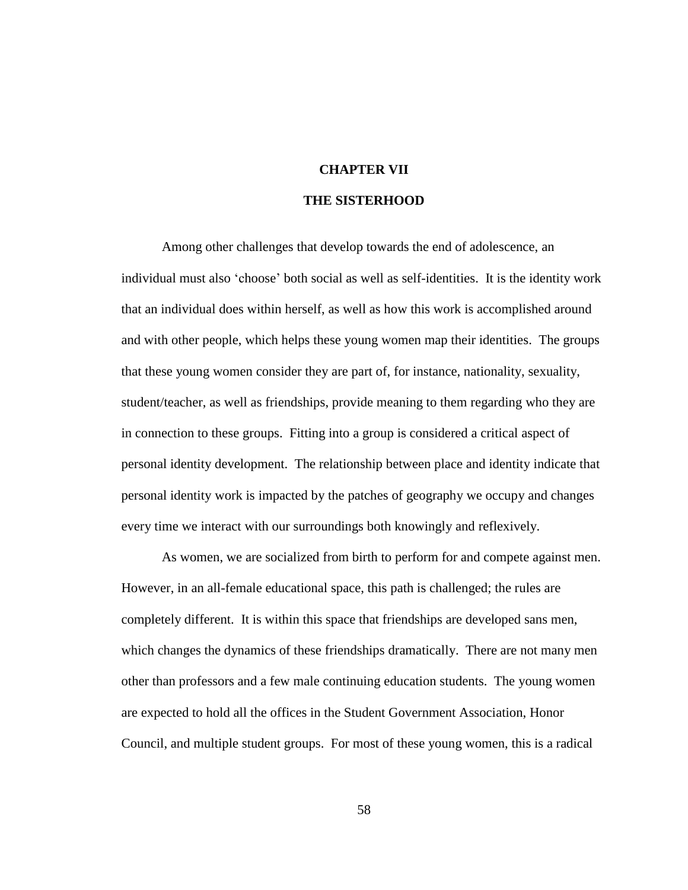# CHAPTER VII

# THE SISTERHOOD

Among other challenges that develop towards the end of adolescence, an individual must also 'choose' both social as well as self-identities. It is the identity work that an individual does within herself, as well as how this work is accomplished around and with other people, which helps these young women map their identities. The groups that these young women consider they are part of, for instance, nationality, sexuality, student/teacher, as well as friendships, provide meaning to them regarding who they are in connection to these groups. Fitting into a group is considered a critical aspect of personal identity development. The relationship between place and identity indicate that personal identity work is impacted by the patches of geography we occupy and changes every time we interact with our surroundings both knowingly and reflexively.

As women, we are socialized from birth to perform for and compete against men. However, in an all-female educational space, this path is challenged; the rules are completely different. It is within this space that friendships are developed sans men, which changes the dynamics of these friendships dramatically. There are not many men other than professors and a few male continuing education students. The young women are expected to hold all the offices in the Student Government Association, Honor Council, and multiple student groups. For most of these young women, this is a radical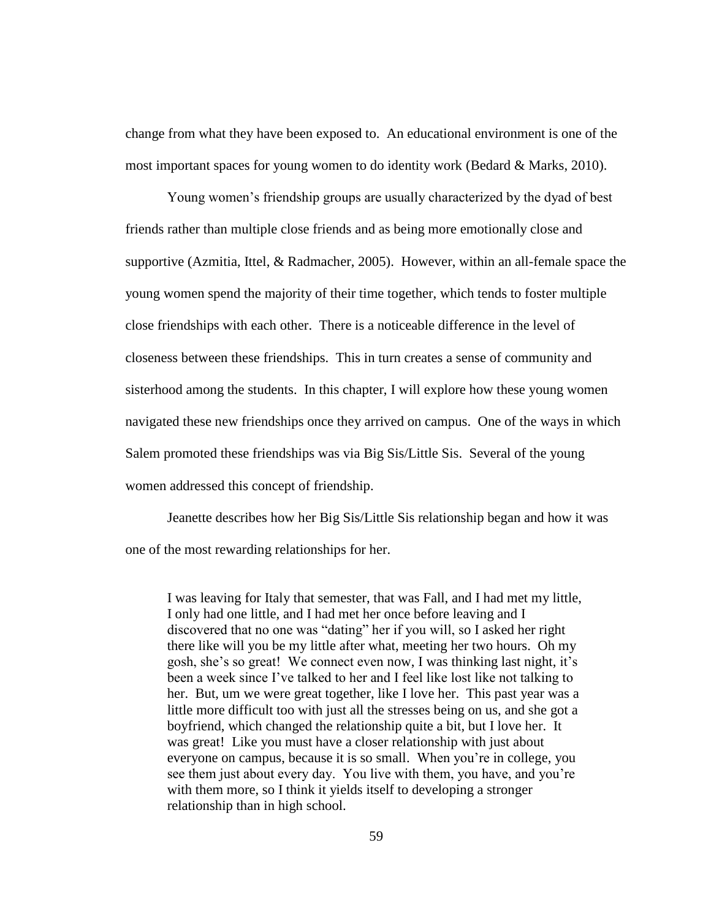change from what they have been exposed to. An educational environment is one of the most important spaces for young women to do identity work (Bedard & Marks, 2010).

Young women's friendship groups are usually characterized by the dyad of best friends rather than multiple close friends and as being more emotionally close and supportive (Azmitia, Ittel, & Radmacher, 2005). However, within an all-female space the young women spend the majority of their time together, which tends to foster multiple close friendships with each other. There is a noticeable difference in the level of closeness between these friendships. This in turn creates a sense of community and sisterhood among the students. In this chapter, I will explore how these young women navigated these new friendships once they arrived on campus. One of the ways in which Salem promoted these friendships was via Big Sis/Little Sis. Several of the young women addressed this concept of friendship.

Jeanette describes how her Big Sis/Little Sis relationship began and how it was one of the most rewarding relationships for her.

> I was leaving for Italy that semester, that was Fall, and I had met my little, I only had one little, and I had met her once before leaving and I discovered that no one was "dating" her if you will, so I asked her right there like will you be my little after what, meeting her two hours. Oh my gosh, she's so great! We connect even now, I was thinking last night, it's been a week since I've talked to her and I feel like lost like not talking to her. But, um we were great together, like I love her. This past year was a little more difficult too with just all the stresses being on us, and she got a boyfriend, which changed the relationship quite a bit, but I love her. It was great! Like you must have a closer relationship with just about everyone on campus, because it is so small. When you're in college, you see them just about every day. You live with them, you have, and you're with them more, so I think it yields itself to developing a stronger relationship than in high school.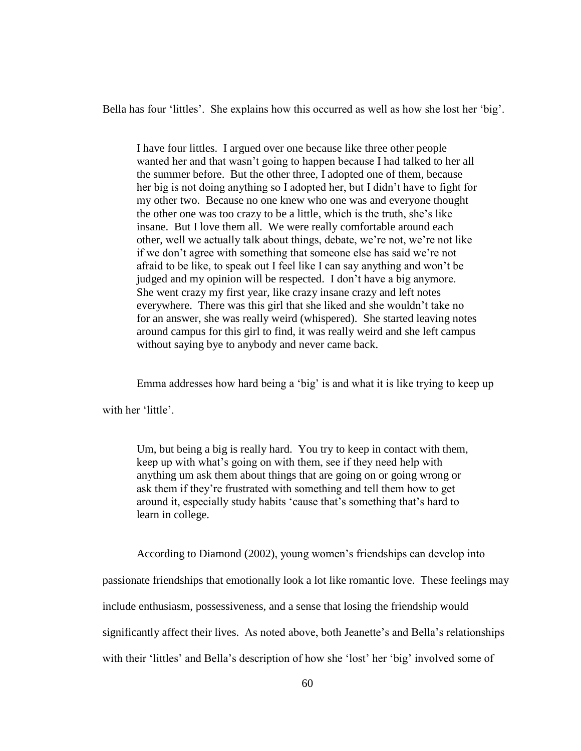Bella has four 'littles'. She explains how this occurred as well as how she lost her 'big'.

> I have four littles. I argued over one because like three other people wanted her and that wasn't going to happen because I had talked to her all the summer before. But the other three, I adopted one of them, because her big is not doing anything so I adopted her, but I didn't have to fight for my other two. Because no one knew who one was and everyone thought the other one was too crazy to be a little, which is the truth, she's like insane. But I love them all. We were really comfortable around each other, well we actually talk about things, debate, we're not, we're not like if we don't agree with something that someone else has said we're not afraid to be like, to speak out I feel like I can say anything and won't be judged and my opinion will be respected. I don't have a big anymore. She went crazy my first year, like crazy insane crazy and left notes everywhere. There was this girl that she liked and she wouldn't take no for an answer, she was really weird (whispered). She started leaving notes around campus for this girl to find, it was really weird and she left campus without saying bye to anybody and never came back.

Emma addresses how hard being a 'big' is and what it is like trying to keep up with her 'little'.

> Um, but being a big is really hard. You try to keep in contact with them, keep up with what's going on with them, see if they need help with anything um ask them about things that are going on or going wrong or ask them if they're frustrated with something and tell them how to get around it, especially study habits 'cause that's something that's hard to learn in college.

According to Diamond (2002), young women's friendships can develop into passionate friendships that emotionally look a lot like romantic love. These feelings may include enthusiasm, possessiveness, and a sense that losing the friendship would significantly affect their lives. As noted above, both Jeanette's and Bella's relationships with their 'littles' and Bella's description of how she 'lost' her 'big' involved some of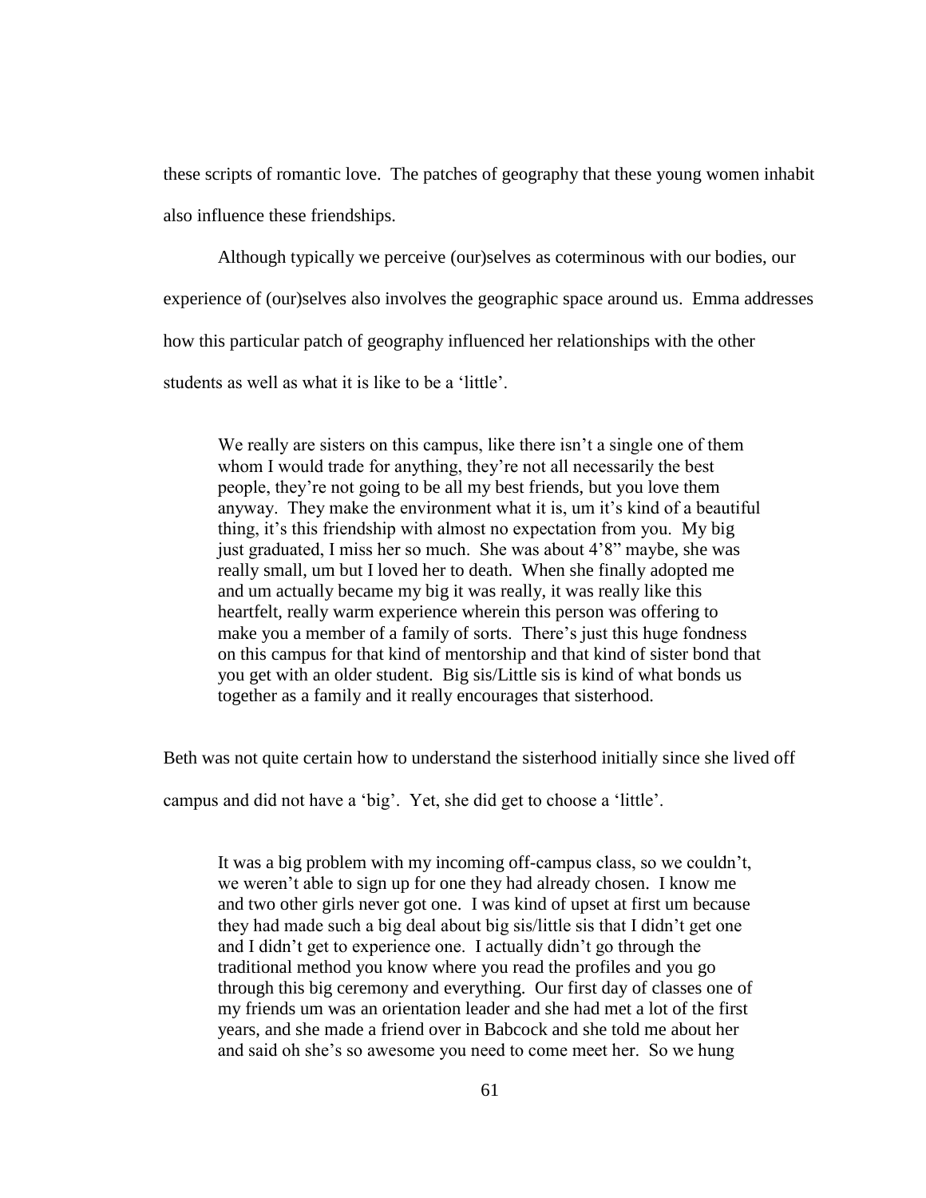these scripts of romantic love. The patches of geography that these young women inhabit also influence these friendships.

Although typically we perceive (our)selves as coterminous with our bodies, our experience of (our)selves also involves the geographic space around us. Emma addresses how this particular patch of geography influenced her relationships with the other students as well as what it is like to be a 'little'.

> We really are sisters on this campus, like there isn't a single one of them whom I would trade for anything, they're not all necessarily the best people, they're not going to be all my best friends, but you love them anyway. They make the environment what it is, um it's kind of a beautiful thing, it's this friendship with almost no expectation from you. My big just graduated, I miss her so much. She was about 4'8" maybe, she was really small, um but I loved her to death. When she finally adopted me and um actually became my big it was really, it was really like this heartfelt, really warm experience wherein this person was offering to make you a member of a family of sorts. There's just this huge fondness on this campus for that kind of mentorship and that kind of sister bond that you get with an older student. Big sis/Little sis is kind of what bonds us together as a family and it really encourages that sisterhood.

Beth was not quite certain how to understand the sisterhood initially since she lived off campus and did not have a 'big'. Yet, she did get to choose a 'little'.

> It was a big problem with my incoming off-campus class, so we couldn't, we weren't able to sign up for one they had already chosen. I know me and two other girls never got one. I was kind of upset at first um because they had made such a big deal about big sis/little sis that I didn't get one and I didn't get to experience one. I actually didn't go through the traditional method you know where you read the profiles and you go through this big ceremony and everything. Our first day of classes one of my friends um was an orientation leader and she had met a lot of the first years, and she made a friend over in Babcock and she told me about her and said oh she's so awesome you need to come meet her. So we hung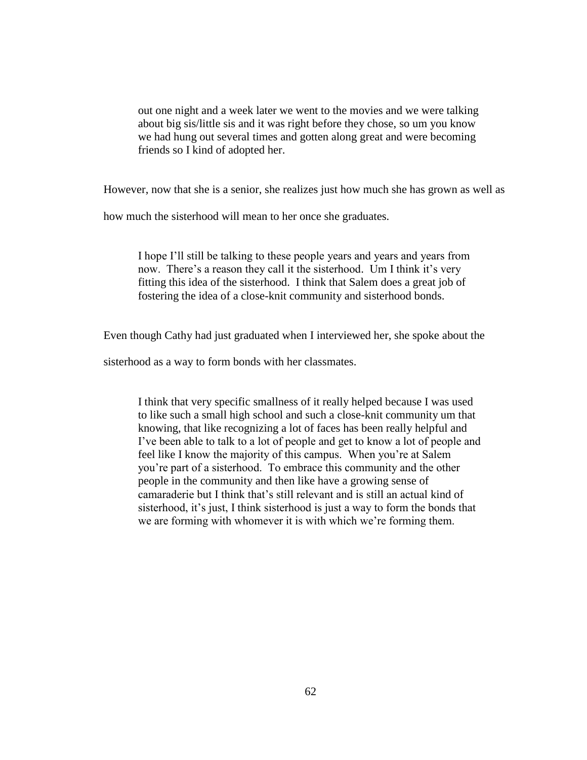> out one night and a week later we went to the movies and we were talking about big sis/little sis and it was right before they chose, so um you know we had hung out several times and gotten along great and were becoming friends so I kind of adopted her.

However, now that she is a senior, she realizes just how much she has grown as well as how much the sisterhood will mean to her once she graduates.

> I hope I'll still be talking to these people years and years and years from now. There's a reason they call it the sisterhood. Um I think it's very fitting this idea of the sisterhood. I think that Salem does a great job of fostering the idea of a close-knit community and sisterhood bonds.

Even though Cathy had just graduated when I interviewed her, she spoke about the sisterhood as a way to form bonds with her classmates.

> I think that very specific smallness of it really helped because I was used to like such a small high school and such a close-knit community um that knowing, that like recognizing a lot of faces has been really helpful and I've been able to talk to a lot of people and get to know a lot of people and feel like I know the majority of this campus. When you're at Salem you're part of a sisterhood. To embrace this community and the other people in the community and then like have a growing sense of camaraderie but I think that's still relevant and is still an actual kind of sisterhood, it's just, I think sisterhood is just a way to form the bonds that we are forming with whomever it is with which we're forming them.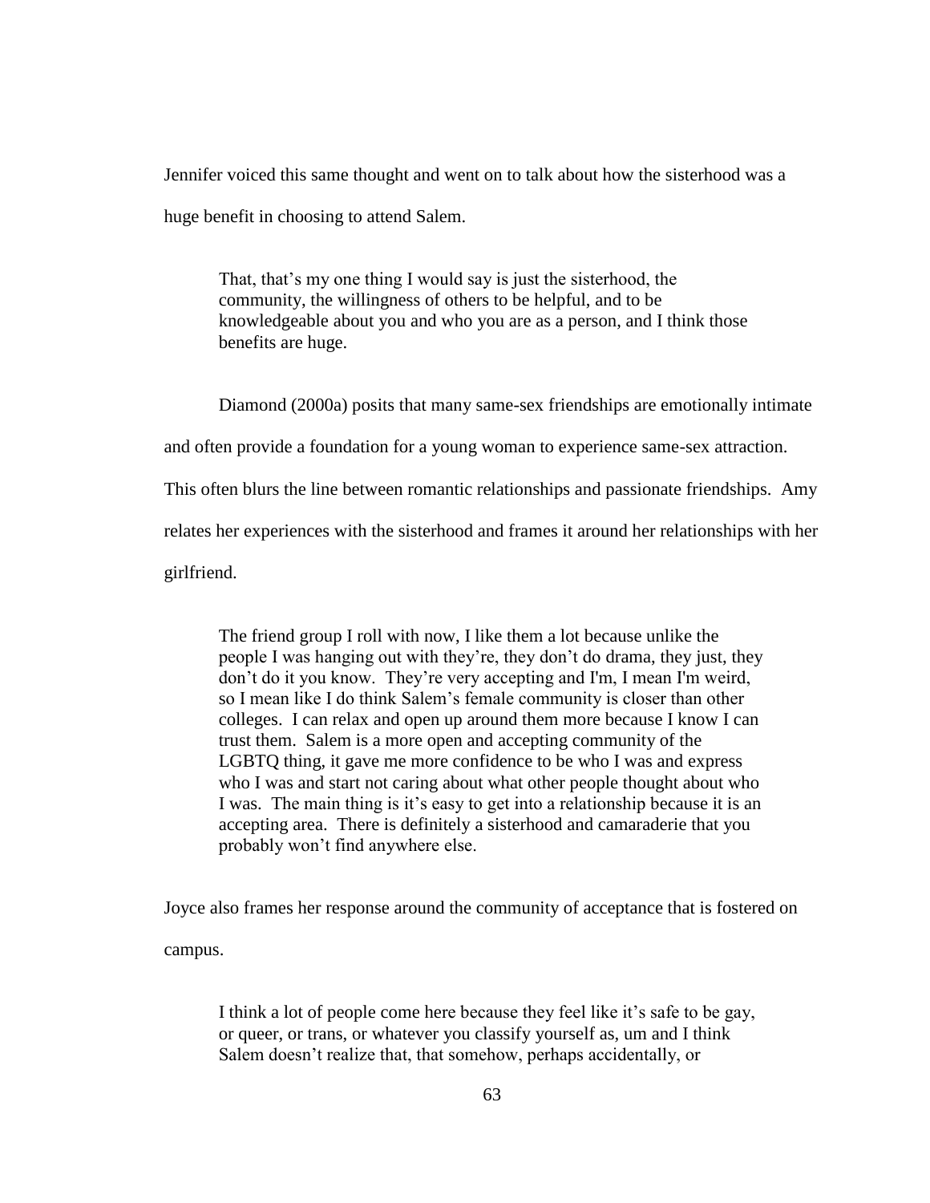Jennifer voiced this same thought and went on to talk about how the sisterhood was a huge benefit in choosing to attend Salem.

> That, that's my one thing I would say is just the sisterhood, the community, the willingness of others to be helpful, and to be knowledgeable about you and who you are as a person, and I think those benefits are huge.

Diamond (2000a) posits that many same-sex friendships are emotionally intimate and often provide a foundation for a young woman to experience same-sex attraction. This often blurs the line between romantic relationships and passionate friendships. Amy relates her experiences with the sisterhood and frames it around her relationships with her girlfriend.

> The friend group I roll with now, I like them a lot because unlike the people I was hanging out with they're, they don't do drama, they just, they don't do it you know. They're very accepting and I'm, I mean I'm weird, so I mean like I do think Salem's female community is closer than other colleges. I can relax and open up around them more because I know I can trust them. Salem is a more open and accepting community of the LGBTQ thing, it gave me more confidence to be who I was and express who I was and start not caring about what other people thought about who I was. The main thing is it's easy to get into a relationship because it is an accepting area. There is definitely a sisterhood and camaraderie that you probably won't find anywhere else.

Joyce also frames her response around the community of acceptance that is fostered on campus.

> I think a lot of people come here because they feel like it's safe to be gay, or queer, or trans, or whatever you classify yourself as, um and I think Salem doesn't realize that, that somehow, perhaps accidentally, or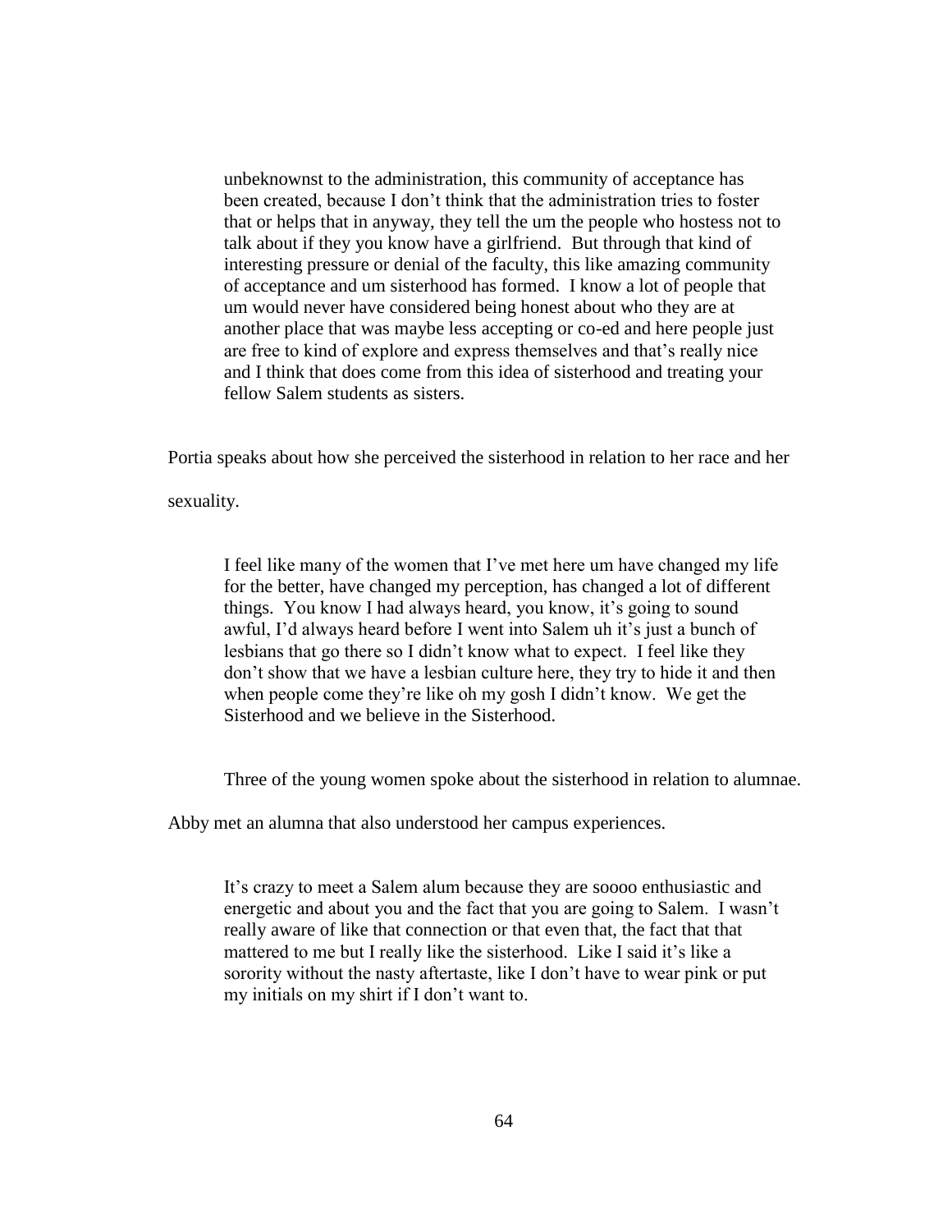> unbeknownst to the administration, this community of acceptance has been created, because I don't think that the administration tries to foster that or helps that in anyway, they tell the um the people who hostess not to talk about if they you know have a girlfriend. But through that kind of interesting pressure or denial of the faculty, this like amazing community of acceptance and um sisterhood has formed. I know a lot of people that um would never have considered being honest about who they are at another place that was maybe less accepting or co-ed and here people just are free to kind of explore and express themselves and that's really nice and I think that does come from this idea of sisterhood and treating your fellow Salem students as sisters.

Portia speaks about how she perceived the sisterhood in relation to her race and her sexuality.

> I feel like many of the women that I've met here um have changed my life for the better, have changed my perception, has changed a lot of different things. You know I had always heard, you know, it's going to sound awful, I'd always heard before I went into Salem uh it's just a bunch of lesbians that go there so I didn't know what to expect. I feel like they don't show that we have a lesbian culture here, they try to hide it and then when people come they're like oh my gosh I didn't know. We get the Sisterhood and we believe in the Sisterhood.

Three of the young women spoke about the sisterhood in relation to alumnae. Abby met an alumna that also understood her campus experiences.

> It's crazy to meet a Salem alum because they are soooo enthusiastic and energetic and about you and the fact that you are going to Salem. I wasn't really aware of like that connection or that even that, the fact that that mattered to me but I really like the sisterhood. Like I said it's like a sorority without the nasty aftertaste, like I don't have to wear pink or put my initials on my shirt if I don't want to.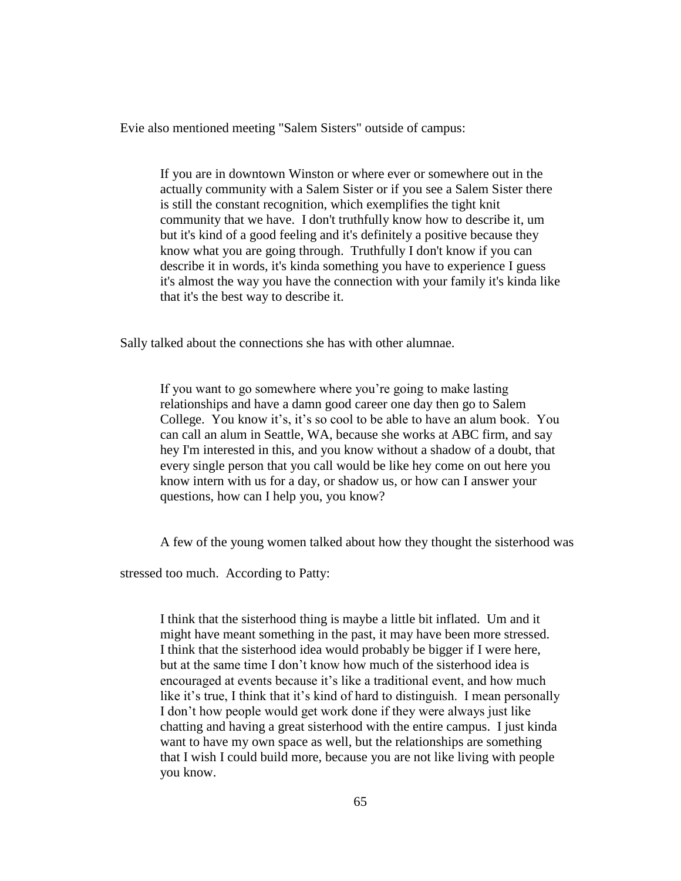Evie also mentioned meeting "Salem Sisters" outside of campus:

> If you are in downtown Winston or where ever or somewhere out in the actually community with a Salem Sister or if you see a Salem Sister there is still the constant recognition, which exemplifies the tight knit community that we have. I don't truthfully know how to describe it, um but it's kind of a good feeling and it's definitely a positive because they know what you are going through. Truthfully I don't know if you can describe it in words, it's kinda something you have to experience I guess it's almost the way you have the connection with your family it's kinda like that it's the best way to describe it.

Sally talked about the connections she has with other alumnae.

> If you want to go somewhere where you're going to make lasting relationships and have a damn good career one day then go to Salem College. You know it's, it's so cool to be able to have an alum book. You can call an alum in Seattle, WA, because she works at ABC firm, and say hey I'm interested in this, and you know without a shadow of a doubt, that every single person that you call would be like hey come on out here you know intern with us for a day, or shadow us, or how can I answer your questions, how can I help you, you know?

A few of the young women talked about how they thought the sisterhood was stressed too much. According to Patty:

> I think that the sisterhood thing is maybe a little bit inflated. Um and it might have meant something in the past, it may have been more stressed. I think that the sisterhood idea would probably be bigger if I were here, but at the same time I don't know how much of the sisterhood idea is encouraged at events because it's like a traditional event, and how much like it's true, I think that it's kind of hard to distinguish. I mean personally I don't how people would get work done if they were always just like chatting and having a great sisterhood with the entire campus. I just kinda want to have my own space as well, but the relationships are something that I wish I could build more, because you are not like living with people you know.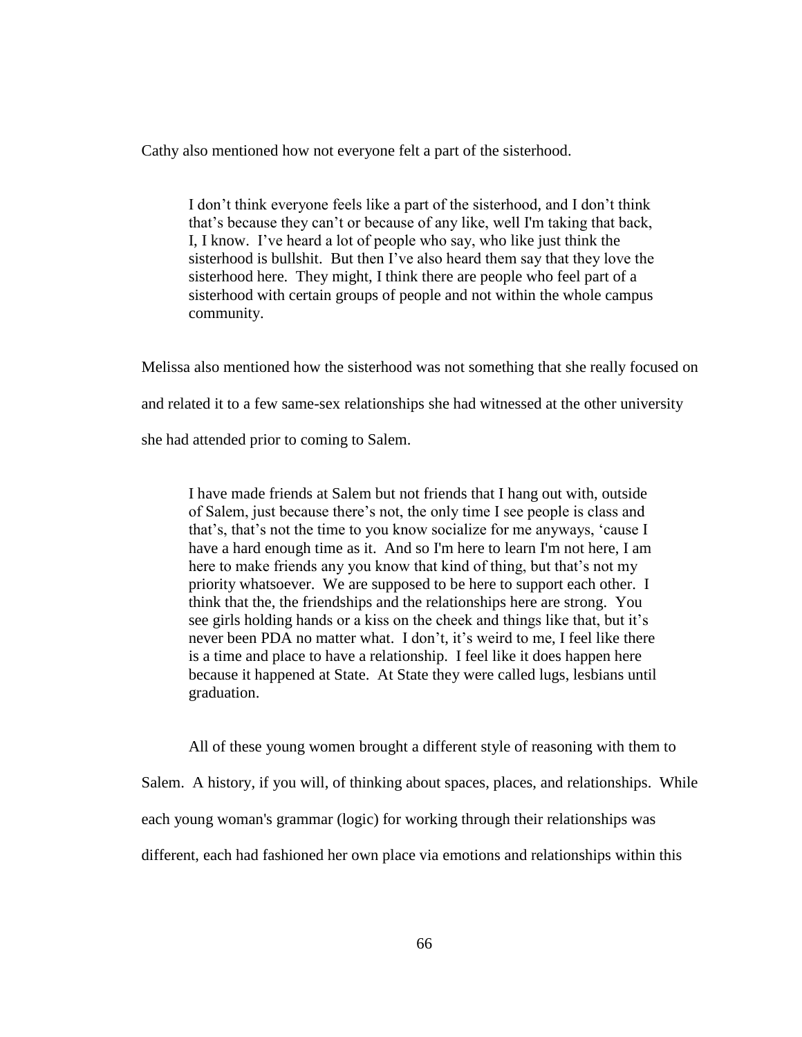Cathy also mentioned how not everyone felt a part of the sisterhood.

> I don't think everyone feels like a part of the sisterhood, and I don't think that's because they can't or because of any like, well I'm taking that back, I, I know. I've heard a lot of people who say, who like just think the sisterhood is bullshit. But then I've also heard them say that they love the sisterhood here. They might, I think there are people who feel part of a sisterhood with certain groups of people and not within the whole campus community.

Melissa also mentioned how the sisterhood was not something that she really focused on and related it to a few same-sex relationships she had witnessed at the other university she had attended prior to coming to Salem.

> I have made friends at Salem but not friends that I hang out with, outside of Salem, just because there's not, the only time I see people is class and that's, that's not the time to you know socialize for me anyways, 'cause I have a hard enough time as it. And so I'm here to learn I'm not here, I am here to make friends any you know that kind of thing, but that's not my priority whatsoever. We are supposed to be here to support each other. I think that the, the friendships and the relationships here are strong. You see girls holding hands or a kiss on the cheek and things like that, but it's never been PDA no matter what. I don't, it's weird to me, I feel like there is a time and place to have a relationship. I feel like it does happen here because it happened at State. At State they were called lugs, lesbians until graduation.

All of these young women brought a different style of reasoning with them to Salem. A history, if you will, of thinking about spaces, places, and relationships. While each young woman's grammar (logic) for working through their relationships was different, each had fashioned her own place via emotions and relationships within this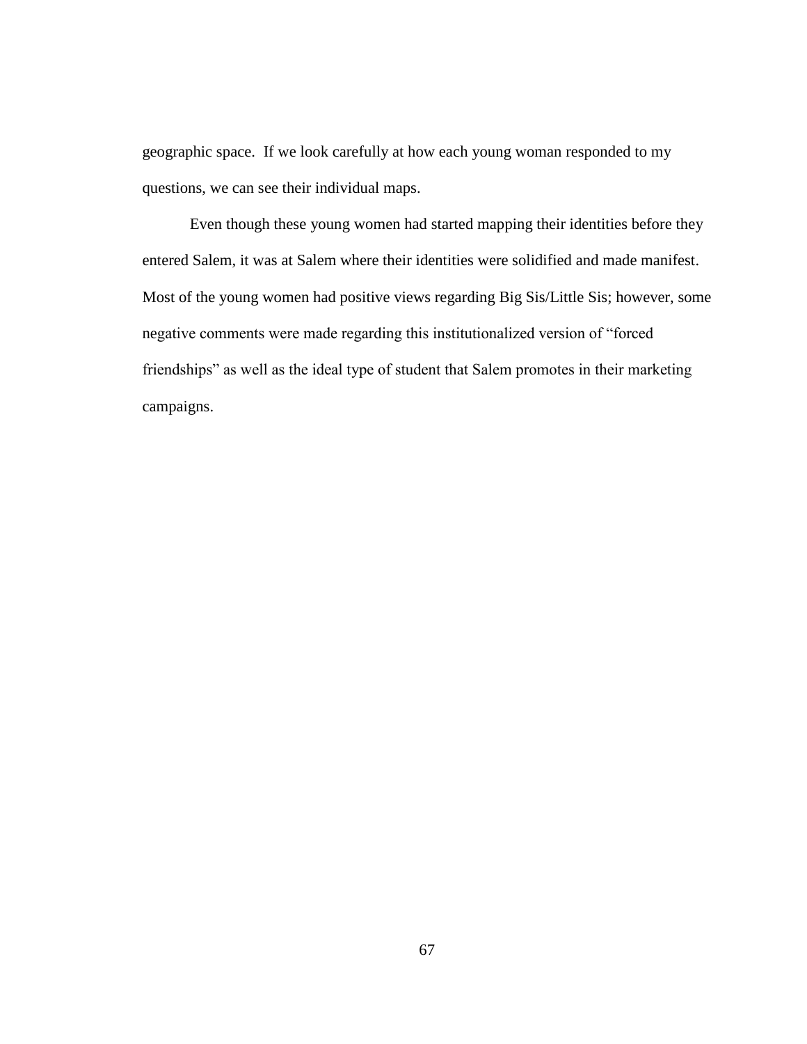geographic space. If we look carefully at how each young woman responded to my questions, we can see their individual maps.

Even though these young women had started mapping their identities before they entered Salem, it was at Salem where their identities were solidified and made manifest. Most of the young women had positive views regarding Big Sis/Little Sis; however, some negative comments were made regarding this institutionalized version of "forced friendships" as well as the ideal type of student that Salem promotes in their marketing campaigns.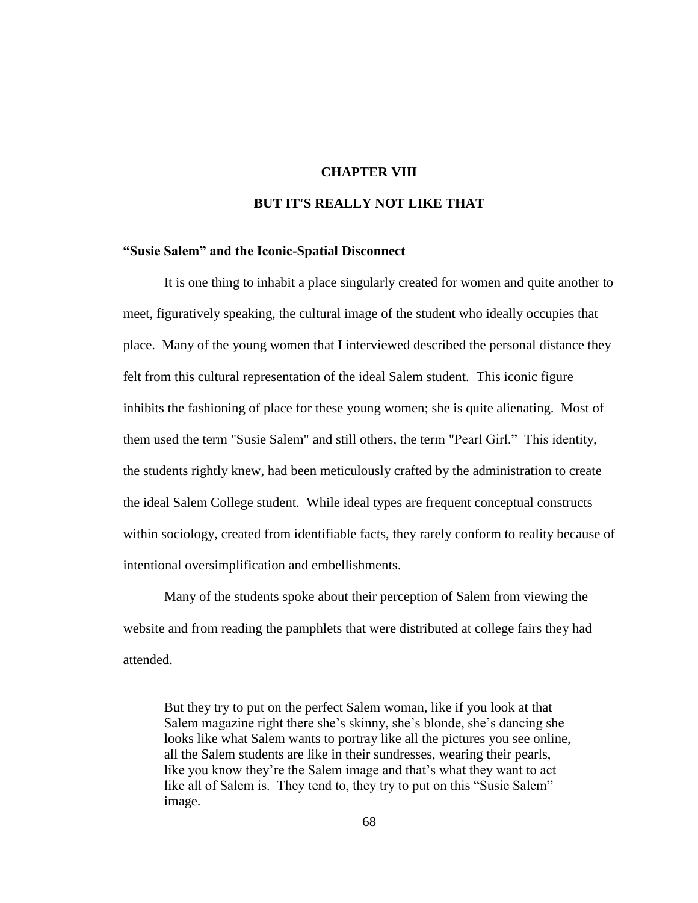# CHAPTER VIII

# BUT IT'S REALLY NOT LIKE THAT

### "Susie Salem" and the Iconic-Spatial Disconnect

It is one thing to inhabit a place singularly created for women and quite another to meet, figuratively speaking, the cultural image of the student who ideally occupies that place. Many of the young women that I interviewed described the personal distance they felt from this cultural representation of the ideal Salem student. This iconic figure inhibits the fashioning of place for these young women; she is quite alienating. Most of them used the term "Susie Salem" and still others, the term "Pearl Girl." This identity, the students rightly knew, had been meticulously crafted by the administration to create the ideal Salem College student. While ideal types are frequent conceptual constructs within sociology, created from identifiable facts, they rarely conform to reality because of intentional oversimplification and embellishments.

Many of the students spoke about their perception of Salem from viewing the website and from reading the pamphlets that were distributed at college fairs they had attended.

> But they try to put on the perfect Salem woman, like if you look at that Salem magazine right there she's skinny, she's blonde, she's dancing she looks like what Salem wants to portray like all the pictures you see online, all the Salem students are like in their sundresses, wearing their pearls, like you know they're the Salem image and that's what they want to act like all of Salem is. They tend to, they try to put on this "Susie Salem" image.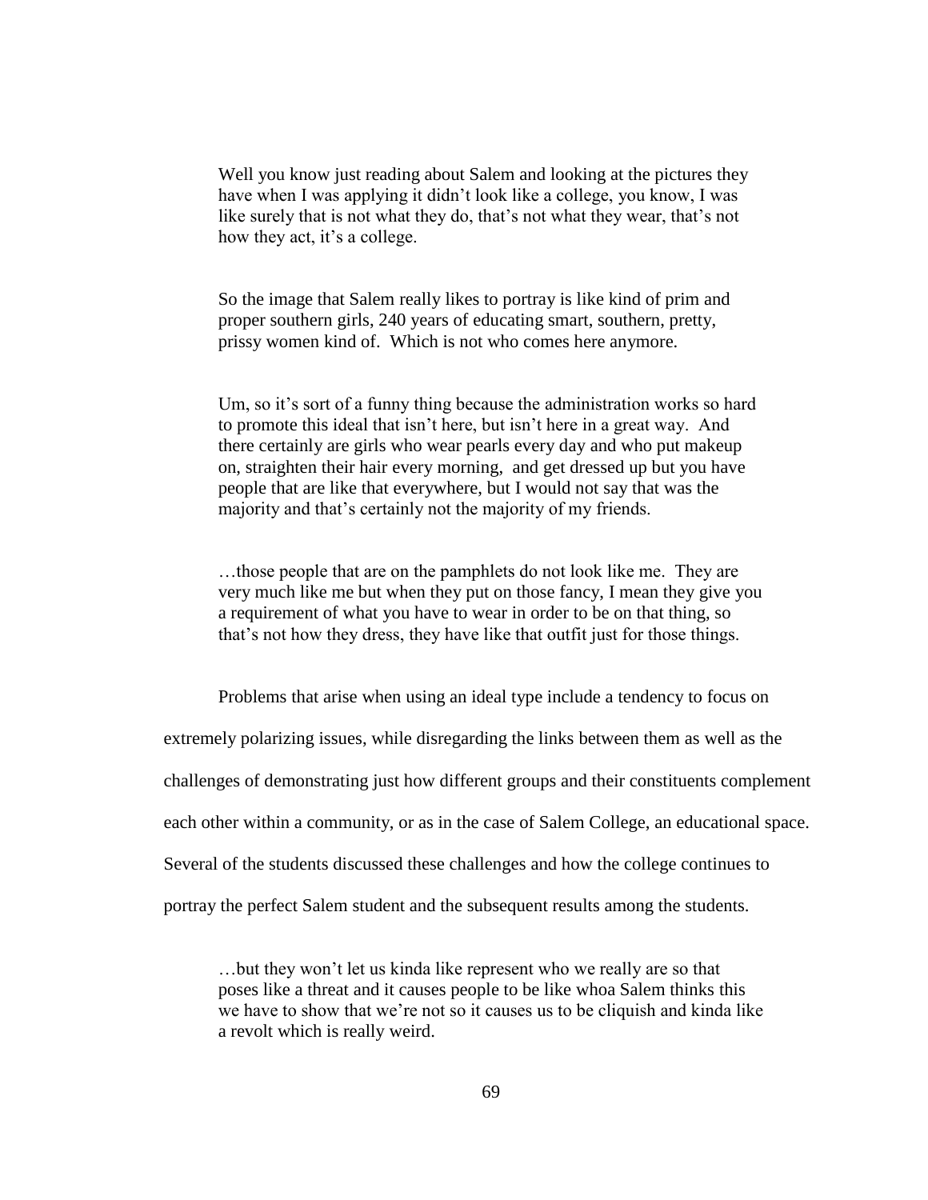> Well you know just reading about Salem and looking at the pictures they have when I was applying it didn't look like a college, you know, I was like surely that is not what they do, that's not what they wear, that's not how they act, it's a college.

> So the image that Salem really likes to portray is like kind of prim and proper southern girls, 240 years of educating smart, southern, pretty, prissy women kind of. Which is not who comes here anymore.

> Um, so it's sort of a funny thing because the administration works so hard to promote this ideal that isn't here, but isn't here in a great way. And there certainly are girls who wear pearls every day and who put makeup on, straighten their hair every morning, and get dressed up but you have people that are like that everywhere, but I would not say that was the majority and that's certainly not the majority of my friends.

> …those people that are on the pamphlets do not look like me. They are very much like me but when they put on those fancy, I mean they give you a requirement of what you have to wear in order to be on that thing, so that's not how they dress, they have like that outfit just for those things.

Problems that arise when using an ideal type include a tendency to focus on extremely polarizing issues, while disregarding the links between them as well as the challenges of demonstrating just how different groups and their constituents complement each other within a community, or as in the case of Salem College, an educational space. Several of the students discussed these challenges and how the college continues to portray the perfect Salem student and the subsequent results among the students.

> …but they won't let us kinda like represent who we really are so that poses like a threat and it causes people to be like whoa Salem thinks this we have to show that we're not so it causes us to be cliquish and kinda like a revolt which is really weird.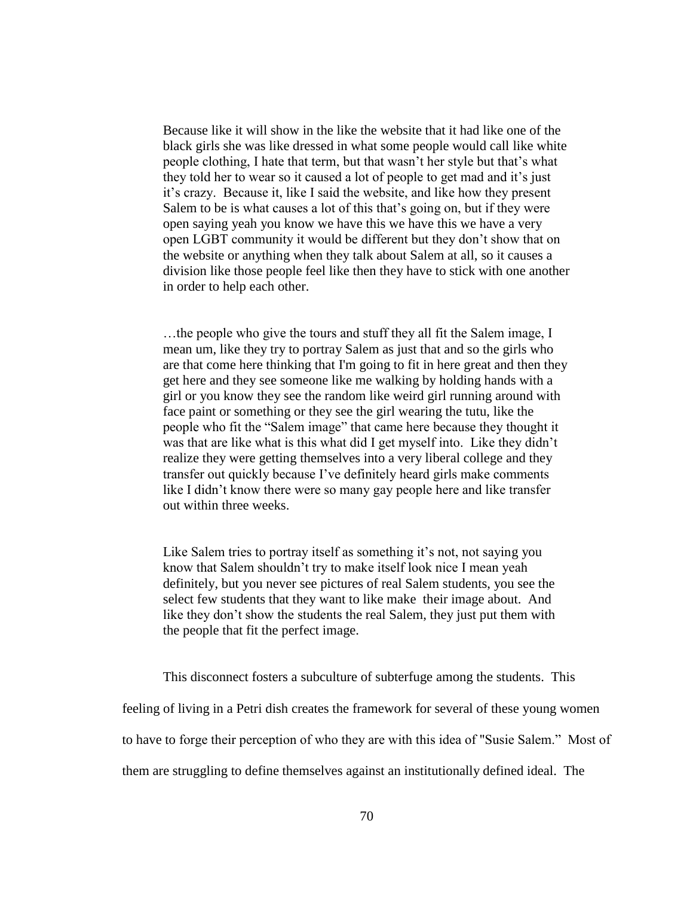> Because like it will show in the like the website that it had like one of the black girls she was like dressed in what some people would call like white people clothing, I hate that term, but that wasn't her style but that's what they told her to wear so it caused a lot of people to get mad and it's just it's crazy. Because it, like I said the website, and like how they present Salem to be is what causes a lot of this that's going on, but if they were open saying yeah you know we have this we have this we have a very open LGBT community it would be different but they don't show that on the website or anything when they talk about Salem at all, so it causes a division like those people feel like then they have to stick with one another in order to help each other.

> …the people who give the tours and stuff they all fit the Salem image, I mean um, like they try to portray Salem as just that and so the girls who are that come here thinking that I'm going to fit in here great and then they get here and they see someone like me walking by holding hands with a girl or you know they see the random like weird girl running around with face paint or something or they see the girl wearing the tutu, like the people who fit the "Salem image" that came here because they thought it was that are like what is this what did I get myself into. Like they didn't realize they were getting themselves into a very liberal college and they transfer out quickly because I've definitely heard girls make comments like I didn't know there were so many gay people here and like transfer out within three weeks.

> Like Salem tries to portray itself as something it's not, not saying you know that Salem shouldn't try to make itself look nice I mean yeah definitely, but you never see pictures of real Salem students, you see the select few students that they want to like make their image about. And like they don't show the students the real Salem, they just put them with the people that fit the perfect image.

This disconnect fosters a subculture of subterfuge among the students. This feeling of living in a Petri dish creates the framework for several of these young women to have to forge their perception of who they are with this idea of "Susie Salem." Most of them are struggling to define themselves against an institutionally defined ideal. The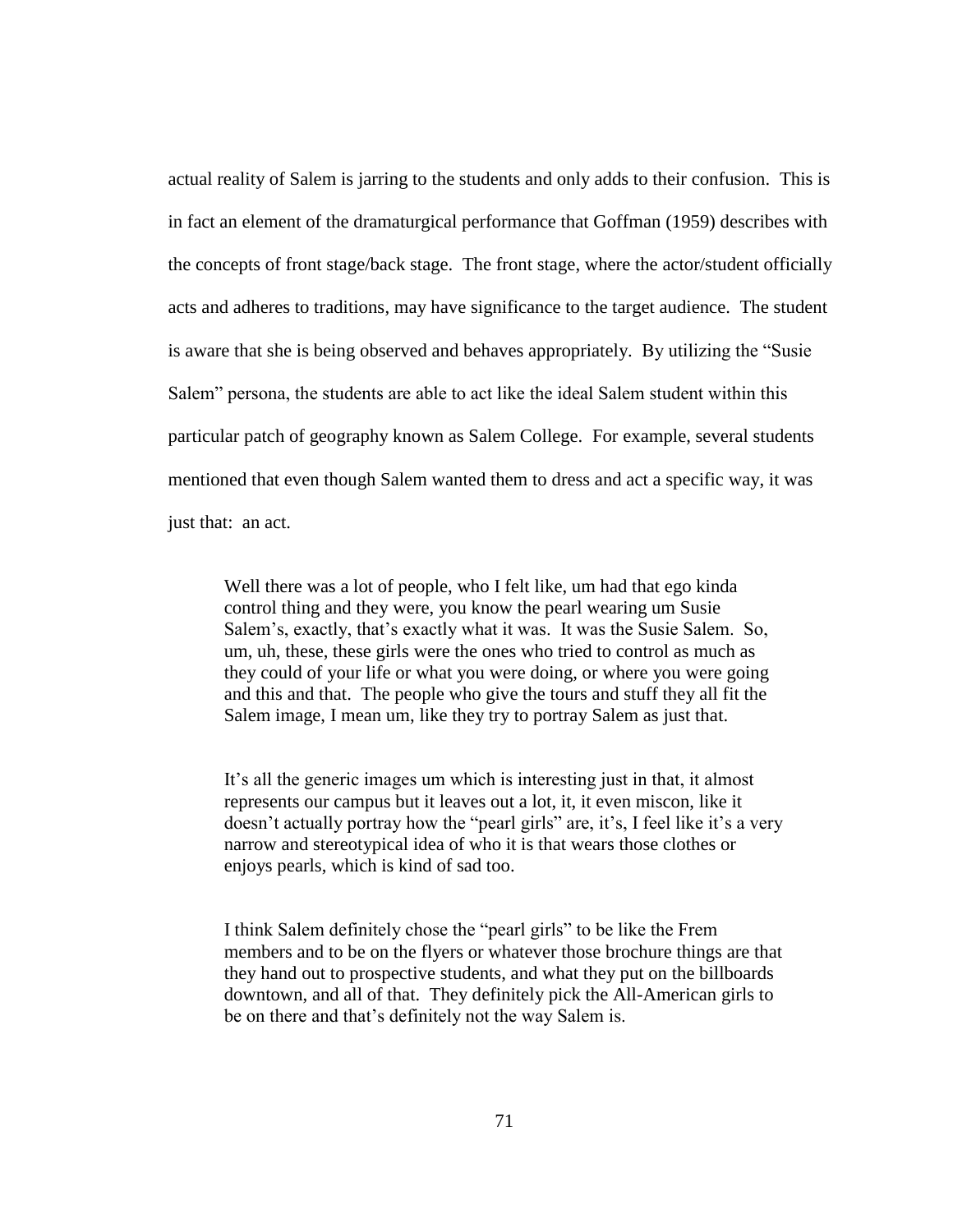actual reality of Salem is jarring to the students and only adds to their confusion. This is in fact an element of the dramaturgical performance that Goffman (1959) describes with the concepts of front stage/back stage. The front stage, where the actor/student officially acts and adheres to traditions, may have significance to the target audience. The student is aware that she is being observed and behaves appropriately. By utilizing the "Susie Salem" persona, the students are able to act like the ideal Salem student within this particular patch of geography known as Salem College. For example, several students mentioned that even though Salem wanted them to dress and act a specific way, it was just that: an act.

> Well there was a lot of people, who I felt like, um had that ego kinda control thing and they were, you know the pearl wearing um Susie Salem's, exactly, that's exactly what it was. It was the Susie Salem. So, um, uh, these, these girls were the ones who tried to control as much as they could of your life or what you were doing, or where you were going and this and that. The people who give the tours and stuff they all fit the Salem image, I mean um, like they try to portray Salem as just that.

> It's all the generic images um which is interesting just in that, it almost represents our campus but it leaves out a lot, it, it even miscon, like it doesn't actually portray how the "pearl girls" are, it's, I feel like it's a very narrow and stereotypical idea of who it is that wears those clothes or enjoys pearls, which is kind of sad too.

> I think Salem definitely chose the "pearl girls" to be like the Frem members and to be on the flyers or whatever those brochure things are that they hand out to prospective students, and what they put on the billboards downtown, and all of that. They definitely pick the All-American girls to be on there and that's definitely not the way Salem is.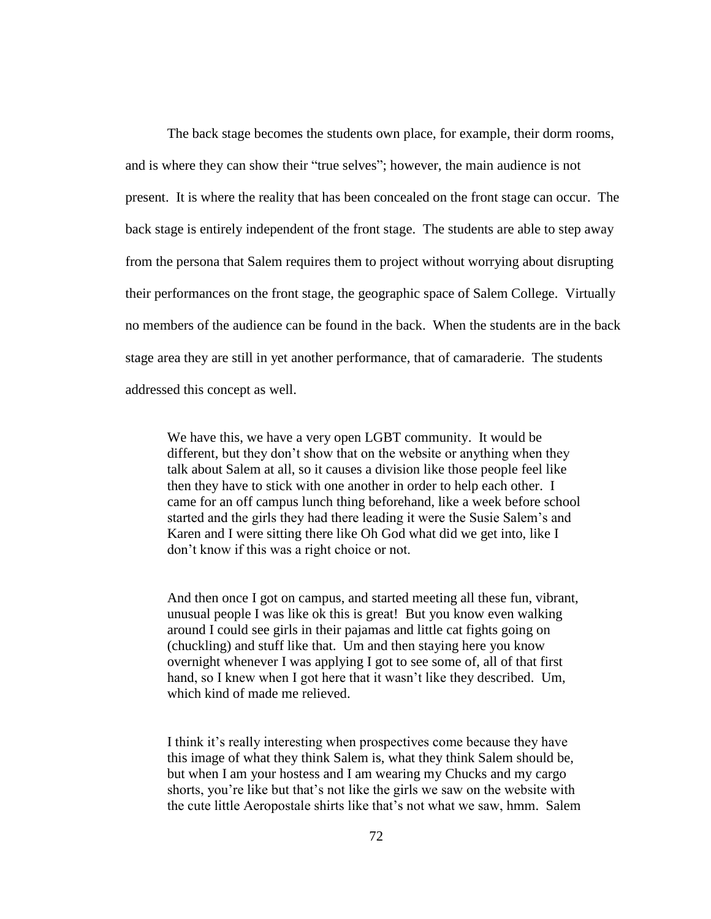The back stage becomes the students own place, for example, their dorm rooms, and is where they can show their "true selves"; however, the main audience is not present. It is where the reality that has been concealed on the front stage can occur. The back stage is entirely independent of the front stage. The students are able to step away from the persona that Salem requires them to project without worrying about disrupting their performances on the front stage, the geographic space of Salem College. Virtually no members of the audience can be found in the back. When the students are in the back stage area they are still in yet another performance, that of camaraderie. The students addressed this concept as well.

> We have this, we have a very open LGBT community. It would be different, but they don't show that on the website or anything when they talk about Salem at all, so it causes a division like those people feel like then they have to stick with one another in order to help each other. I came for an off campus lunch thing beforehand, like a week before school started and the girls they had there leading it were the Susie Salem's and Karen and I were sitting there like Oh God what did we get into, like I don't know if this was a right choice or not.

> And then once I got on campus, and started meeting all these fun, vibrant, unusual people I was like ok this is great! But you know even walking around I could see girls in their pajamas and little cat fights going on (chuckling) and stuff like that. Um and then staying here you know overnight whenever I was applying I got to see some of, all of that first hand, so I knew when I got here that it wasn't like they described. Um, which kind of made me relieved.

> I think it's really interesting when prospectives come because they have this image of what they think Salem is, what they think Salem should be, but when I am your hostess and I am wearing my Chucks and my cargo shorts, you're like but that's not like the girls we saw on the website with the cute little Aeropostale shirts like that's not what we saw, hmm. Salem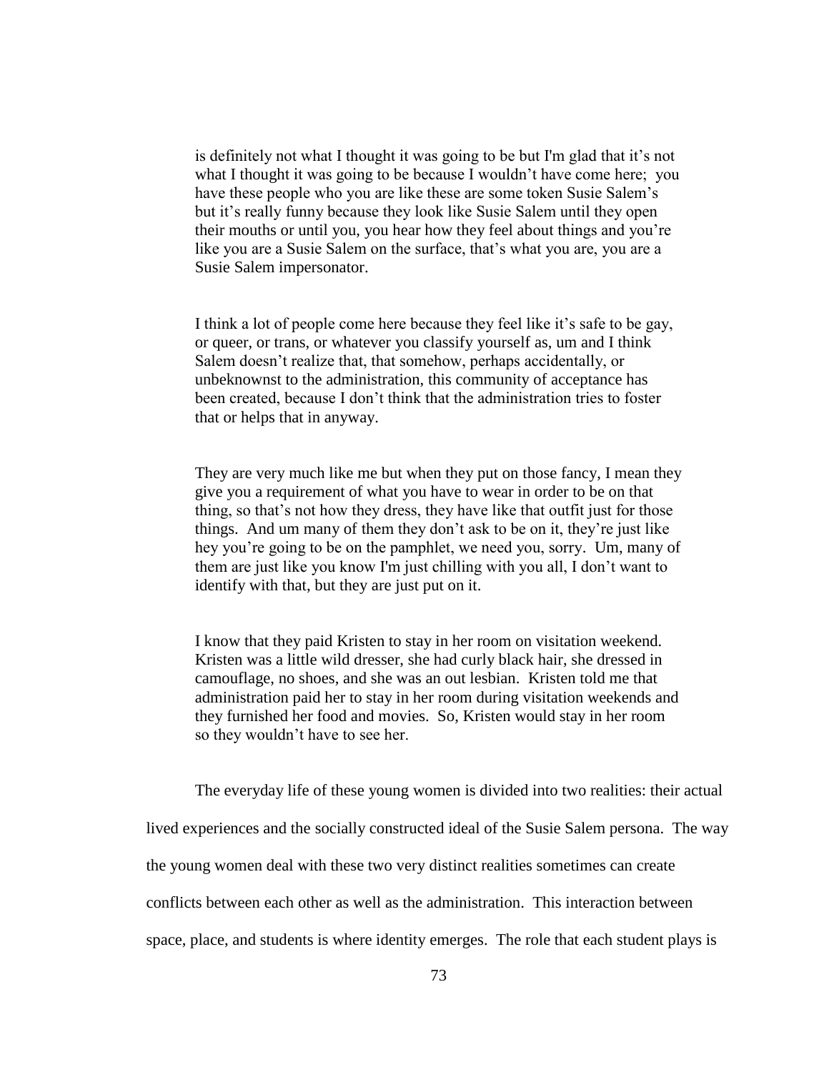> is definitely not what I thought it was going to be but I'm glad that it's not what I thought it was going to be because I wouldn't have come here; you have these people who you are like these are some token Susie Salem's but it's really funny because they look like Susie Salem until they open their mouths or until you, you hear how they feel about things and you're like you are a Susie Salem on the surface, that's what you are, you are a Susie Salem impersonator.

> I think a lot of people come here because they feel like it's safe to be gay, or queer, or trans, or whatever you classify yourself as, um and I think Salem doesn't realize that, that somehow, perhaps accidentally, or unbeknownst to the administration, this community of acceptance has been created, because I don't think that the administration tries to foster that or helps that in anyway.

> They are very much like me but when they put on those fancy, I mean they give you a requirement of what you have to wear in order to be on that thing, so that's not how they dress, they have like that outfit just for those things. And um many of them they don't ask to be on it, they're just like hey you're going to be on the pamphlet, we need you, sorry. Um, many of them are just like you know I'm just chilling with you all, I don't want to identify with that, but they are just put on it.

> I know that they paid Kristen to stay in her room on visitation weekend. Kristen was a little wild dresser, she had curly black hair, she dressed in camouflage, no shoes, and she was an out lesbian. Kristen told me that administration paid her to stay in her room during visitation weekends and they furnished her food and movies. So, Kristen would stay in her room so they wouldn't have to see her.

The everyday life of these young women is divided into two realities: their actual lived experiences and the socially constructed ideal of the Susie Salem persona. The way the young women deal with these two very distinct realities sometimes can create conflicts between each other as well as the administration. This interaction between space, place, and students is where identity emerges. The role that each student plays is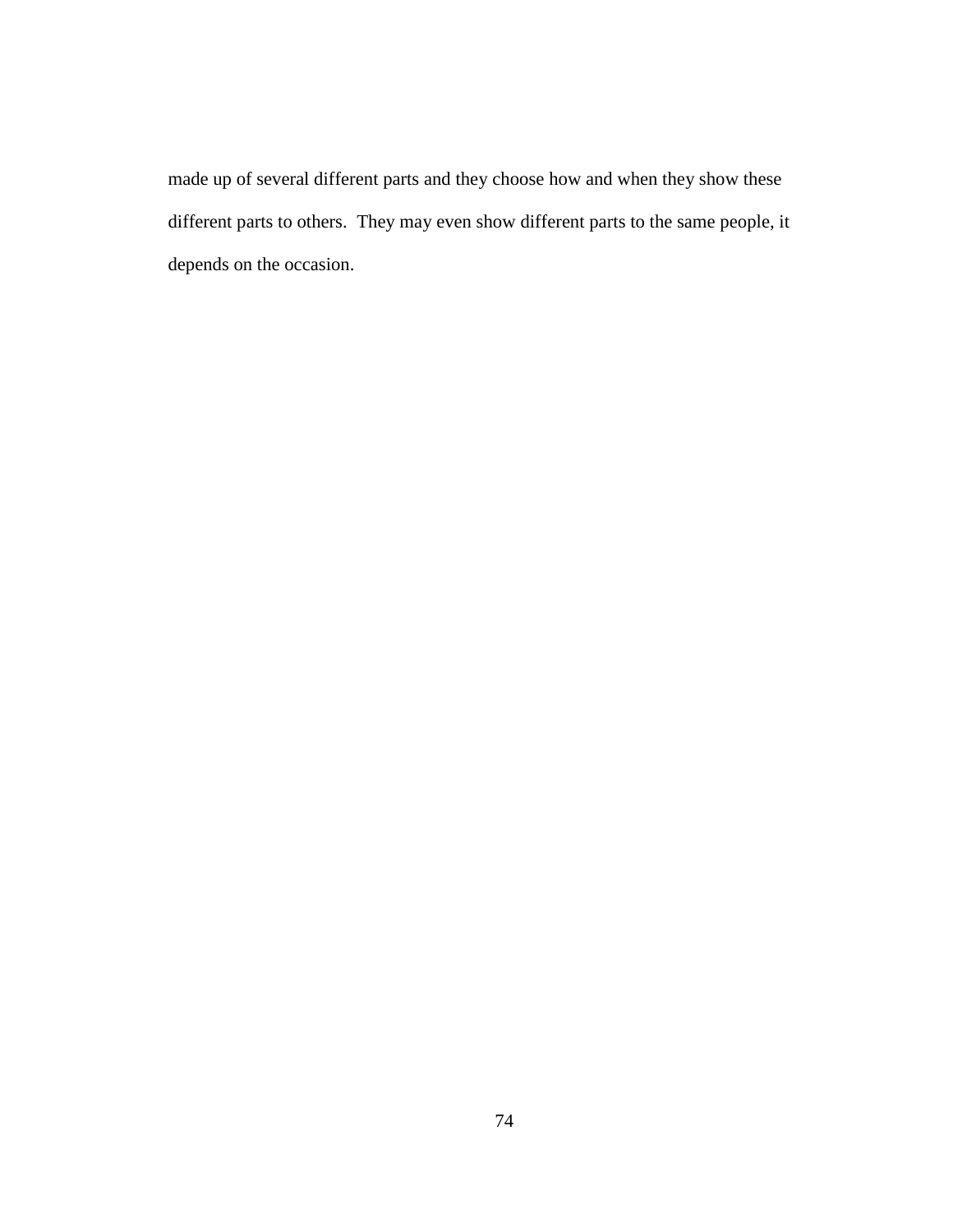made up of several different parts and they choose how and when they show these different parts to others.  They may even show different parts to the same people, it depends on the occasion.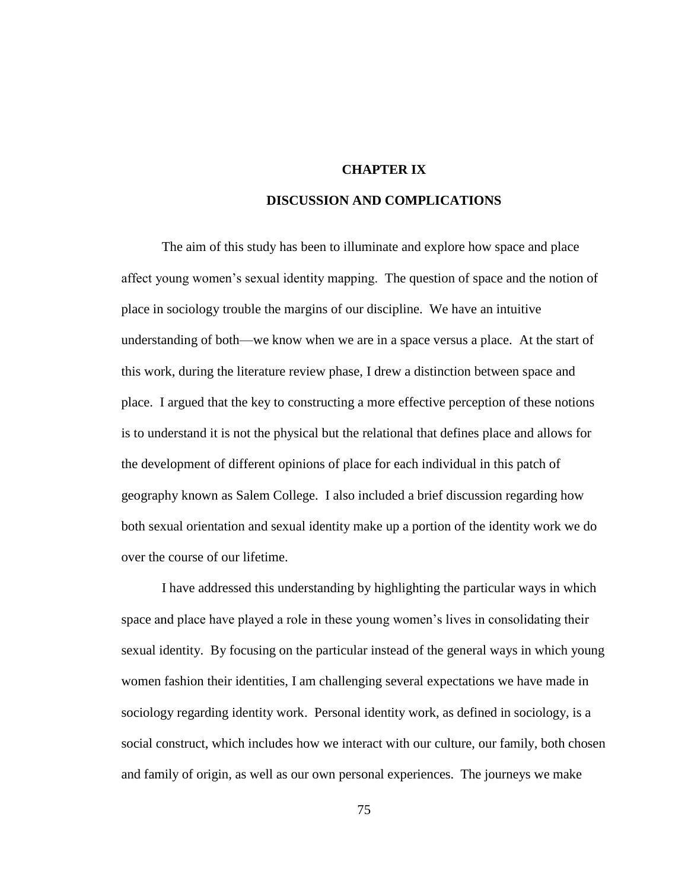# CHAPTER IX

# DISCUSSION AND COMPLICATIONS

The aim of this study has been to illuminate and explore how space and place affect young women's sexual identity mapping. The question of space and the notion of place in sociology trouble the margins of our discipline. We have an intuitive understanding of both—we know when we are in a space versus a place. At the start of this work, during the literature review phase, I drew a distinction between space and place. I argued that the key to constructing a more effective perception of these notions is to understand it is not the physical but the relational that defines place and allows for the development of different opinions of place for each individual in this patch of geography known as Salem College. I also included a brief discussion regarding how both sexual orientation and sexual identity make up a portion of the identity work we do over the course of our lifetime.

I have addressed this understanding by highlighting the particular ways in which space and place have played a role in these young women's lives in consolidating their sexual identity. By focusing on the particular instead of the general ways in which young women fashion their identities, I am challenging several expectations we have made in sociology regarding identity work. Personal identity work, as defined in sociology, is a social construct, which includes how we interact with our culture, our family, both chosen and family of origin, as well as our own personal experiences. The journeys we make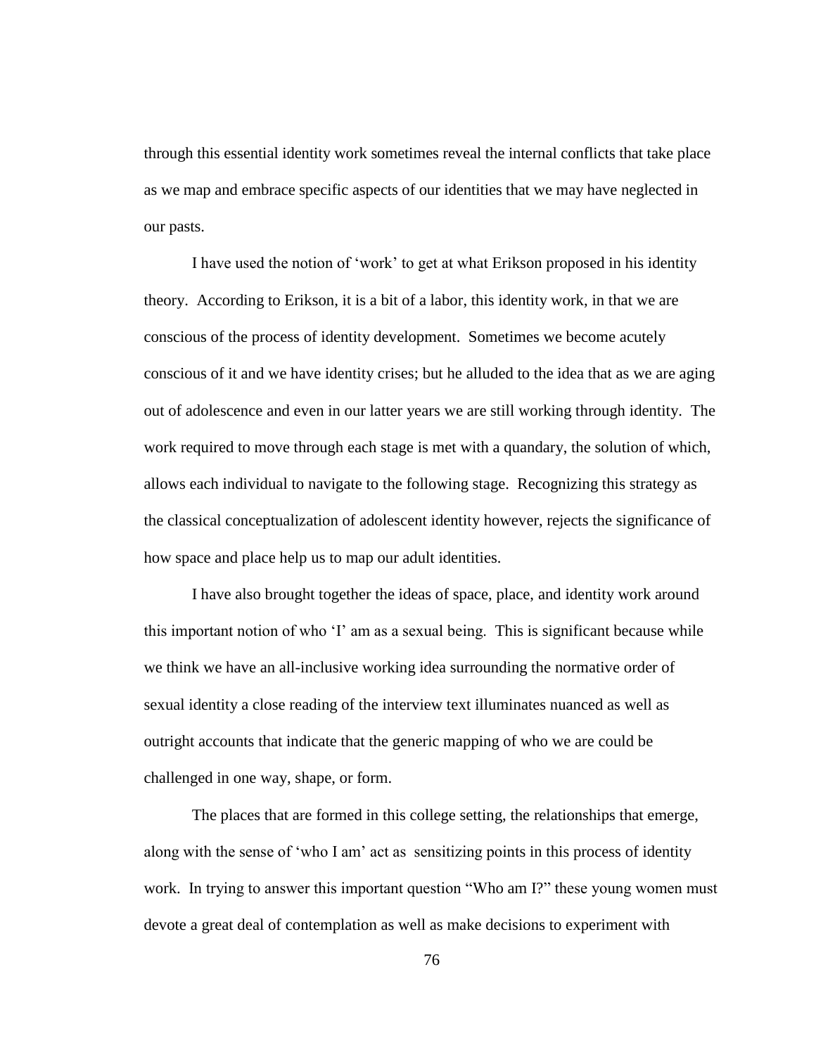through this essential identity work sometimes reveal the internal conflicts that take place as we map and embrace specific aspects of our identities that we may have neglected in our pasts.

I have used the notion of 'work' to get at what Erikson proposed in his identity theory. According to Erikson, it is a bit of a labor, this identity work, in that we are conscious of the process of identity development. Sometimes we become acutely conscious of it and we have identity crises; but he alluded to the idea that as we are aging out of adolescence and even in our latter years we are still working through identity. The work required to move through each stage is met with a quandary, the solution of which, allows each individual to navigate to the following stage. Recognizing this strategy as the classical conceptualization of adolescent identity however, rejects the significance of how space and place help us to map our adult identities.

I have also brought together the ideas of space, place, and identity work around this important notion of who 'I' am as a sexual being. This is significant because while we think we have an all-inclusive working idea surrounding the normative order of sexual identity a close reading of the interview text illuminates nuanced as well as outright accounts that indicate that the generic mapping of who we are could be challenged in one way, shape, or form.

The places that are formed in this college setting, the relationships that emerge, along with the sense of 'who I am' act as sensitizing points in this process of identity work. In trying to answer this important question "Who am I?" these young women must devote a great deal of contemplation as well as make decisions to experiment with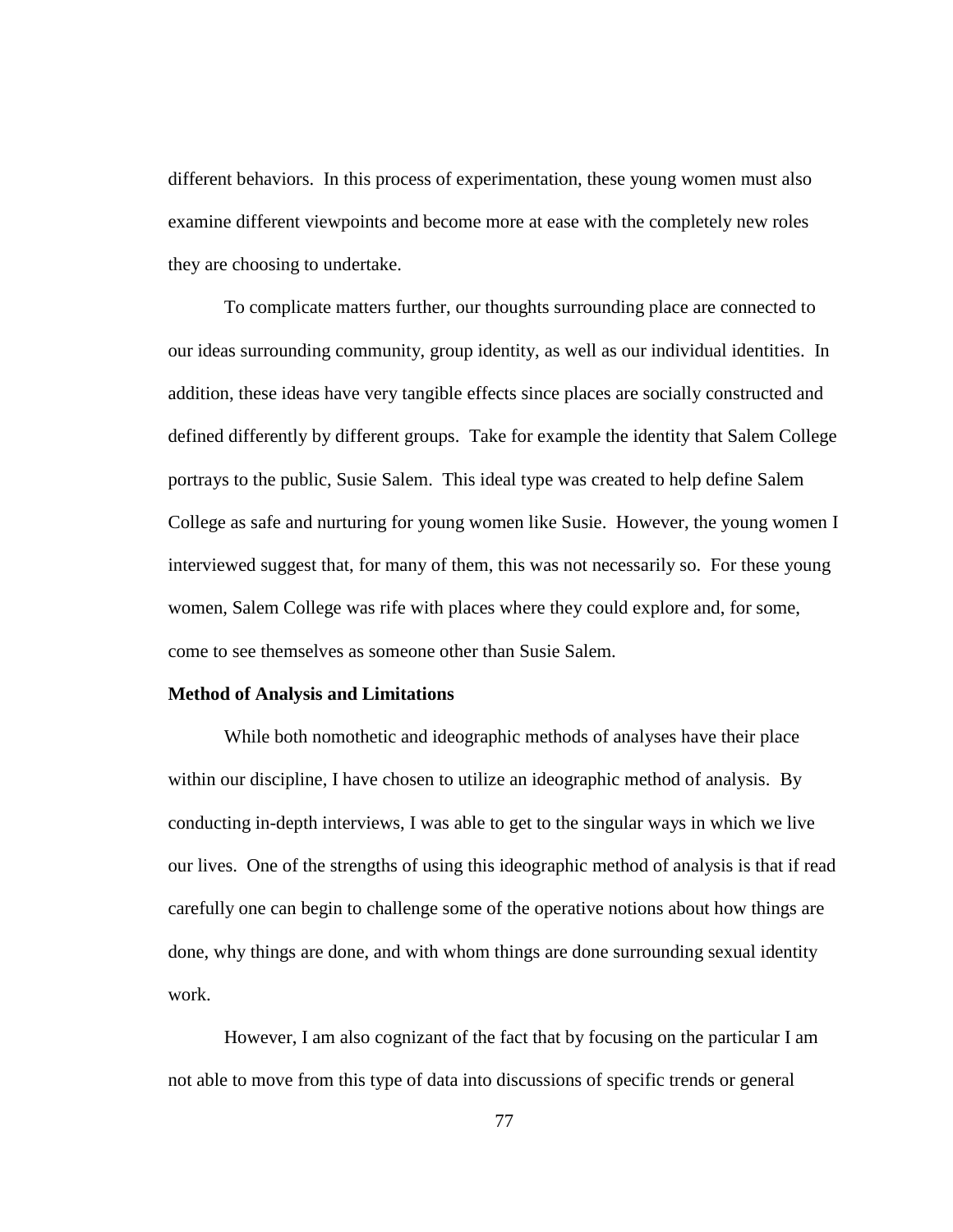different behaviors. In this process of experimentation, these young women must also examine different viewpoints and become more at ease with the completely new roles they are choosing to undertake.

To complicate matters further, our thoughts surrounding place are connected to our ideas surrounding community, group identity, as well as our individual identities. In addition, these ideas have very tangible effects since places are socially constructed and defined differently by different groups. Take for example the identity that Salem College portrays to the public, Susie Salem. This ideal type was created to help define Salem College as safe and nurturing for young women like Susie. However, the young women I interviewed suggest that, for many of them, this was not necessarily so. For these young women, Salem College was rife with places where they could explore and, for some, come to see themselves as someone other than Susie Salem.

**Method of Analysis and Limitations**

While both nomothetic and ideographic methods of analyses have their place within our discipline, I have chosen to utilize an ideographic method of analysis. By conducting in-depth interviews, I was able to get to the singular ways in which we live our lives. One of the strengths of using this ideographic method of analysis is that if read carefully one can begin to challenge some of the operative notions about how things are done, why things are done, and with whom things are done surrounding sexual identity work.

However, I am also cognizant of the fact that by focusing on the particular I am not able to move from this type of data into discussions of specific trends or general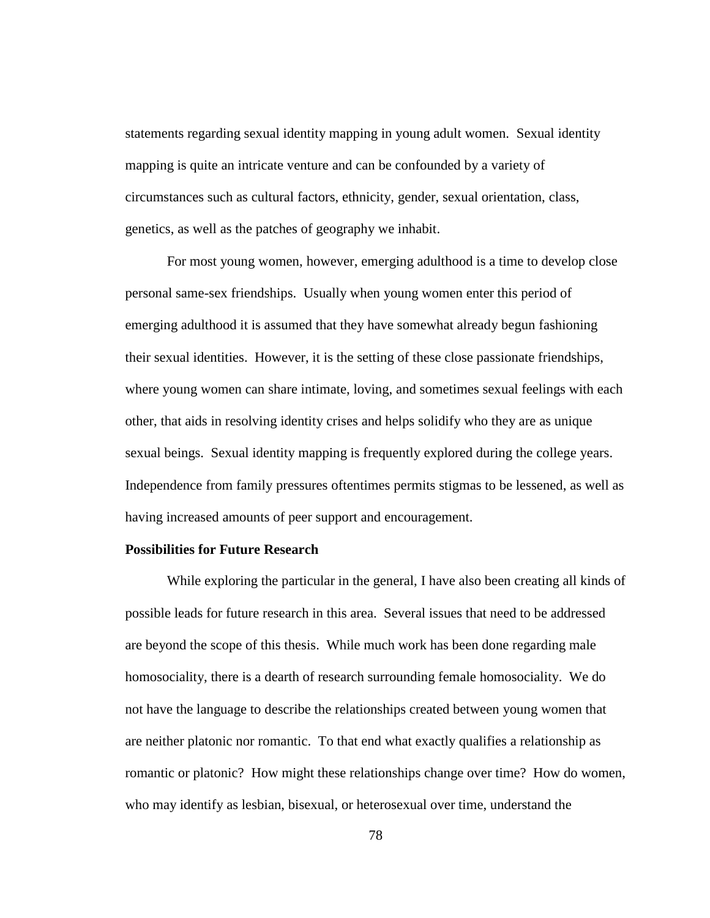statements regarding sexual identity mapping in young adult women. Sexual identity mapping is quite an intricate venture and can be confounded by a variety of circumstances such as cultural factors, ethnicity, gender, sexual orientation, class, genetics, as well as the patches of geography we inhabit.

For most young women, however, emerging adulthood is a time to develop close personal same-sex friendships. Usually when young women enter this period of emerging adulthood it is assumed that they have somewhat already begun fashioning their sexual identities. However, it is the setting of these close passionate friendships, where young women can share intimate, loving, and sometimes sexual feelings with each other, that aids in resolving identity crises and helps solidify who they are as unique sexual beings. Sexual identity mapping is frequently explored during the college years. Independence from family pressures oftentimes permits stigmas to be lessened, as well as having increased amounts of peer support and encouragement.

**Possibilities for Future Research**

While exploring the particular in the general, I have also been creating all kinds of possible leads for future research in this area. Several issues that need to be addressed are beyond the scope of this thesis. While much work has been done regarding male homosociality, there is a dearth of research surrounding female homosociality. We do not have the language to describe the relationships created between young women that are neither platonic nor romantic. To that end what exactly qualifies a relationship as romantic or platonic? How might these relationships change over time? How do women, who may identify as lesbian, bisexual, or heterosexual over time, understand the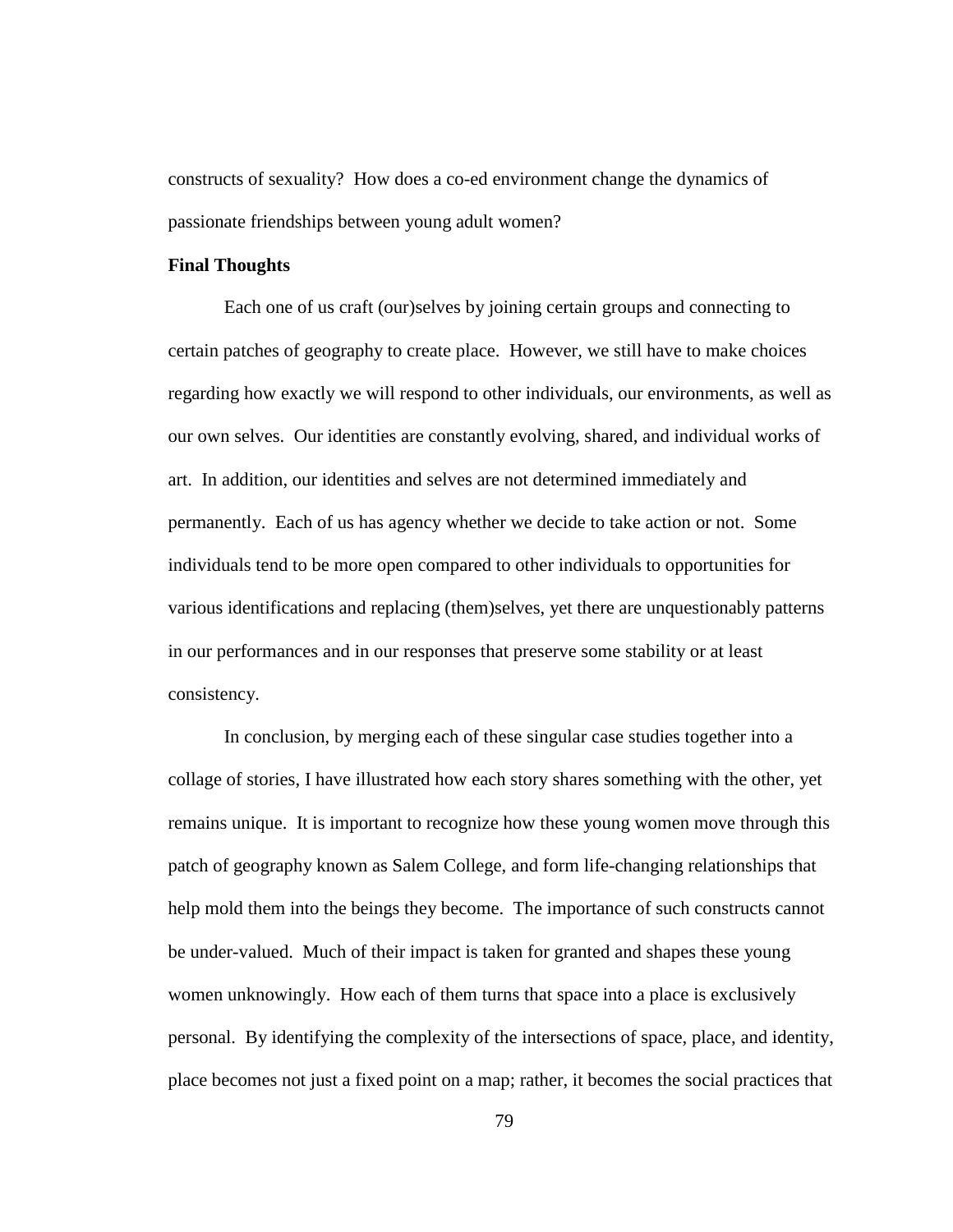constructs of sexuality? How does a co-ed environment change the dynamics of passionate friendships between young adult women?

**Final Thoughts**

Each one of us craft (our)selves by joining certain groups and connecting to certain patches of geography to create place. However, we still have to make choices regarding how exactly we will respond to other individuals, our environments, as well as our own selves. Our identities are constantly evolving, shared, and individual works of art. In addition, our identities and selves are not determined immediately and permanently. Each of us has agency whether we decide to take action or not. Some individuals tend to be more open compared to other individuals to opportunities for various identifications and replacing (them)selves, yet there are unquestionably patterns in our performances and in our responses that preserve some stability or at least consistency.

In conclusion, by merging each of these singular case studies together into a collage of stories, I have illustrated how each story shares something with the other, yet remains unique. It is important to recognize how these young women move through this patch of geography known as Salem College, and form life-changing relationships that help mold them into the beings they become. The importance of such constructs cannot be under-valued. Much of their impact is taken for granted and shapes these young women unknowingly. How each of them turns that space into a place is exclusively personal. By identifying the complexity of the intersections of space, place, and identity, place becomes not just a fixed point on a map; rather, it becomes the social practices that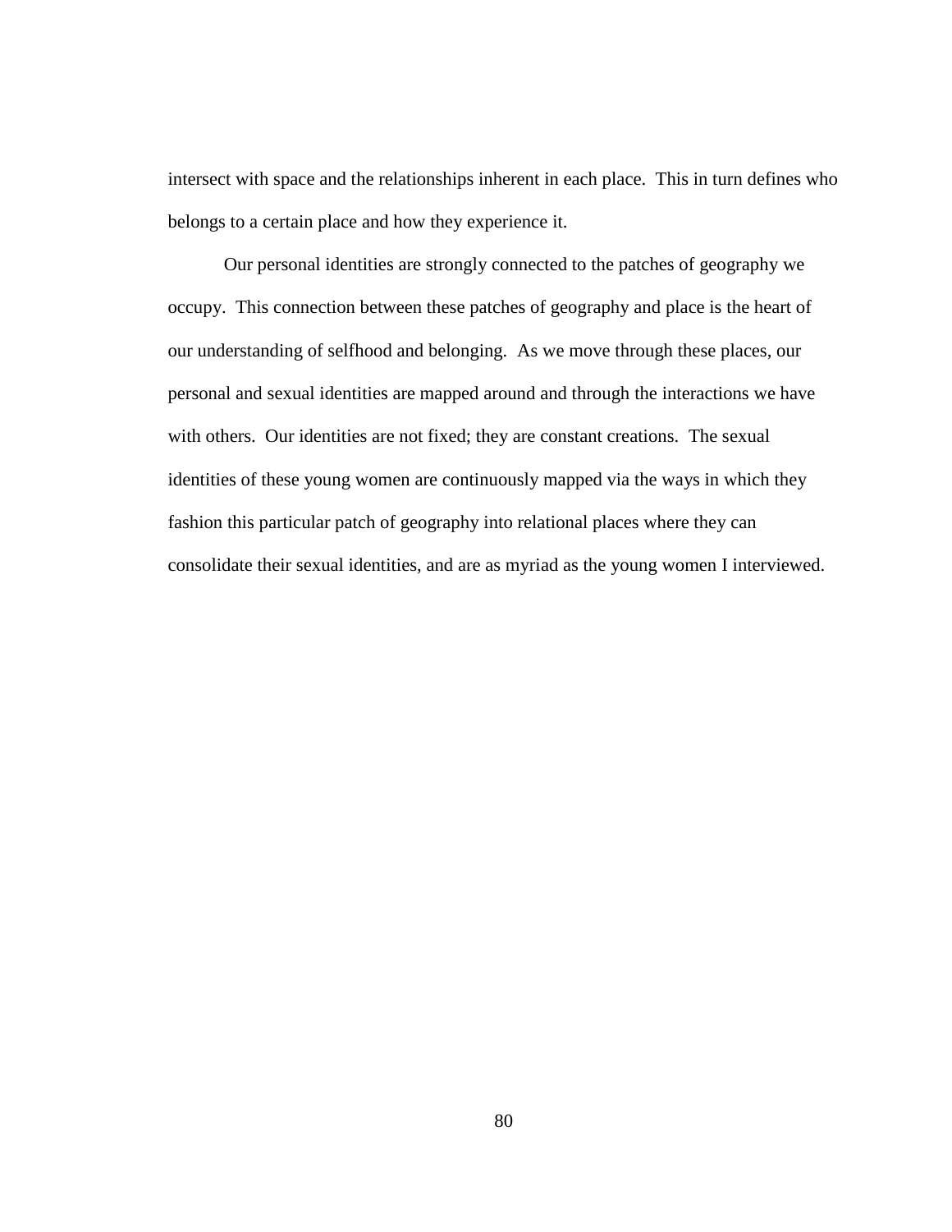intersect with space and the relationships inherent in each place. This in turn defines who belongs to a certain place and how they experience it.

Our personal identities are strongly connected to the patches of geography we occupy. This connection between these patches of geography and place is the heart of our understanding of selfhood and belonging. As we move through these places, our personal and sexual identities are mapped around and through the interactions we have with others. Our identities are not fixed; they are constant creations. The sexual identities of these young women are continuously mapped via the ways in which they fashion this particular patch of geography into relational places where they can consolidate their sexual identities, and are as myriad as the young women I interviewed.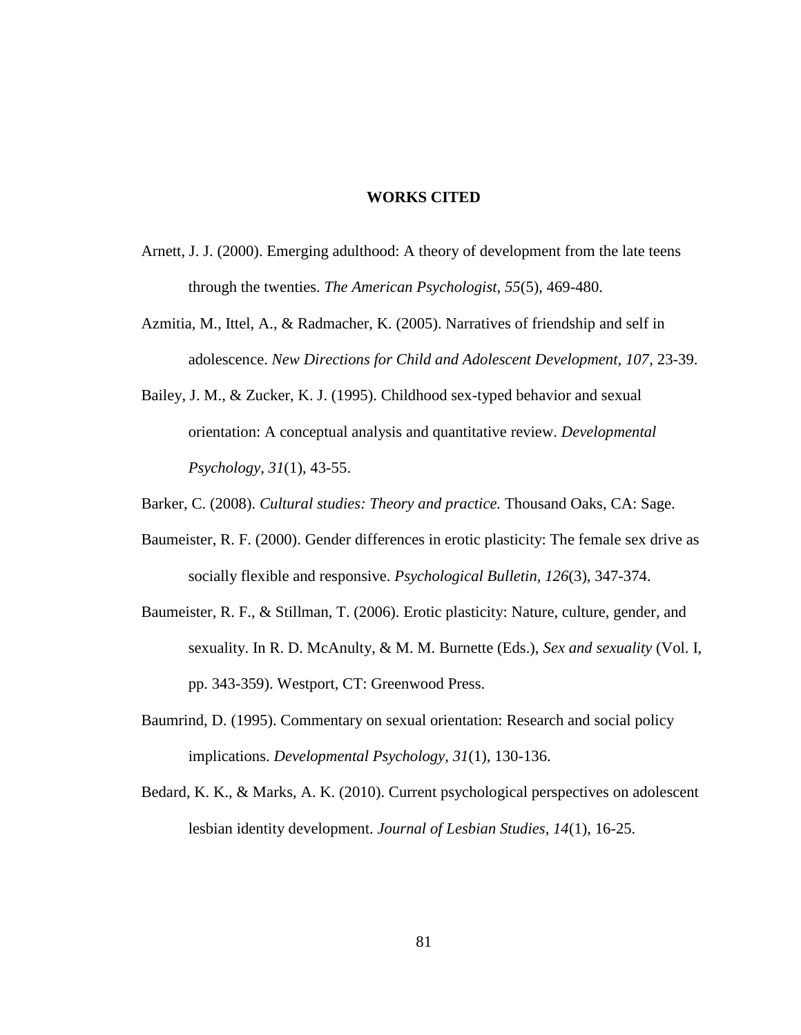# WORKS CITED

Arnett, J. J. (2000). Emerging adulthood: A theory of development from the late teens through the twenties. *The American Psychologist, 55*(5), 469-480.

Azmitia, M., Ittel, A., & Radmacher, K. (2005). Narratives of friendship and self in adolescence. *New Directions for Child and Adolescent Development, 107*, 23-39.

Bailey, J. M., & Zucker, K. J. (1995). Childhood sex-typed behavior and sexual orientation: A conceptual analysis and quantitative review. *Developmental Psychology, 31*(1), 43-55.

Barker, C. (2008). *Cultural studies: Theory and practice.* Thousand Oaks, CA: Sage.

Baumeister, R. F. (2000). Gender differences in erotic plasticity: The female sex drive as socially flexible and responsive. *Psychological Bulletin, 126*(3), 347-374.

Baumeister, R. F., & Stillman, T. (2006). Erotic plasticity: Nature, culture, gender, and sexuality. In R. D. McAnulty, & M. M. Burnette (Eds.), *Sex and sexuality* (Vol. I, pp. 343-359). Westport, CT: Greenwood Press.

Baumrind, D. (1995). Commentary on sexual orientation: Research and social policy implications. *Developmental Psychology, 31*(1), 130-136.

Bedard, K. K., & Marks, A. K. (2010). Current psychological perspectives on adolescent lesbian identity development. *Journal of Lesbian Studies, 14*(1), 16-25.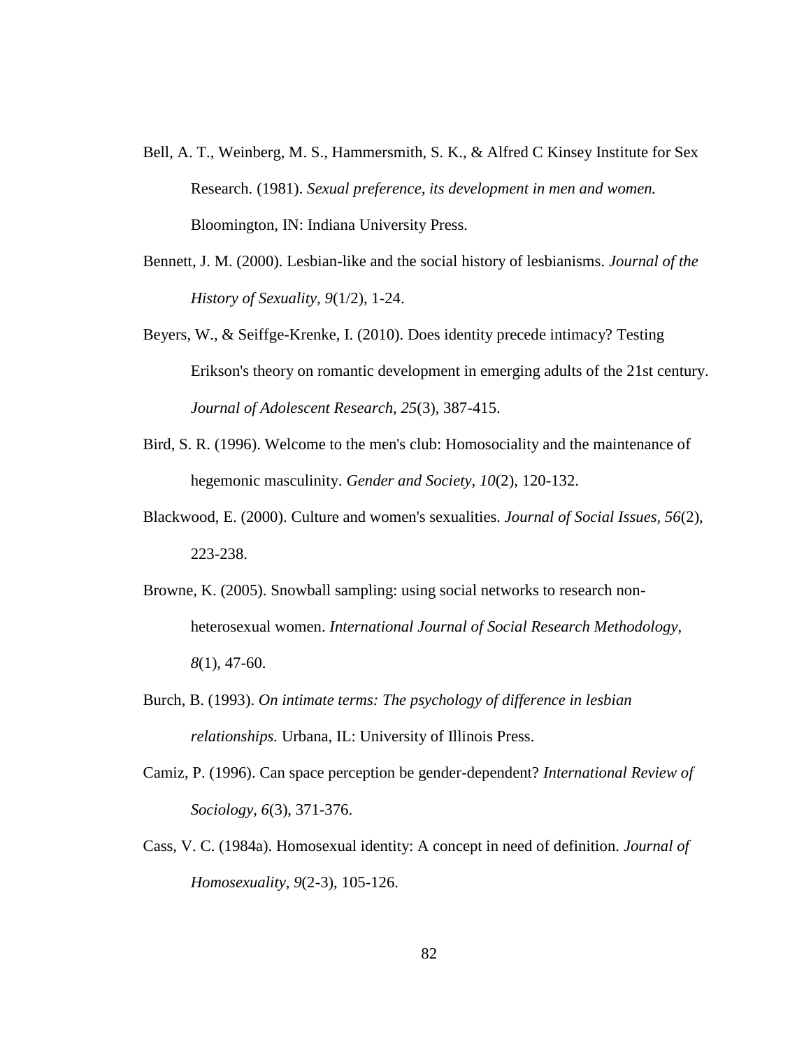Bell, A. T., Weinberg, M. S., Hammersmith, S. K., & Alfred C Kinsey Institute for Sex Research. (1981). *Sexual preference, its development in men and women.* Bloomington, IN: Indiana University Press.

Bennett, J. M. (2000). Lesbian-like and the social history of lesbianisms. *Journal of the History of Sexuality, 9*(1/2), 1-24.

Beyers, W., & Seiffge-Krenke, I. (2010). Does identity precede intimacy? Testing Erikson's theory on romantic development in emerging adults of the 21st century. *Journal of Adolescent Research*, *25*(3), 387-415.

Bird, S. R. (1996). Welcome to the men's club: Homosociality and the maintenance of hegemonic masculinity. *Gender and Society*, *10*(2), 120-132.

Blackwood, E. (2000). Culture and women's sexualities. *Journal of Social Issues, 56*(2), 223-238.

Browne, K. (2005). Snowball sampling: using social networks to research non-heterosexual women. *International Journal of Social Research Methodology, 8*(1), 47-60.

Burch, B. (1993). *On intimate terms: The psychology of difference in lesbian relationships.* Urbana, IL: University of Illinois Press.

Camiz, P. (1996). Can space perception be gender-dependent? *International Review of Sociology*, *6*(3), 371-376.

Cass, V. C. (1984a). Homosexual identity: A concept in need of definition. *Journal of Homosexuality*, *9*(2-3), 105-126.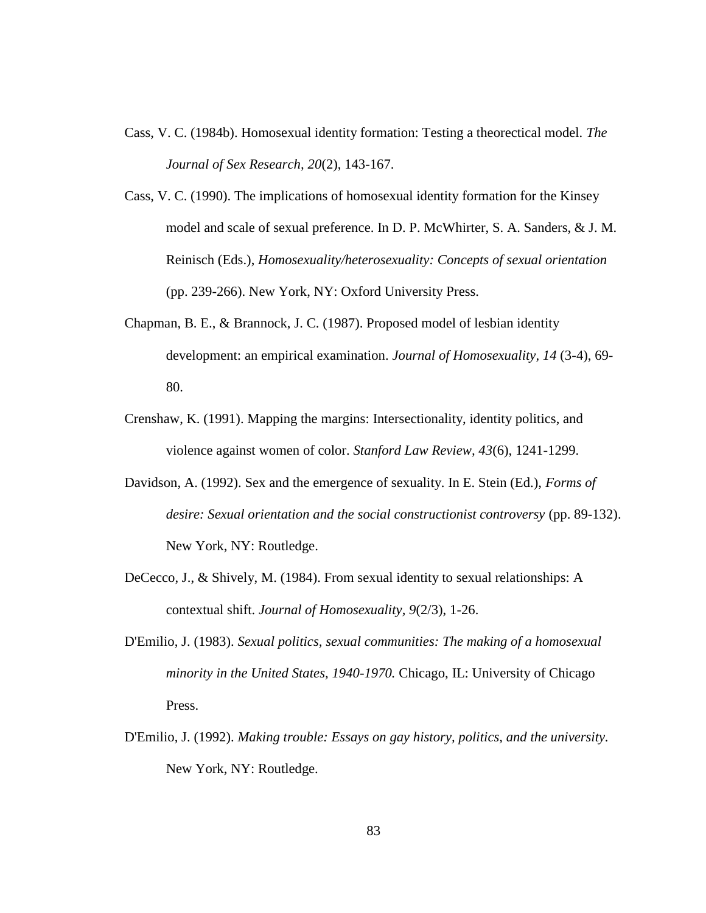Cass, V. C. (1984b). Homosexual identity formation: Testing a theorectical model. *The Journal of Sex Research, 20*(2), 143-167.

Cass, V. C. (1990). The implications of homosexual identity formation for the Kinsey model and scale of sexual preference. In D. P. McWhirter, S. A. Sanders, & J. M. Reinisch (Eds.), *Homosexuality/heterosexuality: Concepts of sexual orientation* (pp. 239-266). New York, NY: Oxford University Press.

Chapman, B. E., & Brannock, J. C. (1987). Proposed model of lesbian identity development: an empirical examination. *Journal of Homosexuality, 14* (3-4), 69-80.

Crenshaw, K. (1991). Mapping the margins: Intersectionality, identity politics, and violence against women of color. *Stanford Law Review, 43*(6), 1241-1299.

Davidson, A. (1992). Sex and the emergence of sexuality. In E. Stein (Ed.), *Forms of desire: Sexual orientation and the social constructionist controversy* (pp. 89-132). New York, NY: Routledge.

DeCecco, J., & Shively, M. (1984). From sexual identity to sexual relationships: A contextual shift. *Journal of Homosexuality, 9*(2/3), 1-26.

D'Emilio, J. (1983). *Sexual politics, sexual communities: The making of a homosexual minority in the United States, 1940-1970.* Chicago, IL: University of Chicago Press.

D'Emilio, J. (1992). *Making trouble: Essays on gay history, politics, and the university.* New York, NY: Routledge.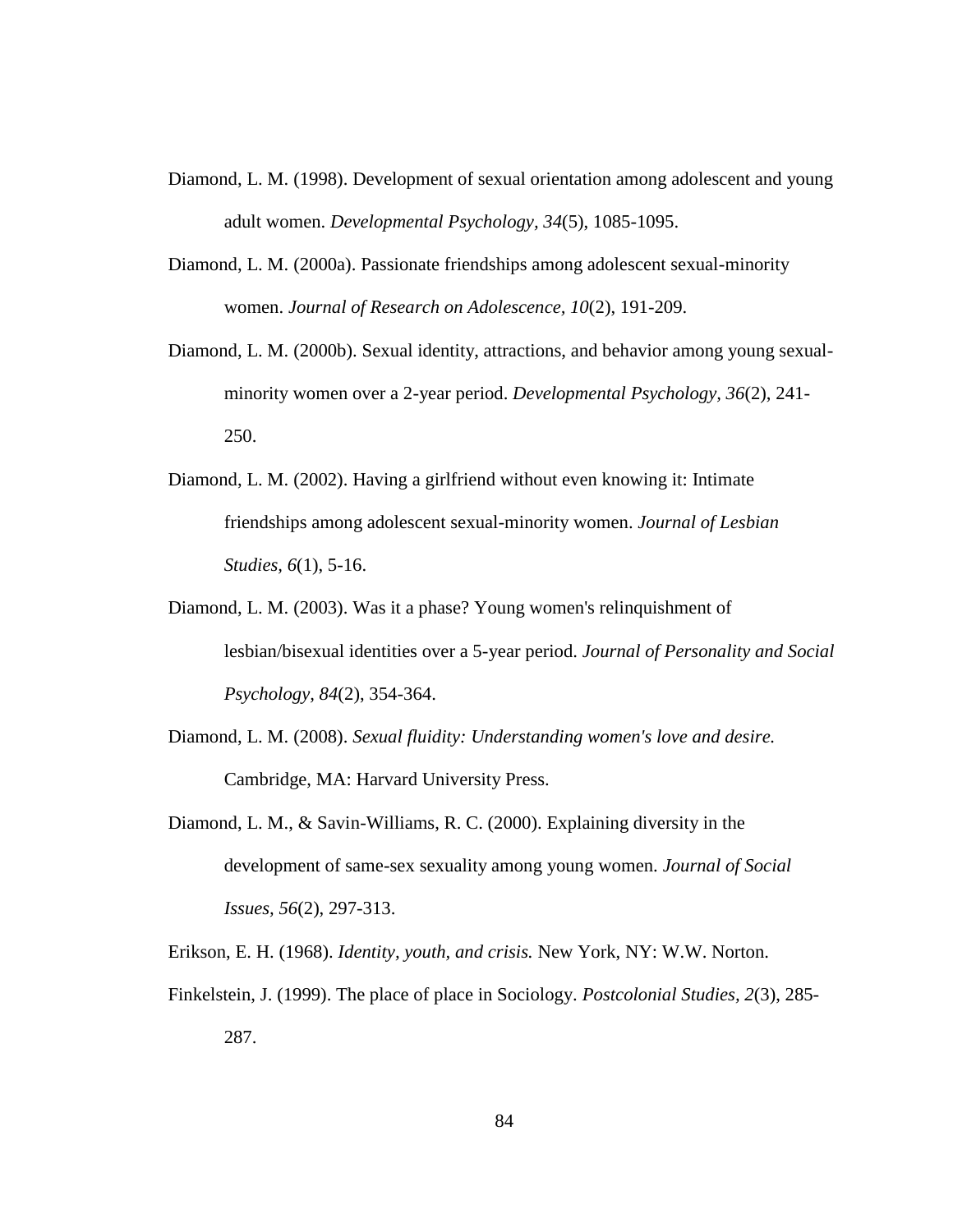Diamond, L. M. (1998). Development of sexual orientation among adolescent and young adult women. *Developmental Psychology, 34*(5), 1085-1095.

Diamond, L. M. (2000a). Passionate friendships among adolescent sexual-minority women. *Journal of Research on Adolescence, 10*(2), 191-209.

Diamond, L. M. (2000b). Sexual identity, attractions, and behavior among young sexual-minority women over a 2-year period. *Developmental Psychology, 36*(2), 241-250.

Diamond, L. M. (2002). Having a girlfriend without even knowing it: Intimate friendships among adolescent sexual-minority women. *Journal of Lesbian Studies, 6*(1), 5-16.

Diamond, L. M. (2003). Was it a phase? Young women's relinquishment of lesbian/bisexual identities over a 5-year period. *Journal of Personality and Social Psychology, 84*(2), 354-364.

Diamond, L. M. (2008). *Sexual fluidity: Understanding women's love and desire.* Cambridge, MA: Harvard University Press.

Diamond, L. M., & Savin-Williams, R. C. (2000). Explaining diversity in the development of same-sex sexuality among young women. *Journal of Social Issues, 56*(2), 297-313.

Erikson, E. H. (1968). *Identity, youth, and crisis.* New York, NY: W.W. Norton.

Finkelstein, J. (1999). The place of place in Sociology. *Postcolonial Studies, 2*(3), 285-287.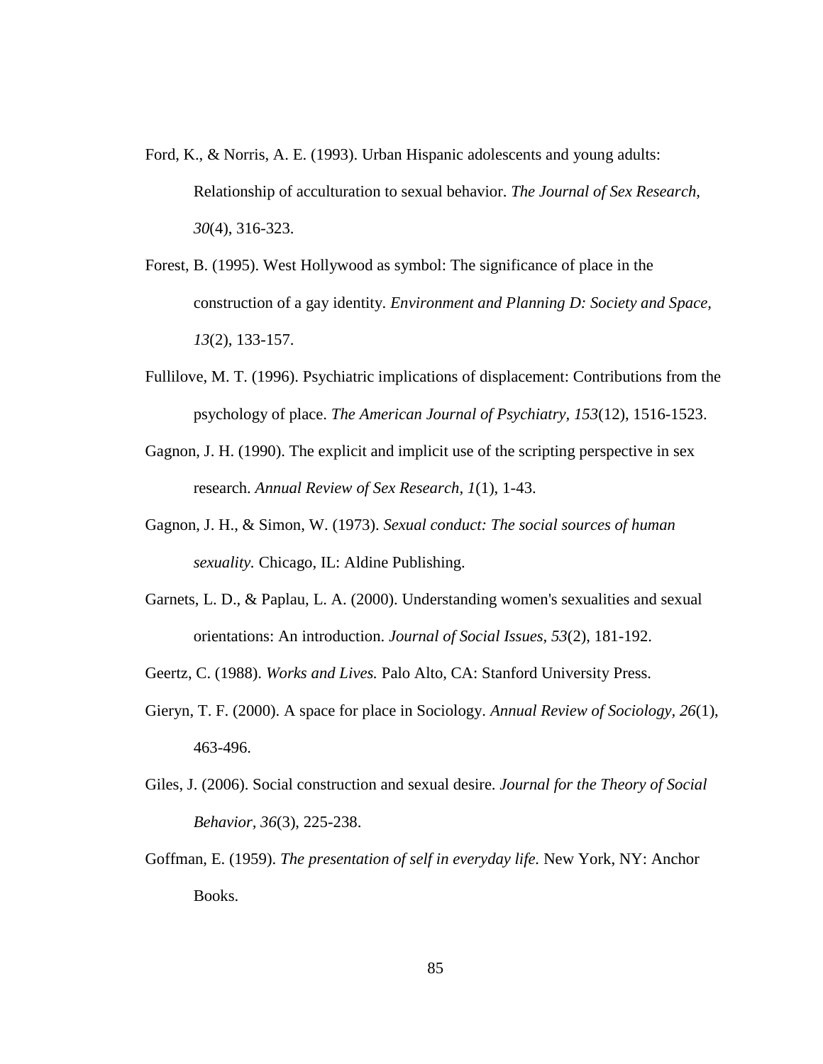Ford, K., & Norris, A. E. (1993). Urban Hispanic adolescents and young adults: Relationship of acculturation to sexual behavior. *The Journal of Sex Research, 30*(4), 316-323.

Forest, B. (1995). West Hollywood as symbol: The significance of place in the construction of a gay identity. *Environment and Planning D: Society and Space, 13*(2), 133-157.

Fullilove, M. T. (1996). Psychiatric implications of displacement: Contributions from the psychology of place. *The American Journal of Psychiatry, 153*(12), 1516-1523.

Gagnon, J. H. (1990). The explicit and implicit use of the scripting perspective in sex research. *Annual Review of Sex Research, 1*(1), 1-43.

Gagnon, J. H., & Simon, W. (1973). *Sexual conduct: The social sources of human sexuality.* Chicago, IL: Aldine Publishing.

Garnets, L. D., & Paplau, L. A. (2000). Understanding women's sexualities and sexual orientations: An introduction. *Journal of Social Issues, 53*(2), 181-192.

Geertz, C. (1988). *Works and Lives.* Palo Alto, CA: Stanford University Press.

Gieryn, T. F. (2000). A space for place in Sociology. *Annual Review of Sociology, 26*(1), 463-496.

Giles, J. (2006). Social construction and sexual desire. *Journal for the Theory of Social Behavior, 36*(3), 225-238.

Goffman, E. (1959). *The presentation of self in everyday life.* New York, NY: Anchor Books.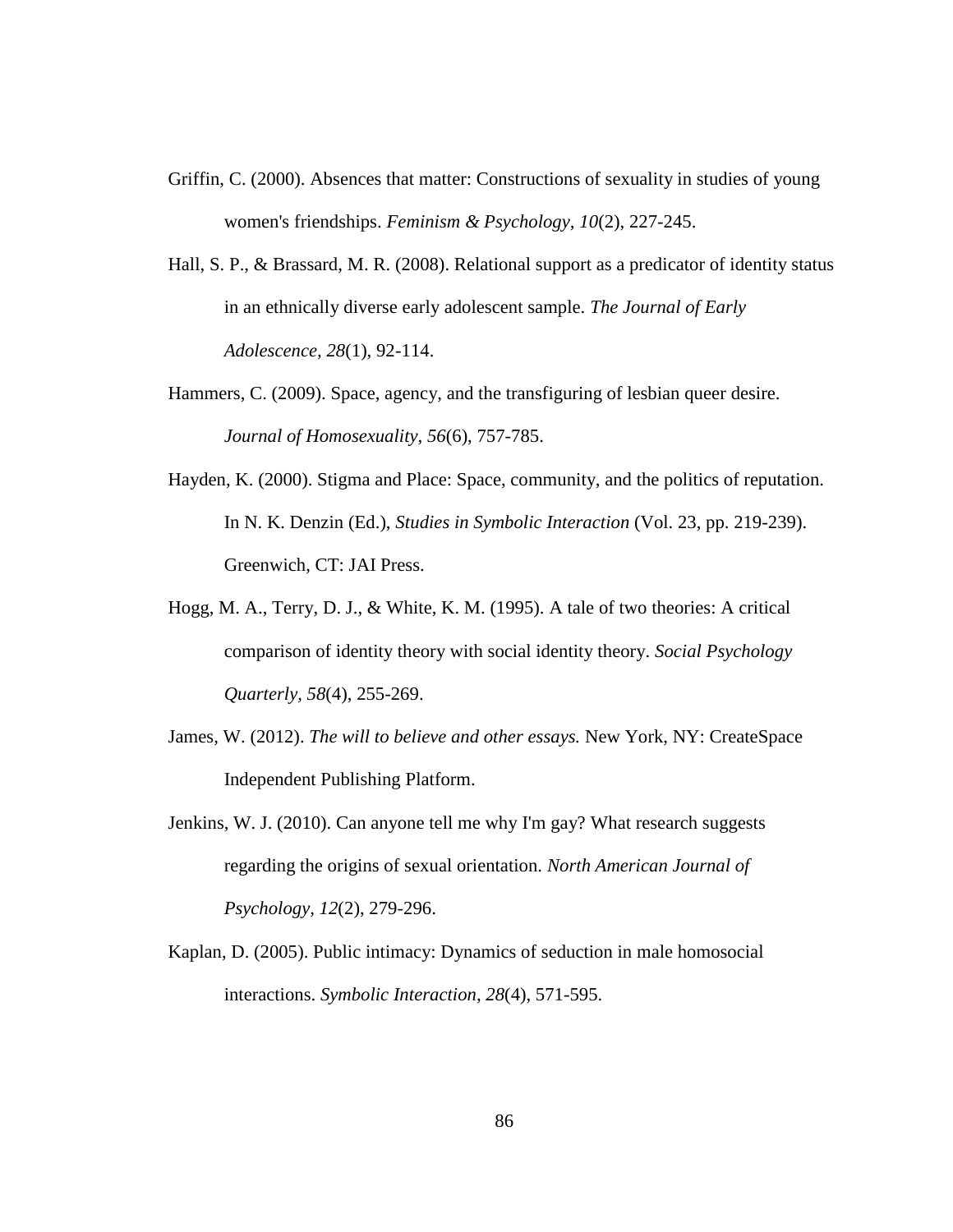Griffin, C. (2000). Absences that matter: Constructions of sexuality in studies of young women's friendships. *Feminism & Psychology, 10*(2), 227-245.

Hall, S. P., & Brassard, M. R. (2008). Relational support as a predicator of identity status in an ethnically diverse early adolescent sample. *The Journal of Early Adolescence, 28*(1), 92-114.

Hammers, C. (2009). Space, agency, and the transfiguring of lesbian queer desire. *Journal of Homosexuality, 56*(6), 757-785.

Hayden, K. (2000). Stigma and Place: Space, community, and the politics of reputation. In N. K. Denzin (Ed.), *Studies in Symbolic Interaction* (Vol. 23, pp. 219-239). Greenwich, CT: JAI Press.

Hogg, M. A., Terry, D. J., & White, K. M. (1995). A tale of two theories: A critical comparison of identity theory with social identity theory. *Social Psychology Quarterly, 58*(4), 255-269.

James, W. (2012). *The will to believe and other essays.* New York, NY: CreateSpace Independent Publishing Platform.

Jenkins, W. J. (2010). Can anyone tell me why I'm gay? What research suggests regarding the origins of sexual orientation. *North American Journal of Psychology, 12*(2), 279-296.

Kaplan, D. (2005). Public intimacy: Dynamics of seduction in male homosocial interactions. *Symbolic Interaction, 28*(4), 571-595.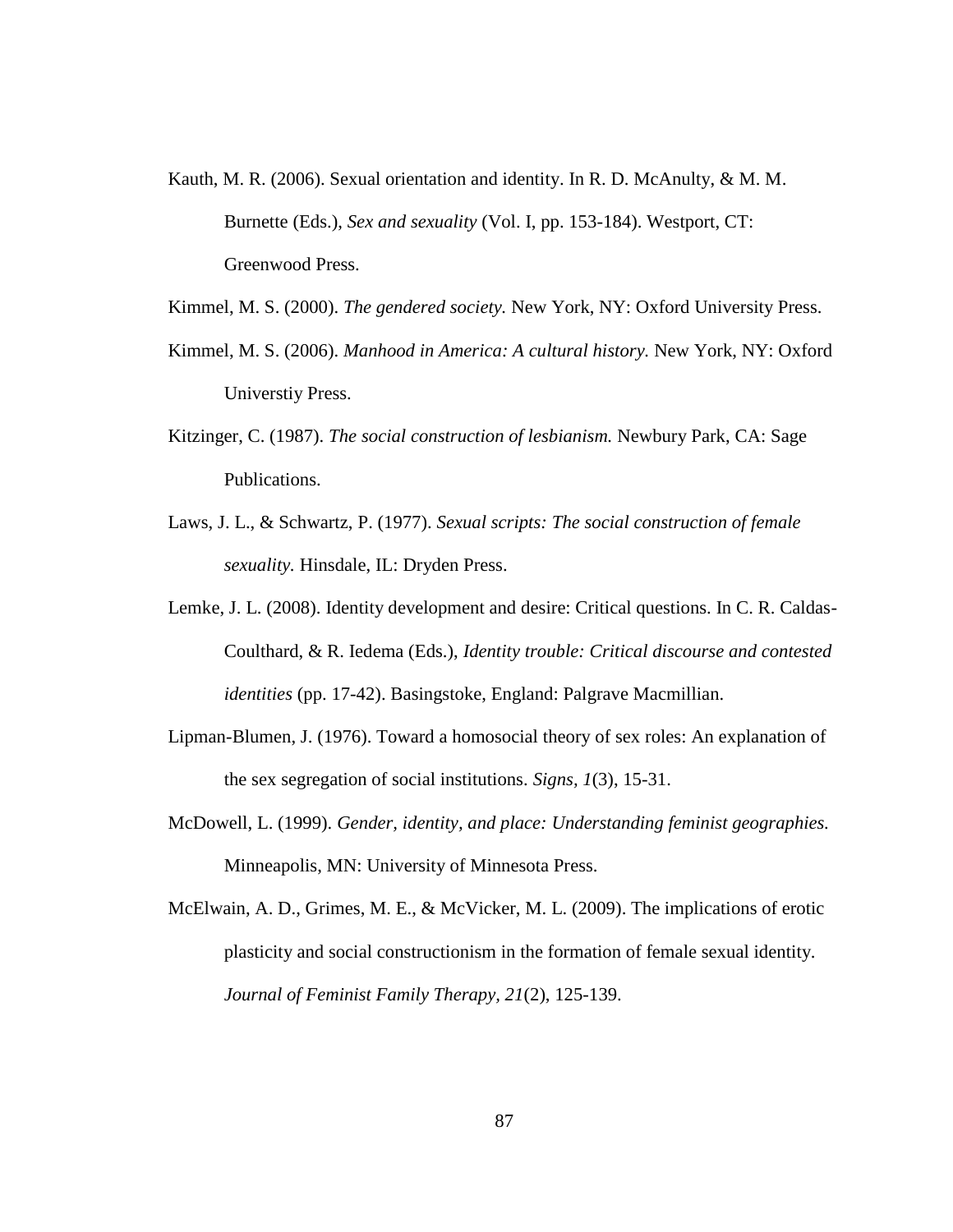Kauth, M. R. (2006). Sexual orientation and identity. In R. D. McAnulty, & M. M. Burnette (Eds.), *Sex and sexuality* (Vol. I, pp. 153-184). Westport, CT: Greenwood Press.

Kimmel, M. S. (2000). *The gendered society.* New York, NY: Oxford University Press.

Kimmel, M. S. (2006). *Manhood in America: A cultural history.* New York, NY: Oxford Universtiy Press.

Kitzinger, C. (1987). *The social construction of lesbianism.* Newbury Park, CA: Sage Publications.

Laws, J. L., & Schwartz, P. (1977). *Sexual scripts: The social construction of female sexuality.* Hinsdale, IL: Dryden Press.

Lemke, J. L. (2008). Identity development and desire: Critical questions. In C. R. Caldas-Coulthard, & R. Iedema (Eds.), *Identity trouble: Critical discourse and contested identities* (pp. 17-42). Basingstoke, England: Palgrave Macmillian.

Lipman-Blumen, J. (1976). Toward a homosocial theory of sex roles: An explanation of the sex segregation of social institutions. *Signs, 1*(3), 15-31.

McDowell, L. (1999). *Gender, identity, and place: Understanding feminist geographies.* Minneapolis, MN: University of Minnesota Press.

McElwain, A. D., Grimes, M. E., & McVicker, M. L. (2009). The implications of erotic plasticity and social constructionism in the formation of female sexual identity. *Journal of Feminist Family Therapy, 21*(2), 125-139.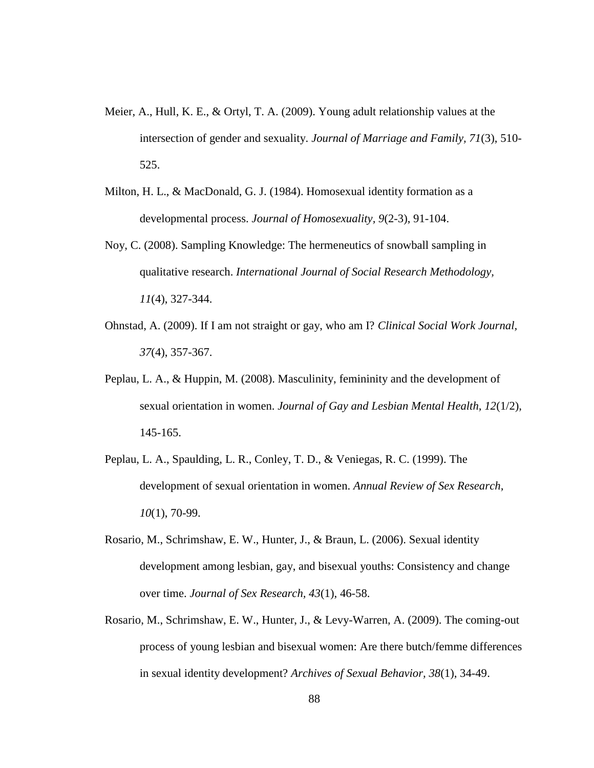Meier, A., Hull, K. E., & Ortyl, T. A. (2009). Young adult relationship values at the intersection of gender and sexuality. *Journal of Marriage and Family, 71*(3), 510-525.

Milton, H. L., & MacDonald, G. J. (1984). Homosexual identity formation as a developmental process. *Journal of Homosexuality, 9*(2-3), 91-104.

Noy, C. (2008). Sampling Knowledge: The hermeneutics of snowball sampling in qualitative research. *International Journal of Social Research Methodology, 11*(4), 327-344.

Ohnstad, A. (2009). If I am not straight or gay, who am I? *Clinical Social Work Journal, 37*(4), 357-367.

Peplau, L. A., & Huppin, M. (2008). Masculinity, femininity and the development of sexual orientation in women. *Journal of Gay and Lesbian Mental Health, 12*(1/2), 145-165.

Peplau, L. A., Spaulding, L. R., Conley, T. D., & Veniegas, R. C. (1999). The development of sexual orientation in women. *Annual Review of Sex Research, 10*(1), 70-99.

Rosario, M., Schrimshaw, E. W., Hunter, J., & Braun, L. (2006). Sexual identity development among lesbian, gay, and bisexual youths: Consistency and change over time. *Journal of Sex Research, 43*(1), 46-58.

Rosario, M., Schrimshaw, E. W., Hunter, J., & Levy-Warren, A. (2009). The coming-out process of young lesbian and bisexual women: Are there butch/femme differences in sexual identity development? *Archives of Sexual Behavior, 38*(1), 34-49.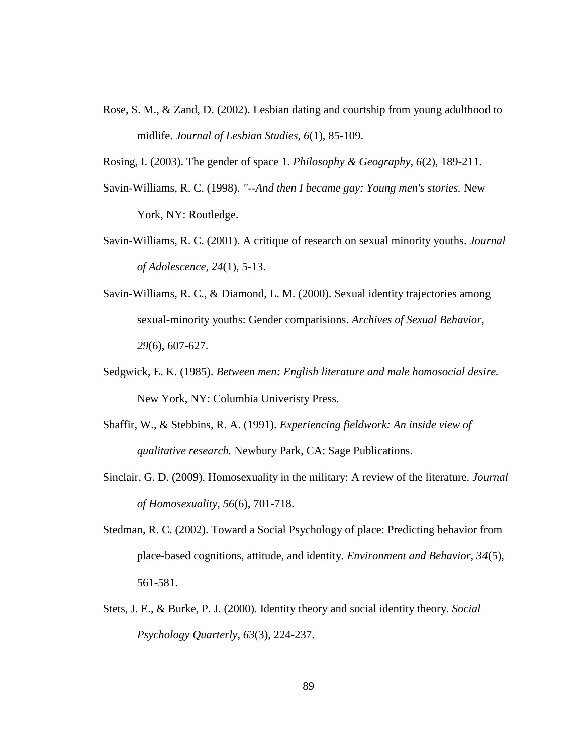Rose, S. M., & Zand, D. (2002). Lesbian dating and courtship from young adulthood to midlife. *Journal of Lesbian Studies, 6*(1), 85-109.

Rosing, I. (2003). The gender of space 1. *Philosophy & Geography, 6*(2), 189-211.

Savin-Williams, R. C. (1998). *"--And then I became gay: Young men's stories.* New York, NY: Routledge.

Savin-Williams, R. C. (2001). A critique of research on sexual minority youths. *Journal of Adolescence, 24*(1), 5-13.

Savin-Williams, R. C., & Diamond, L. M. (2000). Sexual identity trajectories among sexual-minority youths: Gender comparisions. *Archives of Sexual Behavior, 29*(6), 607-627.

Sedgwick, E. K. (1985). *Between men: English literature and male homosocial desire.* New York, NY: Columbia Univeristy Press.

Shaffir, W., & Stebbins, R. A. (1991). *Experiencing fieldwork: An inside view of qualitative research.* Newbury Park, CA: Sage Publications.

Sinclair, G. D. (2009). Homosexuality in the military: A review of the literature. *Journal of Homosexuality, 56*(6), 701-718.

Stedman, R. C. (2002). Toward a Social Psychology of place: Predicting behavior from place-based cognitions, attitude, and identity. *Environment and Behavior, 34*(5), 561-581.

Stets, J. E., & Burke, P. J. (2000). Identity theory and social identity theory. *Social Psychology Quarterly, 63*(3), 224-237.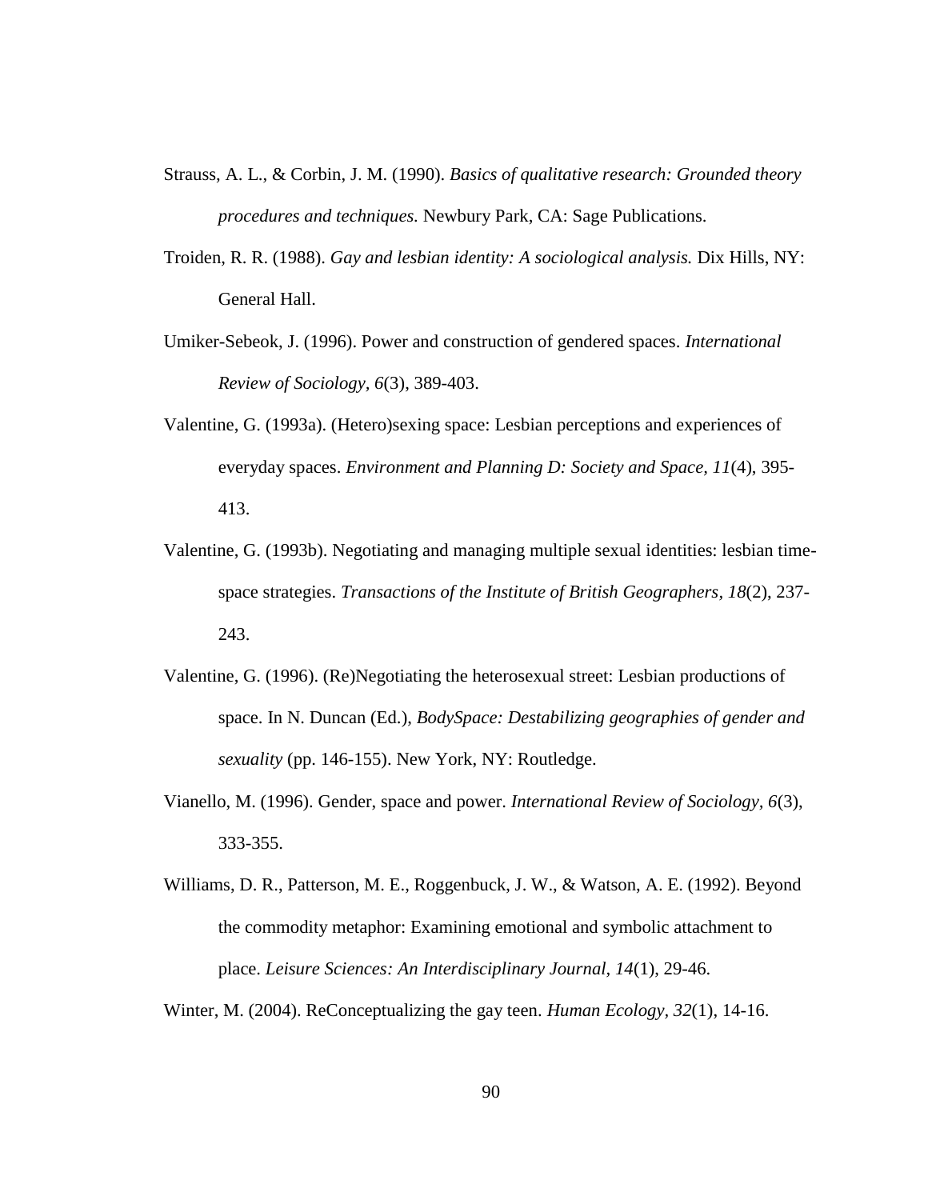Strauss, A. L., & Corbin, J. M. (1990). *Basics of qualitative research: Grounded theory procedures and techniques.* Newbury Park, CA: Sage Publications.

Troiden, R. R. (1988). *Gay and lesbian identity: A sociological analysis.* Dix Hills, NY: General Hall.

Umiker-Sebeok, J. (1996). Power and construction of gendered spaces. *International Review of Sociology, 6*(3), 389-403.

Valentine, G. (1993a). (Hetero)sexing space: Lesbian perceptions and experiences of everyday spaces. *Environment and Planning D: Society and Space, 11*(4), 395-413.

Valentine, G. (1993b). Negotiating and managing multiple sexual identities: lesbian time-space strategies. *Transactions of the Institute of British Geographers, 18*(2), 237-243.

Valentine, G. (1996). (Re)Negotiating the heterosexual street: Lesbian productions of space. In N. Duncan (Ed.), *BodySpace: Destabilizing geographies of gender and sexuality* (pp. 146-155). New York, NY: Routledge.

Vianello, M. (1996). Gender, space and power. *International Review of Sociology, 6*(3), 333-355.

Williams, D. R., Patterson, M. E., Roggenbuck, J. W., & Watson, A. E. (1992). Beyond the commodity metaphor: Examining emotional and symbolic attachment to place. *Leisure Sciences: An Interdisciplinary Journal, 14*(1), 29-46.

Winter, M. (2004). ReConceptualizing the gay teen. *Human Ecology, 32*(1), 14-16.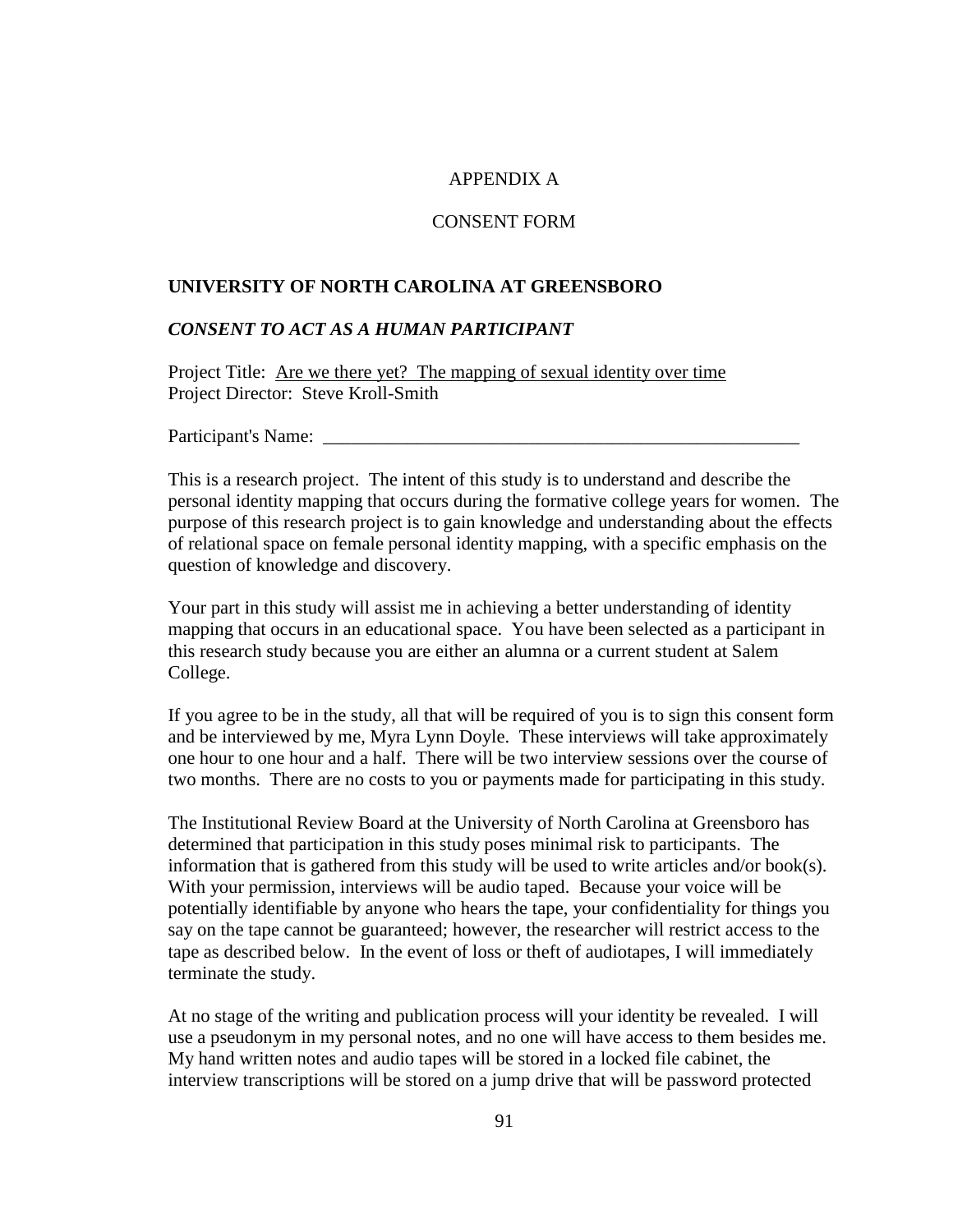APPENDIX A

CONSENT FORM

**UNIVERSITY OF NORTH CAROLINA AT GREENSBORO**

***CONSENT TO ACT AS A HUMAN PARTICIPANT***

Project Title: Are we there yet? The mapping of sexual identity over time
Project Director: Steve Kroll-Smith

Participant's Name: ____________________________________________________

This is a research project. The intent of this study is to understand and describe the personal identity mapping that occurs during the formative college years for women. The purpose of this research project is to gain knowledge and understanding about the effects of relational space on female personal identity mapping, with a specific emphasis on the question of knowledge and discovery.

Your part in this study will assist me in achieving a better understanding of identity mapping that occurs in an educational space. You have been selected as a participant in this research study because you are either an alumna or a current student at Salem College.

If you agree to be in the study, all that will be required of you is to sign this consent form and be interviewed by me, Myra Lynn Doyle. These interviews will take approximately one hour to one hour and a half. There will be two interview sessions over the course of two months. There are no costs to you or payments made for participating in this study.

The Institutional Review Board at the University of North Carolina at Greensboro has determined that participation in this study poses minimal risk to participants. The information that is gathered from this study will be used to write articles and/or book(s). With your permission, interviews will be audio taped. Because your voice will be potentially identifiable by anyone who hears the tape, your confidentiality for things you say on the tape cannot be guaranteed; however, the researcher will restrict access to the tape as described below. In the event of loss or theft of audiotapes, I will immediately terminate the study.

At no stage of the writing and publication process will your identity be revealed. I will use a pseudonym in my personal notes, and no one will have access to them besides me. My hand written notes and audio tapes will be stored in a locked file cabinet, the interview transcriptions will be stored on a jump drive that will be password protected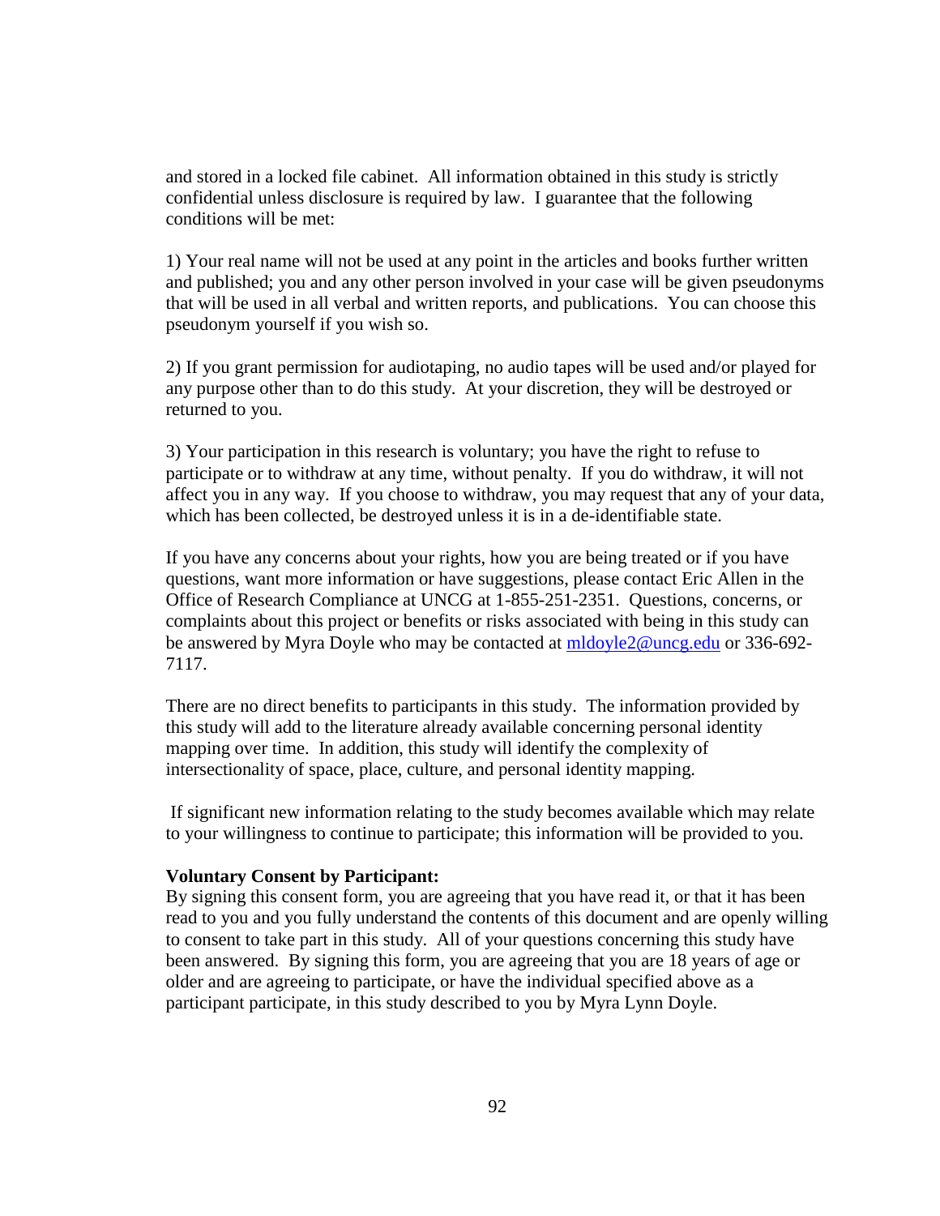and stored in a locked file cabinet. All information obtained in this study is strictly confidential unless disclosure is required by law. I guarantee that the following conditions will be met:

1) Your real name will not be used at any point in the articles and books further written and published; you and any other person involved in your case will be given pseudonyms that will be used in all verbal and written reports, and publications. You can choose this pseudonym yourself if you wish so.

2) If you grant permission for audiotaping, no audio tapes will be used and/or played for any purpose other than to do this study. At your discretion, they will be destroyed or returned to you.

3) Your participation in this research is voluntary; you have the right to refuse to participate or to withdraw at any time, without penalty. If you do withdraw, it will not affect you in any way. If you choose to withdraw, you may request that any of your data, which has been collected, be destroyed unless it is in a de-identifiable state.

If you have any concerns about your rights, how you are being treated or if you have questions, want more information or have suggestions, please contact Eric Allen in the Office of Research Compliance at UNCG at 1-855-251-2351. Questions, concerns, or complaints about this project or benefits or risks associated with being in this study can be answered by Myra Doyle who may be contacted at mldoyle2@uncg.edu or 336-692-7117.

There are no direct benefits to participants in this study. The information provided by this study will add to the literature already available concerning personal identity mapping over time. In addition, this study will identify the complexity of intersectionality of space, place, culture, and personal identity mapping.

If significant new information relating to the study becomes available which may relate to your willingness to continue to participate; this information will be provided to you.

**Voluntary Consent by Participant:**
By signing this consent form, you are agreeing that you have read it, or that it has been read to you and you fully understand the contents of this document and are openly willing to consent to take part in this study. All of your questions concerning this study have been answered. By signing this form, you are agreeing that you are 18 years of age or older and are agreeing to participate, or have the individual specified above as a participant participate, in this study described to you by Myra Lynn Doyle.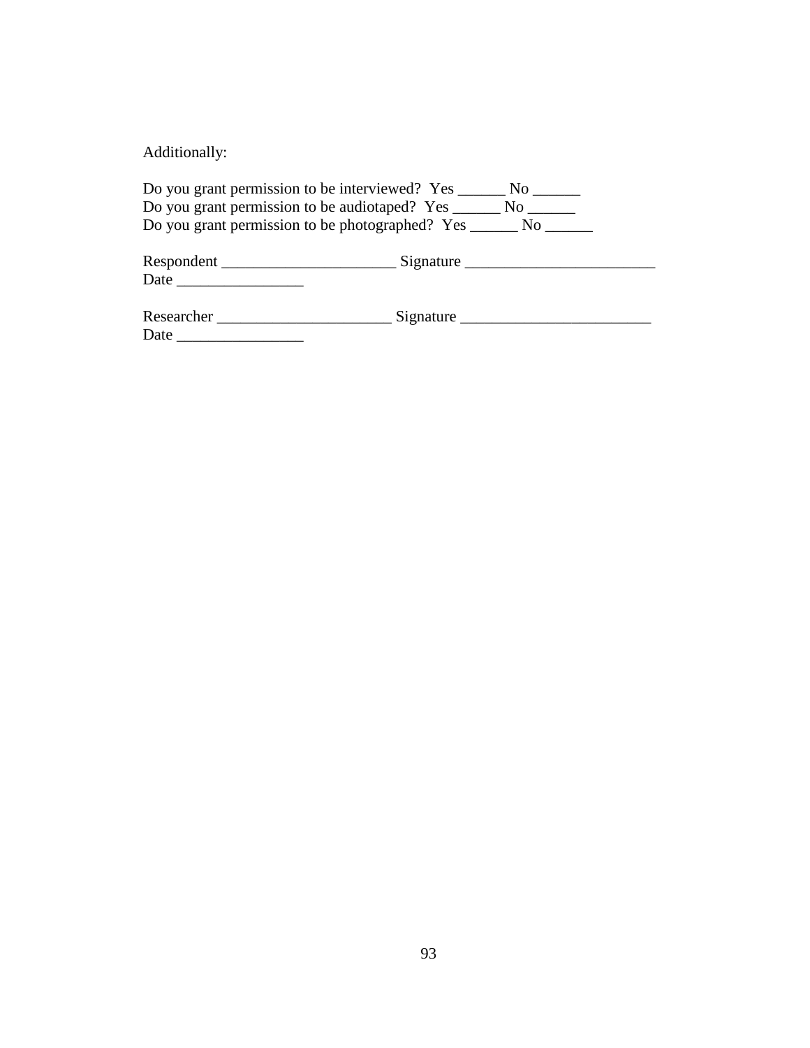Additionally:

Do you grant permission to be interviewed?  Yes ______ No ______
Do you grant permission to be audiotaped?  Yes ______ No ______
Do you grant permission to be photographed?  Yes ______ No ______

Respondent ______________________ Signature ________________________
Date ________________

Researcher ______________________ Signature ________________________
Date ________________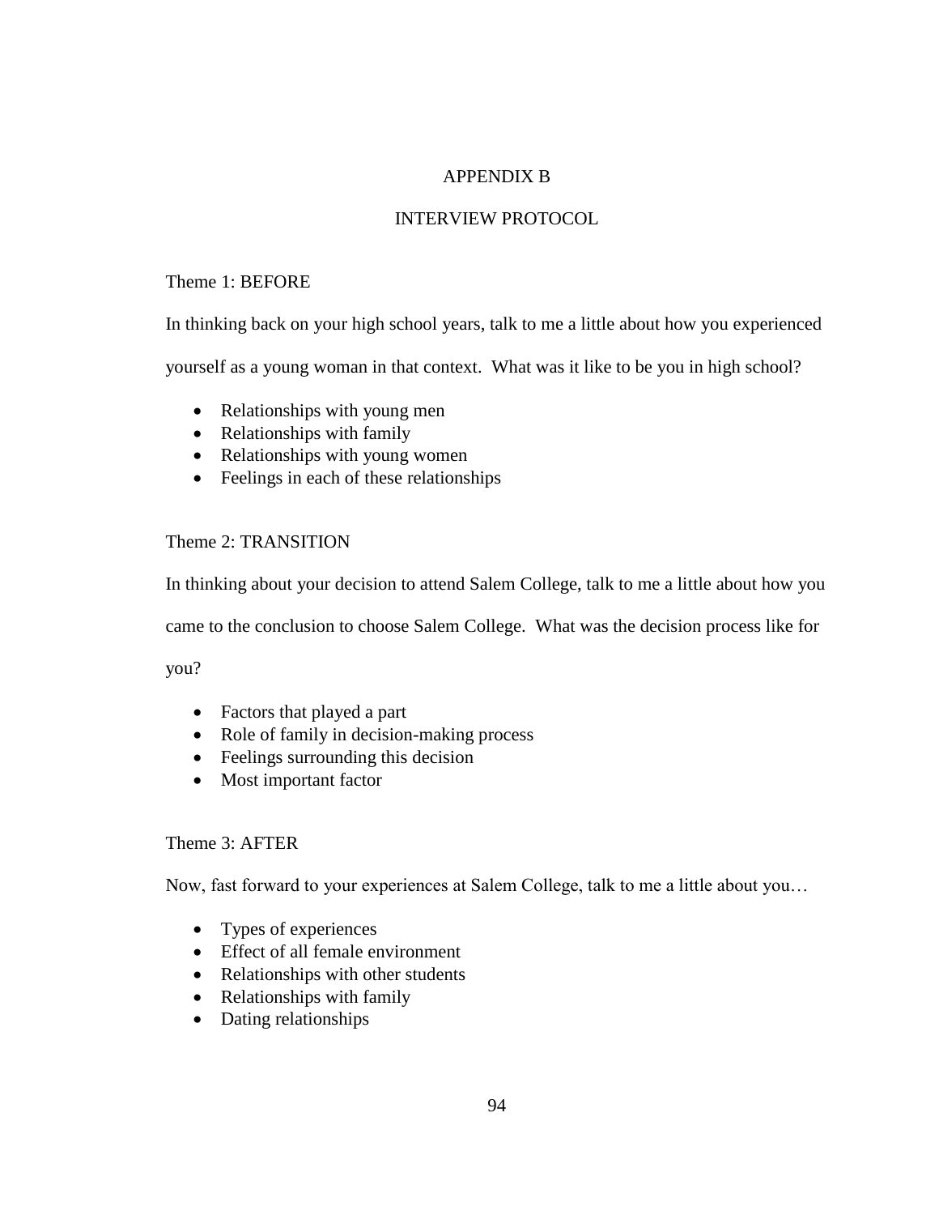# APPENDIX B

## INTERVIEW PROTOCOL

Theme 1: BEFORE

In thinking back on your high school years, talk to me a little about how you experienced yourself as a young woman in that context. What was it like to be you in high school?

- Relationships with young men
- Relationships with family
- Relationships with young women
- Feelings in each of these relationships

Theme 2: TRANSITION

In thinking about your decision to attend Salem College, talk to me a little about how you came to the conclusion to choose Salem College. What was the decision process like for you?

- Factors that played a part
- Role of family in decision-making process
- Feelings surrounding this decision
- Most important factor

Theme 3: AFTER

Now, fast forward to your experiences at Salem College, talk to me a little about you…

- Types of experiences
- Effect of all female environment
- Relationships with other students
- Relationships with family
- Dating relationships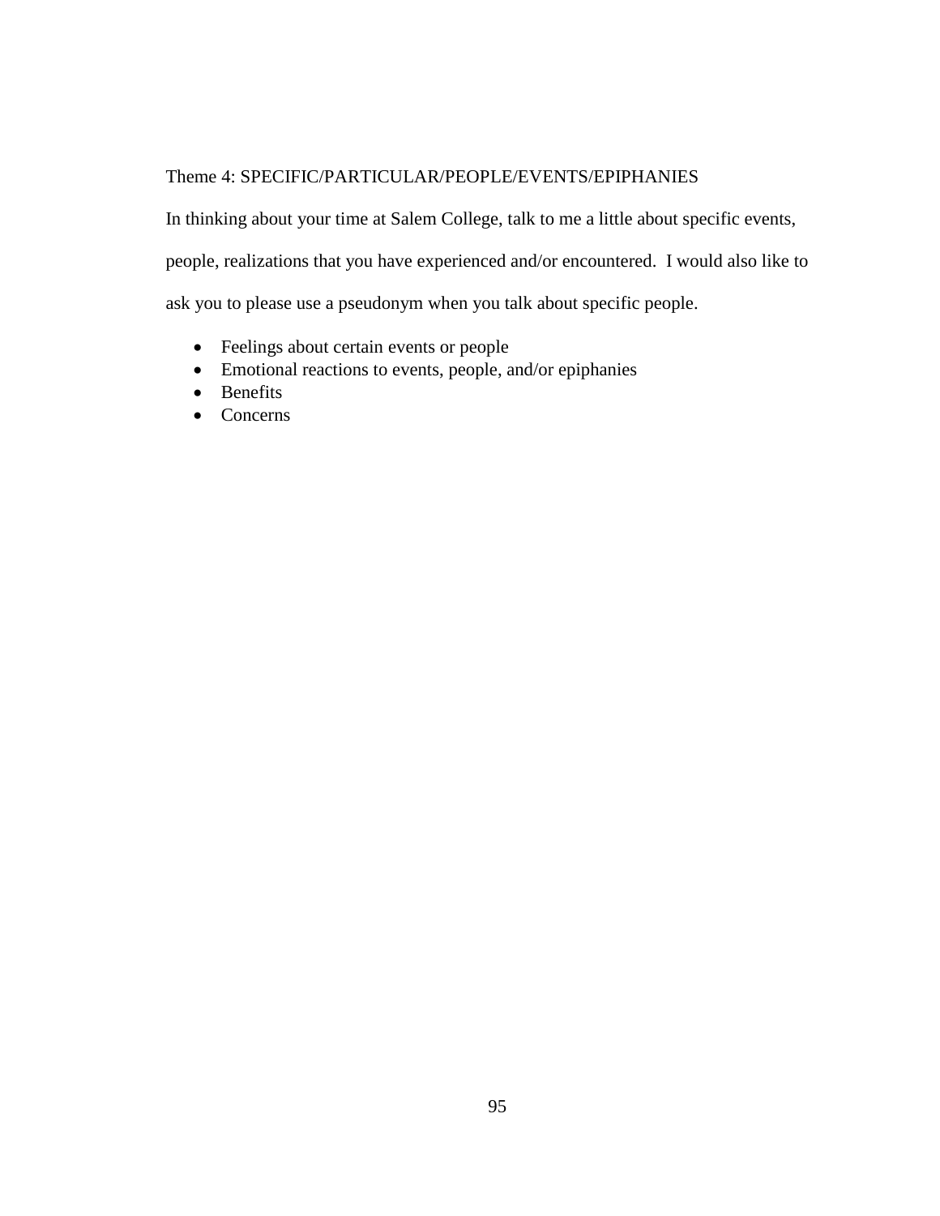Theme 4: SPECIFIC/PARTICULAR/PEOPLE/EVENTS/EPIPHANIES

In thinking about your time at Salem College, talk to me a little about specific events, people, realizations that you have experienced and/or encountered. I would also like to ask you to please use a pseudonym when you talk about specific people.

- Feelings about certain events or people
- Emotional reactions to events, people, and/or epiphanies
- Benefits
- Concerns